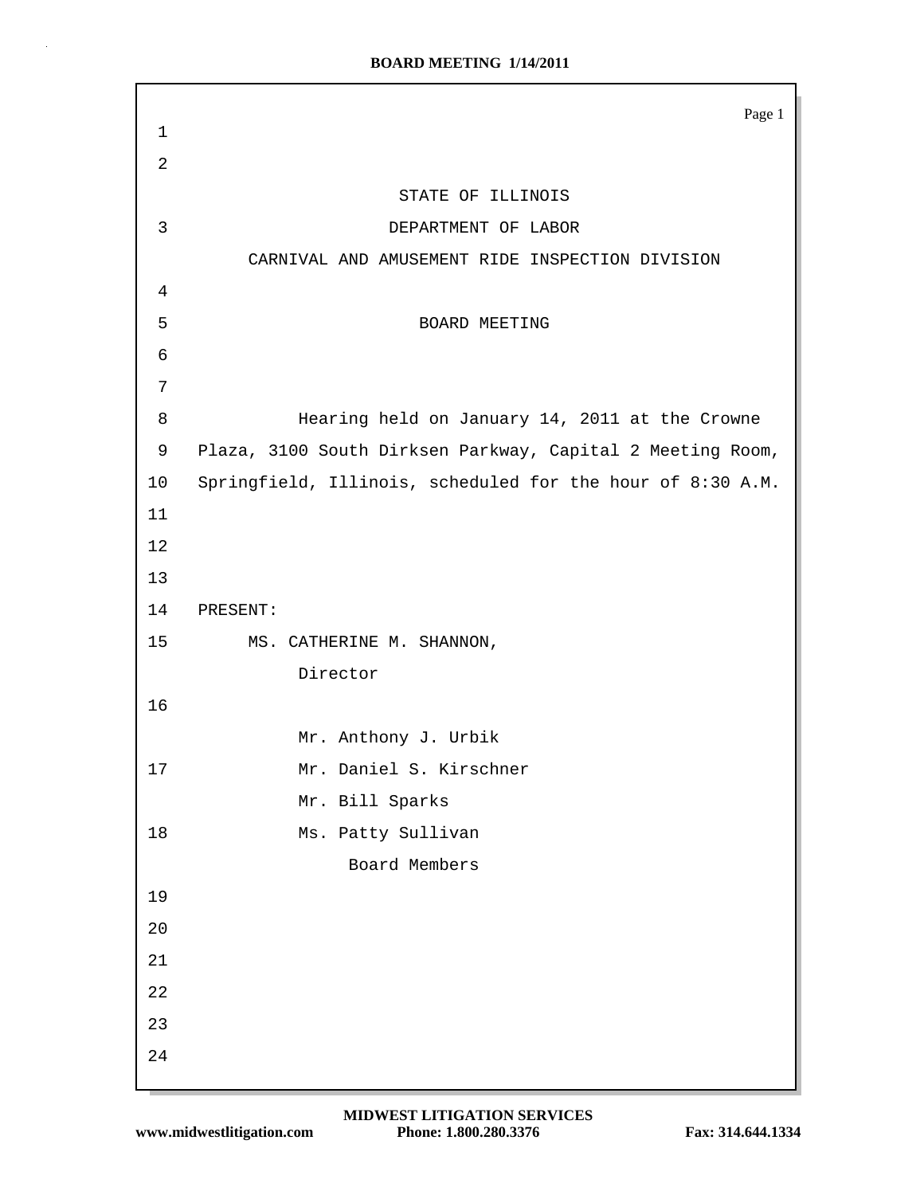# STATE OF ILLINOIS

## DEPARTMENT OF LABOR

## CARNIVAL AND AMUSEMENT RIDE INSPECTION DIVISION

## BOARD MEETING

Hearing held on January 14, 2011 at the Crowne Plaza, 3100 South Dirksen Parkway, Capital 2 Meeting Room, Springfield, Illinois, scheduled for the hour of 8:30 A.M.

PRESENT:

MS. CATHERINE M. SHANNON,
Director

Mr. Anthony J. Urbik
Mr. Daniel S. Kirschner
Mr. Bill Sparks
Ms. Patty Sullivan
Board Members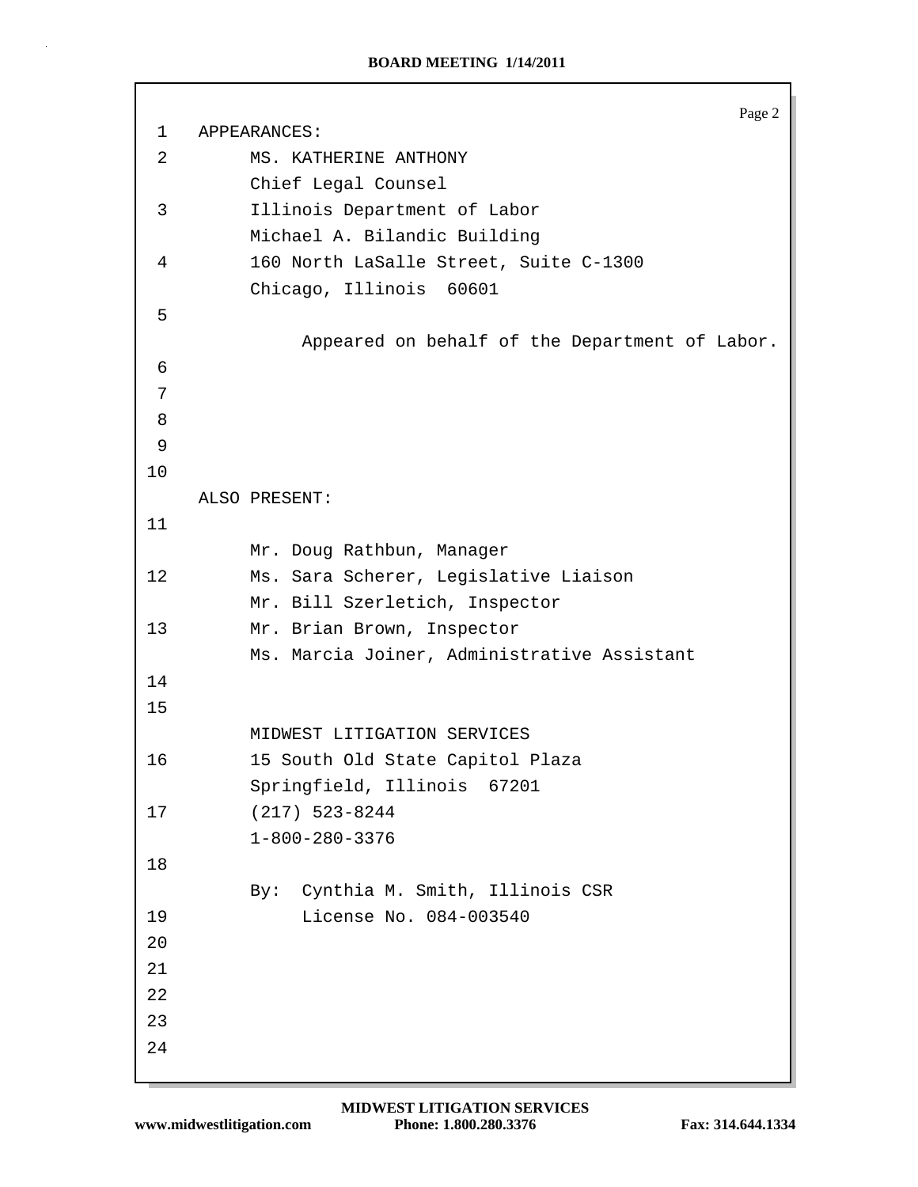APPEARANCES:

MS. KATHERINE ANTHONY
Chief Legal Counsel
Illinois Department of Labor
Michael A. Bilandic Building
160 North LaSalle Street, Suite C-1300
Chicago, Illinois 60601

Appeared on behalf of the Department of Labor.

ALSO PRESENT:

Mr. Doug Rathbun, Manager
Ms. Sara Scherer, Legislative Liaison
Mr. Bill Szerletich, Inspector
Mr. Brian Brown, Inspector
Ms. Marcia Joiner, Administrative Assistant

MIDWEST LITIGATION SERVICES
15 South Old State Capitol Plaza
Springfield, Illinois 67201
(217) 523-8244
1-800-280-3376

By: Cynthia M. Smith, Illinois CSR
License No. 084-003540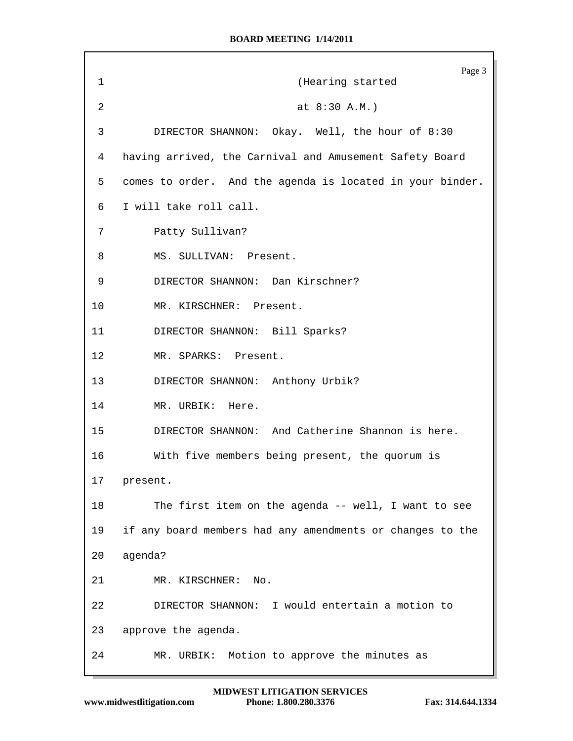(Hearing started at 8:30 A.M.)

DIRECTOR SHANNON: Okay. Well, the hour of 8:30 having arrived, the Carnival and Amusement Safety Board comes to order. And the agenda is located in your binder. I will take roll call.

Patty Sullivan?

MS. SULLIVAN: Present.

DIRECTOR SHANNON: Dan Kirschner?

MR. KIRSCHNER: Present.

DIRECTOR SHANNON: Bill Sparks?

MR. SPARKS: Present.

DIRECTOR SHANNON: Anthony Urbik?

MR. URBIK: Here.

DIRECTOR SHANNON: And Catherine Shannon is here.

With five members being present, the quorum is present.

The first item on the agenda -- well, I want to see if any board members had any amendments or changes to the agenda?

MR. KIRSCHNER: No.

DIRECTOR SHANNON: I would entertain a motion to approve the agenda.

MR. URBIK: Motion to approve the minutes as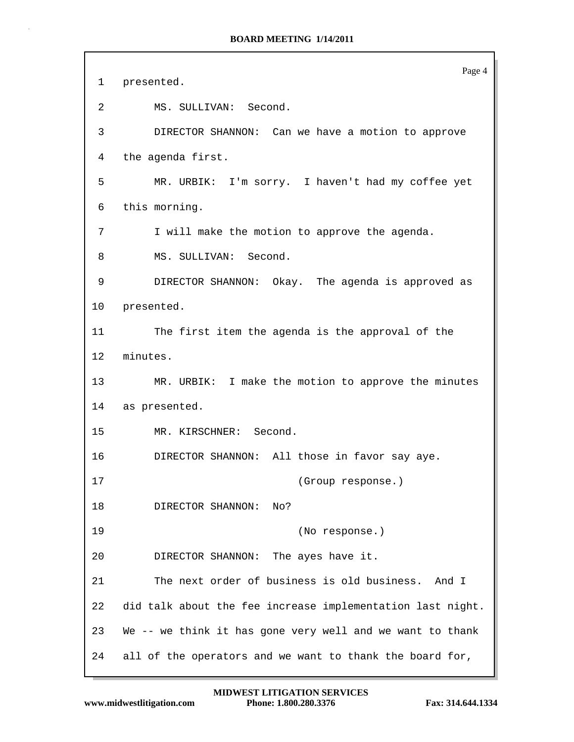1 presented.

2 MS. SULLIVAN: Second.

3 DIRECTOR SHANNON: Can we have a motion to approve

4 the agenda first.

5 MR. URBIK: I'm sorry. I haven't had my coffee yet

6 this morning.

7 I will make the motion to approve the agenda.

8 MS. SULLIVAN: Second.

9 DIRECTOR SHANNON: Okay. The agenda is approved as

10 presented.

11 The first item the agenda is the approval of the

12 minutes.

13 MR. URBIK: I make the motion to approve the minutes

14 as presented.

15 MR. KIRSCHNER: Second.

16 DIRECTOR SHANNON: All those in favor say aye.

17 (Group response.)

18 DIRECTOR SHANNON: No?

19 (No response.)

20 DIRECTOR SHANNON: The ayes have it.

21 The next order of business is old business. And I

22 did talk about the fee increase implementation last night.

23 We -- we think it has gone very well and we want to thank

24 all of the operators and we want to thank the board for,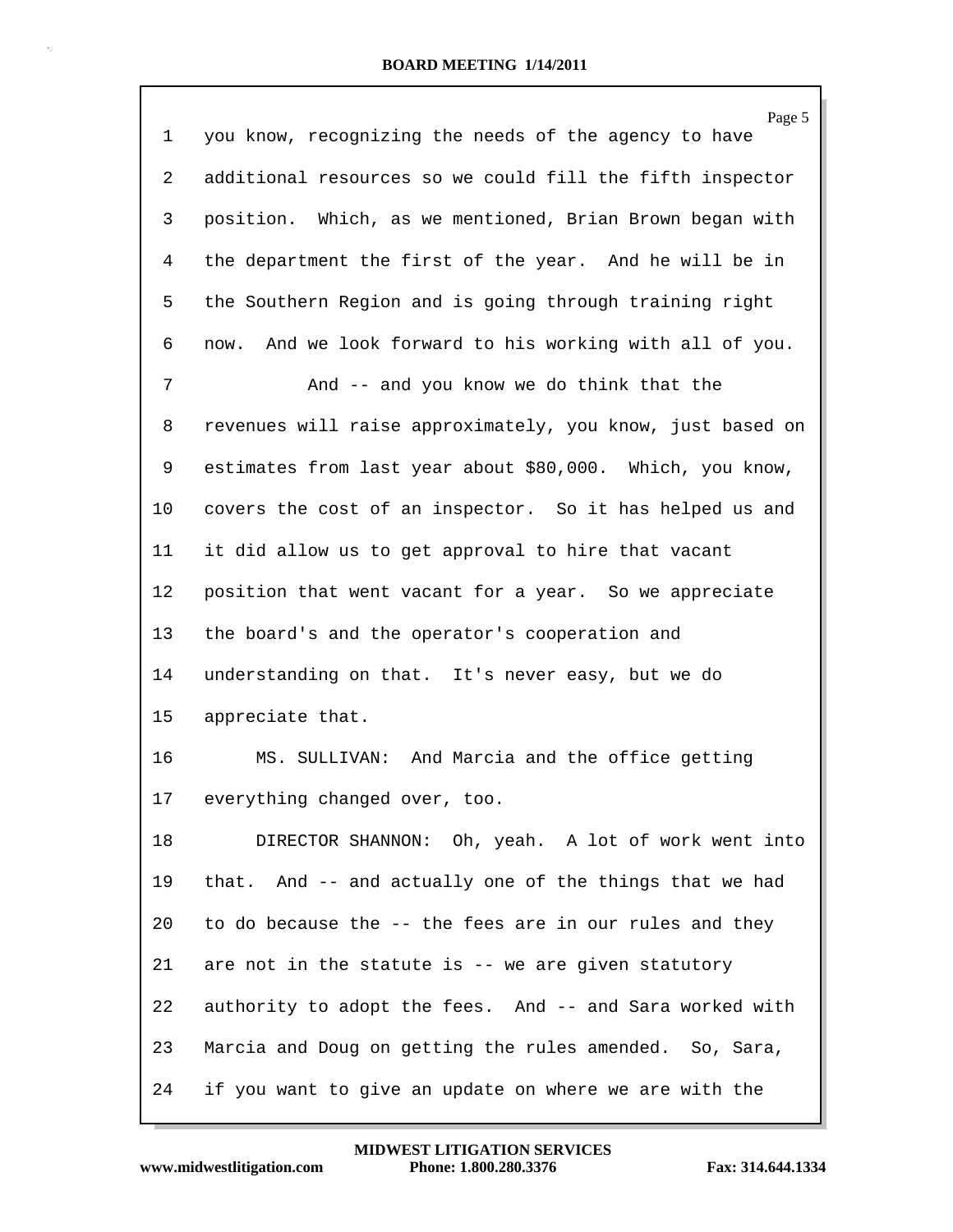you know, recognizing the needs of the agency to have additional resources so we could fill the fifth inspector position. Which, as we mentioned, Brian Brown began with the department the first of the year. And he will be in the Southern Region and is going through training right now. And we look forward to his working with all of you.

And -- and you know we do think that the revenues will raise approximately, you know, just based on estimates from last year about $80,000. Which, you know, covers the cost of an inspector. So it has helped us and it did allow us to get approval to hire that vacant position that went vacant for a year. So we appreciate the board's and the operator's cooperation and understanding on that. It's never easy, but we do appreciate that.

MS. SULLIVAN: And Marcia and the office getting everything changed over, too.

DIRECTOR SHANNON: Oh, yeah. A lot of work went into that. And -- and actually one of the things that we had to do because the -- the fees are in our rules and they are not in the statute is -- we are given statutory authority to adopt the fees. And -- and Sara worked with Marcia and Doug on getting the rules amended. So, Sara, if you want to give an update on where we are with the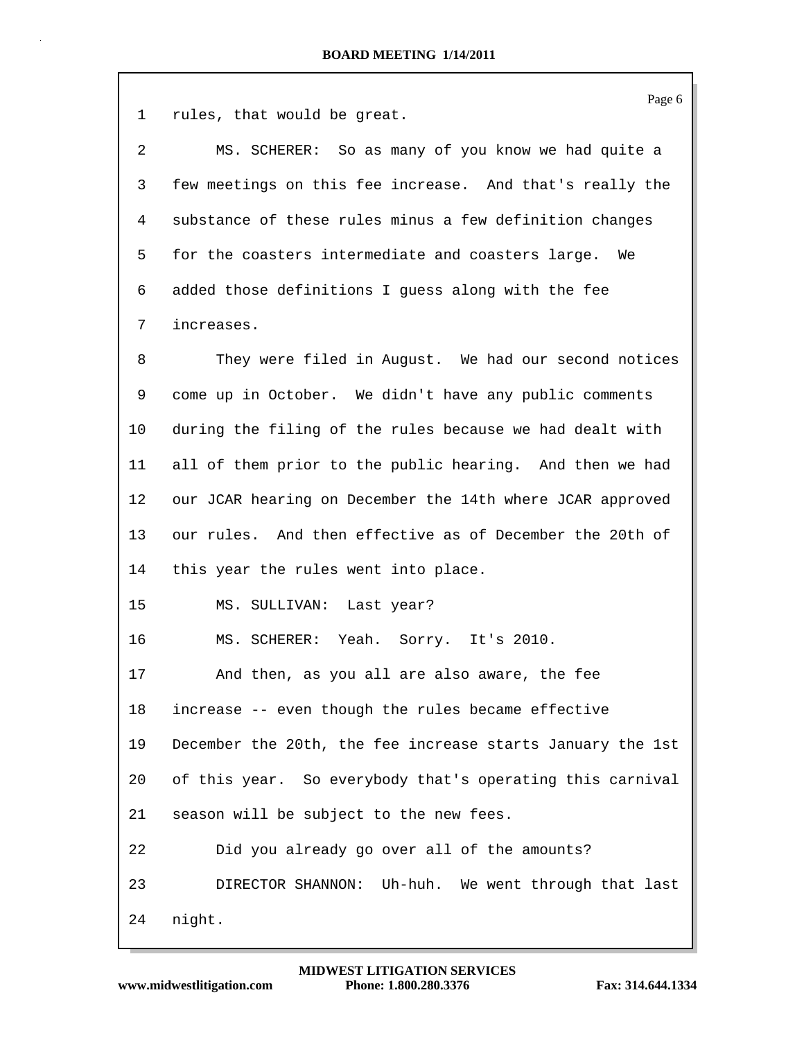rules, that would be great.

MS. SCHERER: So as many of you know we had quite a few meetings on this fee increase. And that's really the substance of these rules minus a few definition changes for the coasters intermediate and coasters large. We added those definitions I guess along with the fee increases.

They were filed in August. We had our second notices come up in October. We didn't have any public comments during the filing of the rules because we had dealt with all of them prior to the public hearing. And then we had our JCAR hearing on December the 14th where JCAR approved our rules. And then effective as of December the 20th of this year the rules went into place.

MS. SULLIVAN: Last year?

MS. SCHERER: Yeah. Sorry. It's 2010.

And then, as you all are also aware, the fee increase -- even though the rules became effective December the 20th, the fee increase starts January the 1st of this year. So everybody that's operating this carnival season will be subject to the new fees.

Did you already go over all of the amounts?

DIRECTOR SHANNON: Uh-huh. We went through that last night.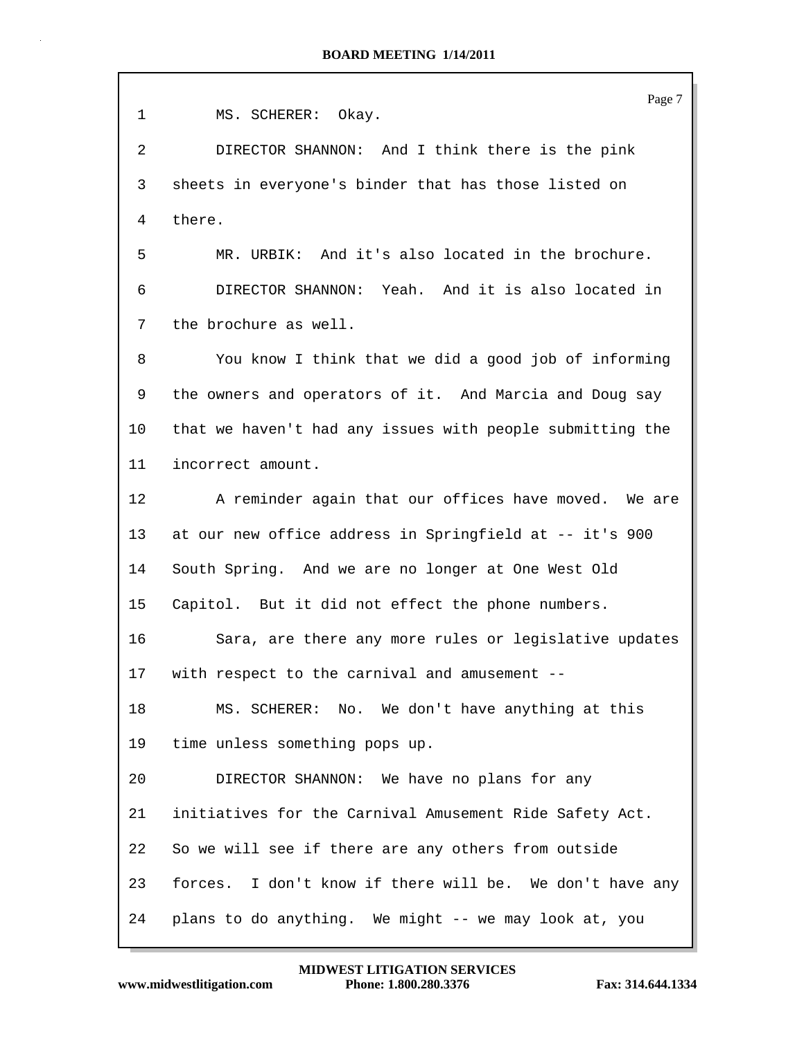MS. SCHERER: Okay.

DIRECTOR SHANNON: And I think there is the pink sheets in everyone's binder that has those listed on there.

MR. URBIK: And it's also located in the brochure.

DIRECTOR SHANNON: Yeah. And it is also located in the brochure as well.

You know I think that we did a good job of informing the owners and operators of it. And Marcia and Doug say that we haven't had any issues with people submitting the incorrect amount.

A reminder again that our offices have moved. We are at our new office address in Springfield at -- it's 900 South Spring. And we are no longer at One West Old Capitol. But it did not effect the phone numbers.

Sara, are there any more rules or legislative updates with respect to the carnival and amusement --

MS. SCHERER: No. We don't have anything at this time unless something pops up.

DIRECTOR SHANNON: We have no plans for any initiatives for the Carnival Amusement Ride Safety Act. So we will see if there are any others from outside forces. I don't know if there will be. We don't have any plans to do anything. We might -- we may look at, you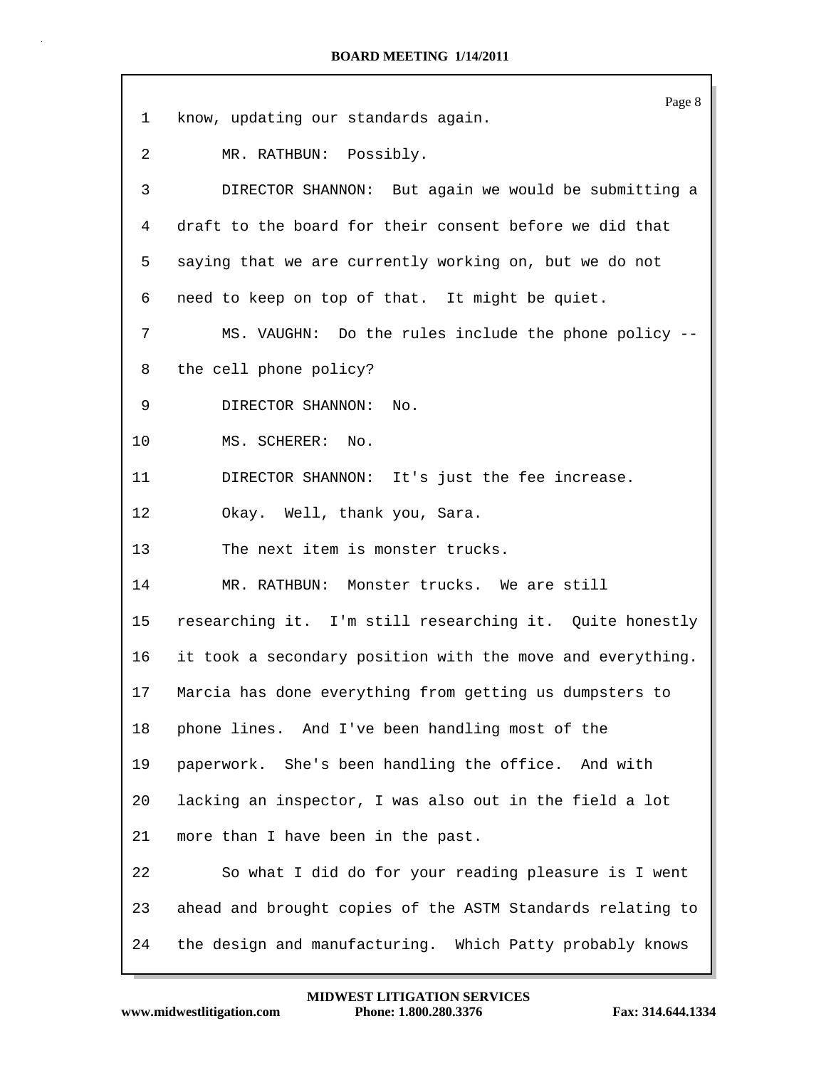1 know, updating our standards again.

2 MR. RATHBUN: Possibly.

3 DIRECTOR SHANNON: But again we would be submitting a

4 draft to the board for their consent before we did that

5 saying that we are currently working on, but we do not

6 need to keep on top of that. It might be quiet.

7 MS. VAUGHN: Do the rules include the phone policy --

8 the cell phone policy?

9 DIRECTOR SHANNON: No.

10 MS. SCHERER: No.

11 DIRECTOR SHANNON: It's just the fee increase.

12 Okay. Well, thank you, Sara.

13 The next item is monster trucks.

14 MR. RATHBUN: Monster trucks. We are still

15 researching it. I'm still researching it. Quite honestly

16 it took a secondary position with the move and everything.

17 Marcia has done everything from getting us dumpsters to

18 phone lines. And I've been handling most of the

19 paperwork. She's been handling the office. And with

20 lacking an inspector, I was also out in the field a lot

21 more than I have been in the past.

22 So what I did do for your reading pleasure is I went

23 ahead and brought copies of the ASTM Standards relating to

24 the design and manufacturing. Which Patty probably knows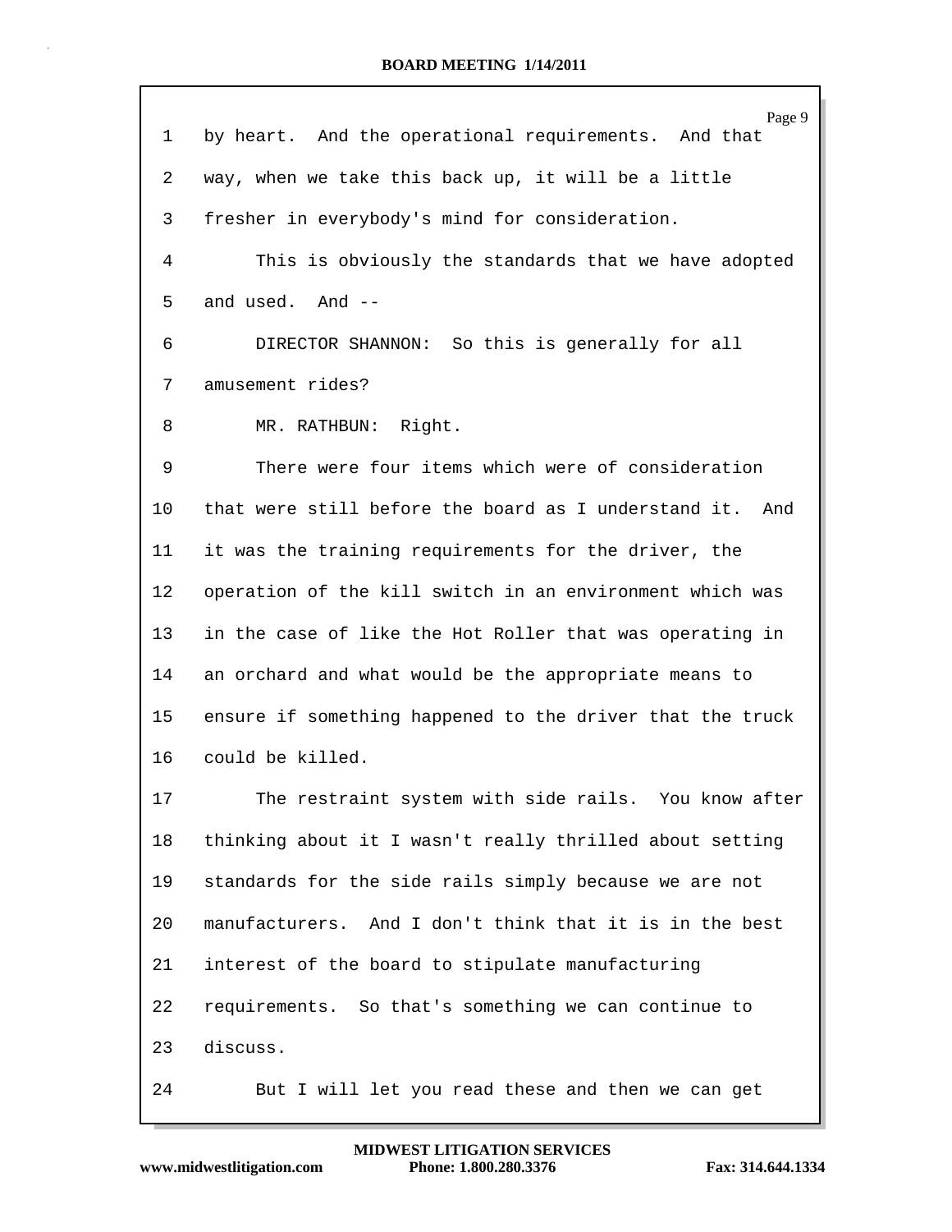by heart. And the operational requirements. And that way, when we take this back up, it will be a little fresher in everybody's mind for consideration.

This is obviously the standards that we have adopted and used. And --

DIRECTOR SHANNON: So this is generally for all amusement rides?

MR. RATHBUN: Right.

There were four items which were of consideration that were still before the board as I understand it. And it was the training requirements for the driver, the operation of the kill switch in an environment which was in the case of like the Hot Roller that was operating in an orchard and what would be the appropriate means to ensure if something happened to the driver that the truck could be killed.

The restraint system with side rails. You know after thinking about it I wasn't really thrilled about setting standards for the side rails simply because we are not manufacturers. And I don't think that it is in the best interest of the board to stipulate manufacturing requirements. So that's something we can continue to discuss.

But I will let you read these and then we can get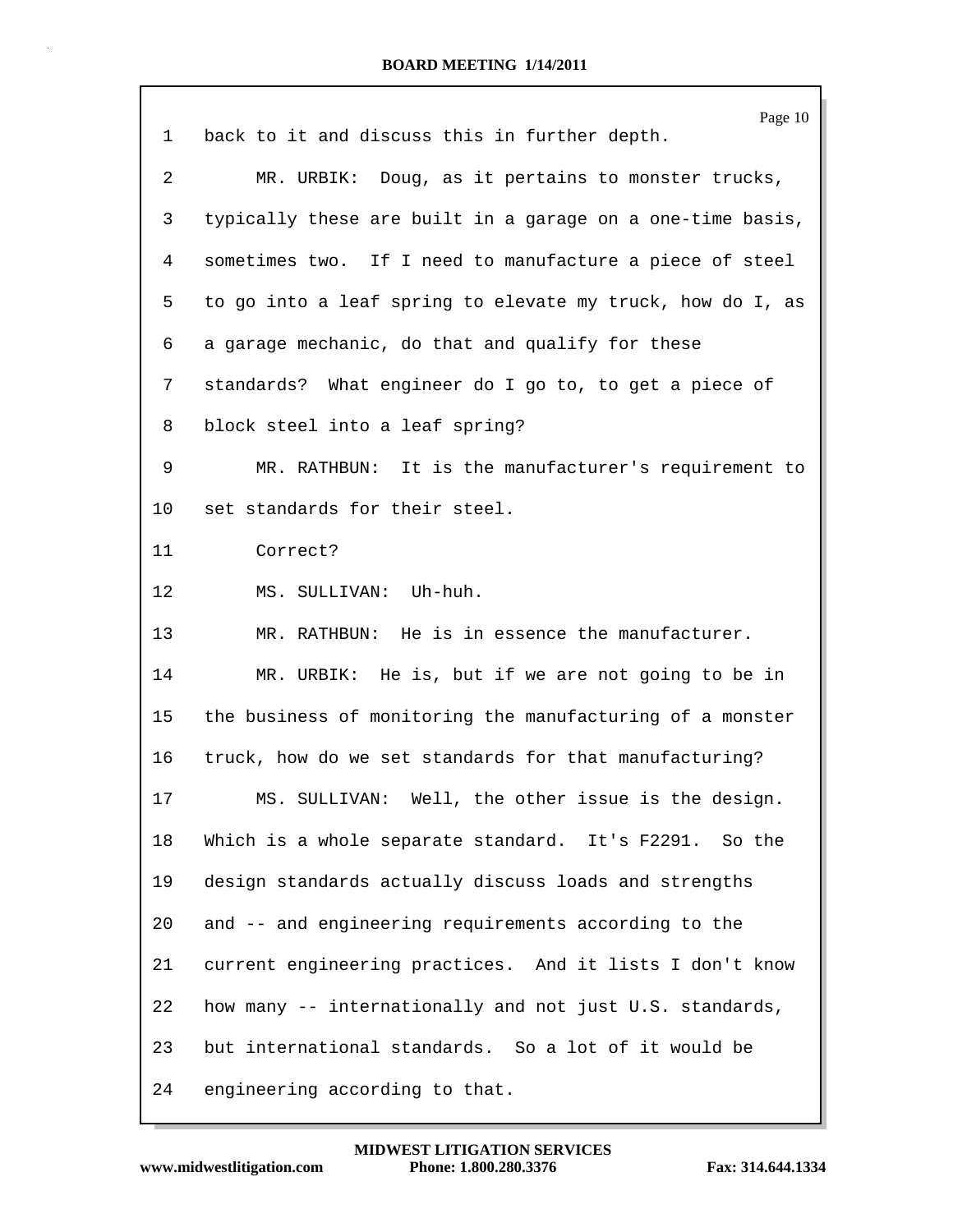back to it and discuss this in further depth.

MR. URBIK: Doug, as it pertains to monster trucks, typically these are built in a garage on a one-time basis, sometimes two. If I need to manufacture a piece of steel to go into a leaf spring to elevate my truck, how do I, as a garage mechanic, do that and qualify for these standards? What engineer do I go to, to get a piece of block steel into a leaf spring?

MR. RATHBUN: It is the manufacturer's requirement to set standards for their steel.

Correct?

MS. SULLIVAN: Uh-huh.

MR. RATHBUN: He is in essence the manufacturer.

MR. URBIK: He is, but if we are not going to be in the business of monitoring the manufacturing of a monster truck, how do we set standards for that manufacturing?

MS. SULLIVAN: Well, the other issue is the design. Which is a whole separate standard. It's F2291. So the design standards actually discuss loads and strengths and -- and engineering requirements according to the current engineering practices. And it lists I don't know how many -- internationally and not just U.S. standards, but international standards. So a lot of it would be engineering according to that.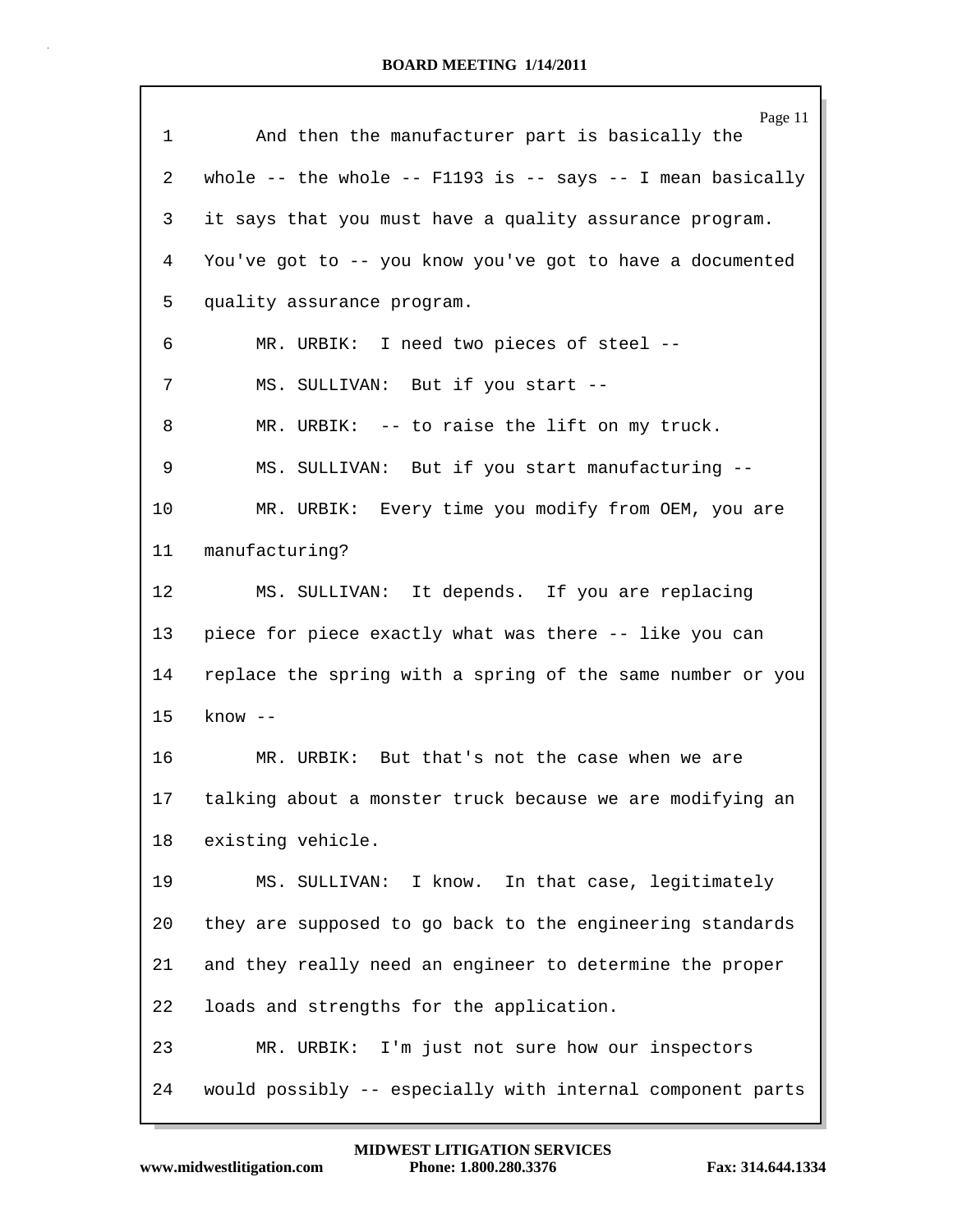1 And then the manufacturer part is basically the
2 whole -- the whole -- F1193 is -- says -- I mean basically
3 it says that you must have a quality assurance program.
4 You've got to -- you know you've got to have a documented
5 quality assurance program.
6 MR. URBIK: I need two pieces of steel --
7 MS. SULLIVAN: But if you start --
8 MR. URBIK: -- to raise the lift on my truck.
9 MS. SULLIVAN: But if you start manufacturing --
10 MR. URBIK: Every time you modify from OEM, you are
11 manufacturing?
12 MS. SULLIVAN: It depends. If you are replacing
13 piece for piece exactly what was there -- like you can
14 replace the spring with a spring of the same number or you
15 know --
16 MR. URBIK: But that's not the case when we are
17 talking about a monster truck because we are modifying an
18 existing vehicle.
19 MS. SULLIVAN: I know. In that case, legitimately
20 they are supposed to go back to the engineering standards
21 and they really need an engineer to determine the proper
22 loads and strengths for the application.
23 MR. URBIK: I'm just not sure how our inspectors
24 would possibly -- especially with internal component parts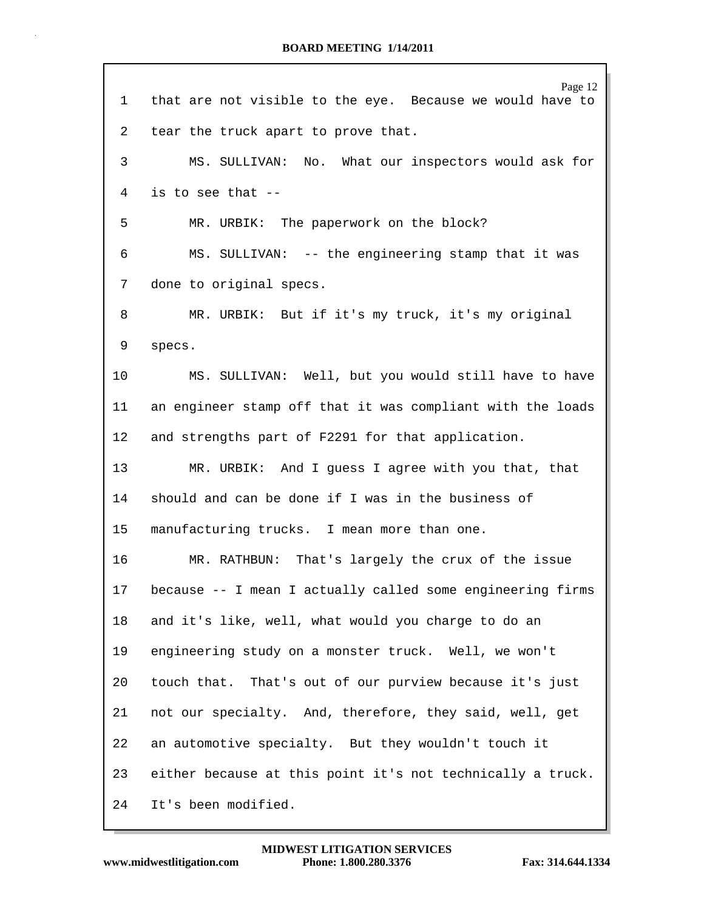1 that are not visible to the eye. Because we would have to

2 tear the truck apart to prove that.

3 MS. SULLIVAN: No. What our inspectors would ask for

4 is to see that --

5 MR. URBIK: The paperwork on the block?

6 MS. SULLIVAN: -- the engineering stamp that it was

7 done to original specs.

8 MR. URBIK: But if it's my truck, it's my original

9 specs.

10 MS. SULLIVAN: Well, but you would still have to have

11 an engineer stamp off that it was compliant with the loads

12 and strengths part of F2291 for that application.

13 MR. URBIK: And I guess I agree with you that, that

14 should and can be done if I was in the business of

15 manufacturing trucks. I mean more than one.

16 MR. RATHBUN: That's largely the crux of the issue

17 because -- I mean I actually called some engineering firms

18 and it's like, well, what would you charge to do an

19 engineering study on a monster truck. Well, we won't

20 touch that. That's out of our purview because it's just

21 not our specialty. And, therefore, they said, well, get

22 an automotive specialty. But they wouldn't touch it

23 either because at this point it's not technically a truck.

24 It's been modified.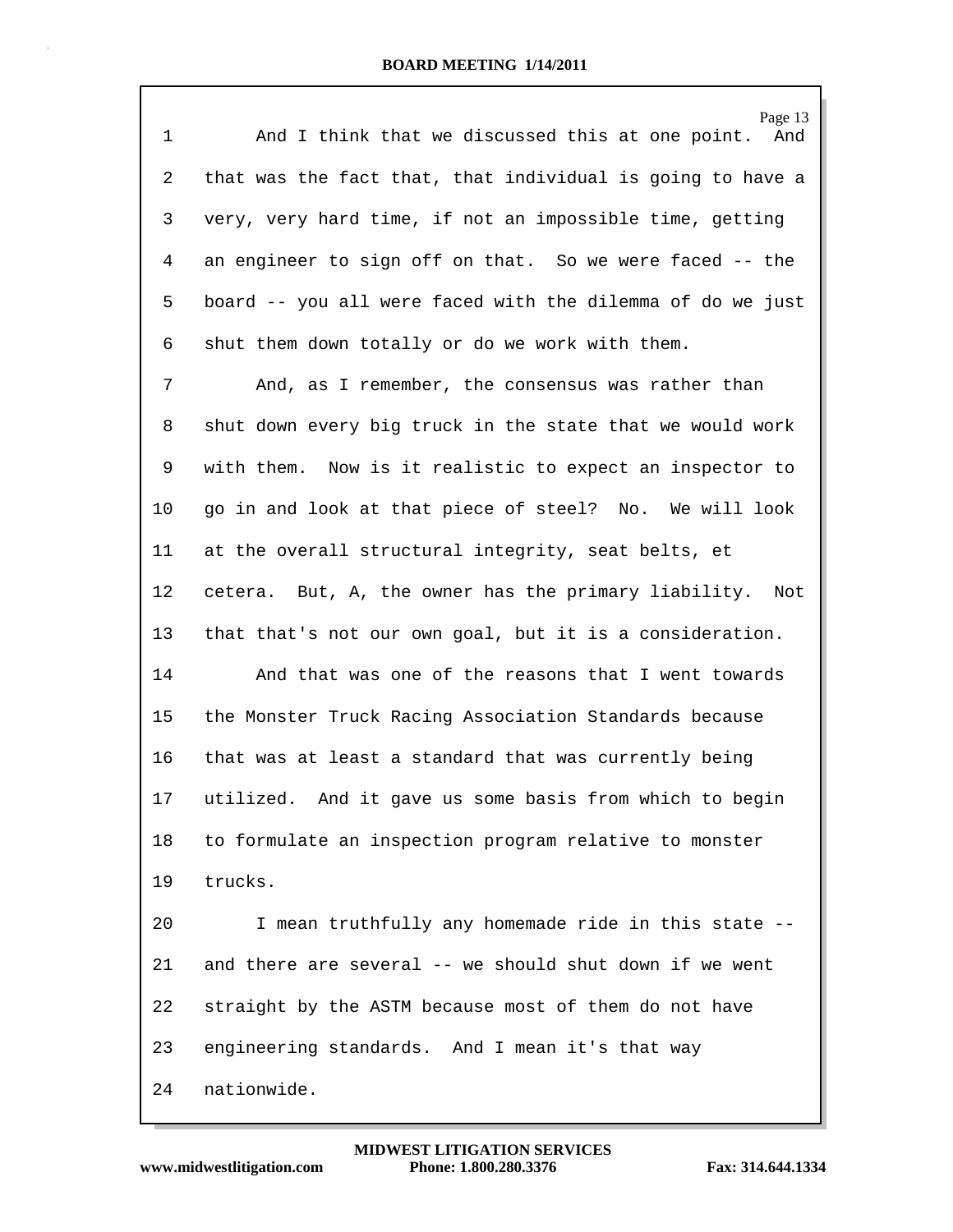And I think that we discussed this at one point. And that was the fact that, that individual is going to have a very, very hard time, if not an impossible time, getting an engineer to sign off on that. So we were faced -- the board -- you all were faced with the dilemma of do we just shut them down totally or do we work with them.

And, as I remember, the consensus was rather than shut down every big truck in the state that we would work with them. Now is it realistic to expect an inspector to go in and look at that piece of steel? No. We will look at the overall structural integrity, seat belts, et cetera. But, A, the owner has the primary liability. Not that that's not our own goal, but it is a consideration.

And that was one of the reasons that I went towards the Monster Truck Racing Association Standards because that was at least a standard that was currently being utilized. And it gave us some basis from which to begin to formulate an inspection program relative to monster trucks.

I mean truthfully any homemade ride in this state -- and there are several -- we should shut down if we went straight by the ASTM because most of them do not have engineering standards. And I mean it's that way nationwide.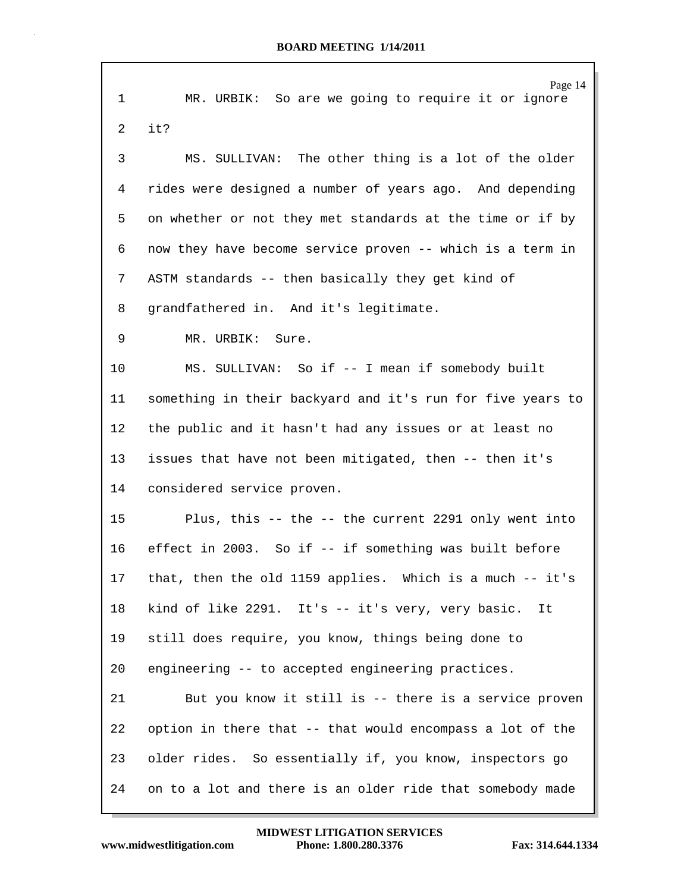1 MR. URBIK: So are we going to require it or ignore

2 it?

3 MS. SULLIVAN: The other thing is a lot of the older

4 rides were designed a number of years ago. And depending

5 on whether or not they met standards at the time or if by

6 now they have become service proven -- which is a term in

7 ASTM standards -- then basically they get kind of

8 grandfathered in. And it's legitimate.

9 MR. URBIK: Sure.

10 MS. SULLIVAN: So if -- I mean if somebody built

11 something in their backyard and it's run for five years to

12 the public and it hasn't had any issues or at least no

13 issues that have not been mitigated, then -- then it's

14 considered service proven.

15 Plus, this -- the -- the current 2291 only went into

16 effect in 2003. So if -- if something was built before

17 that, then the old 1159 applies. Which is a much -- it's

18 kind of like 2291. It's -- it's very, very basic. It

19 still does require, you know, things being done to

20 engineering -- to accepted engineering practices.

21 But you know it still is -- there is a service proven

22 option in there that -- that would encompass a lot of the

23 older rides. So essentially if, you know, inspectors go

24 on to a lot and there is an older ride that somebody made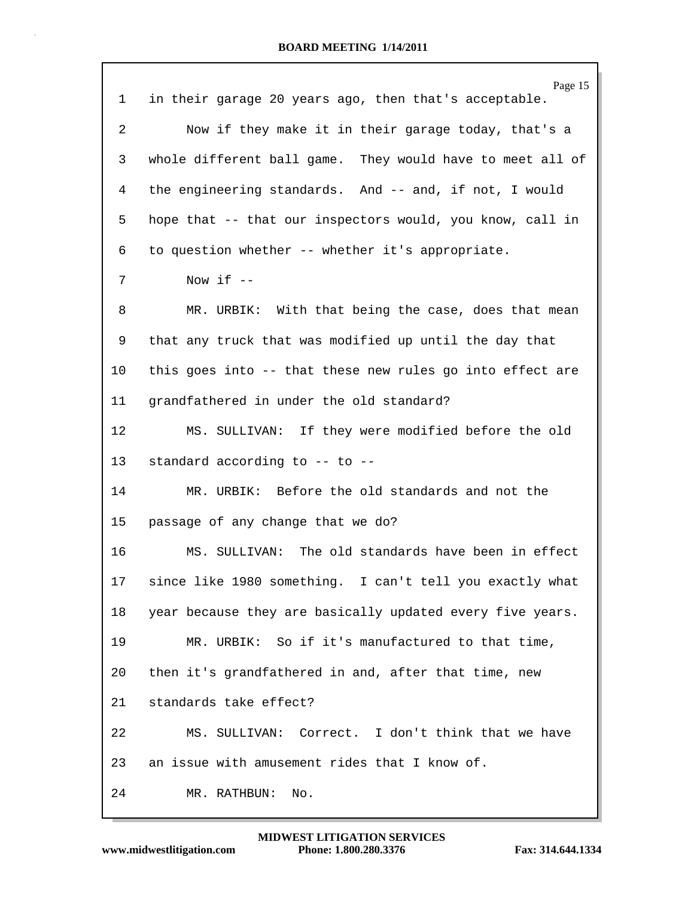1 in their garage 20 years ago, then that's acceptable.

2 Now if they make it in their garage today, that's a

3 whole different ball game. They would have to meet all of

4 the engineering standards. And -- and, if not, I would

5 hope that -- that our inspectors would, you know, call in

6 to question whether -- whether it's appropriate.

7 Now if --

8 MR. URBIK: With that being the case, does that mean

9 that any truck that was modified up until the day that

10 this goes into -- that these new rules go into effect are

11 grandfathered in under the old standard?

12 MS. SULLIVAN: If they were modified before the old

13 standard according to -- to --

14 MR. URBIK: Before the old standards and not the

15 passage of any change that we do?

16 MS. SULLIVAN: The old standards have been in effect

17 since like 1980 something. I can't tell you exactly what

18 year because they are basically updated every five years.

19 MR. URBIK: So if it's manufactured to that time,

20 then it's grandfathered in and, after that time, new

21 standards take effect?

22 MS. SULLIVAN: Correct. I don't think that we have

23 an issue with amusement rides that I know of.

24 MR. RATHBUN: No.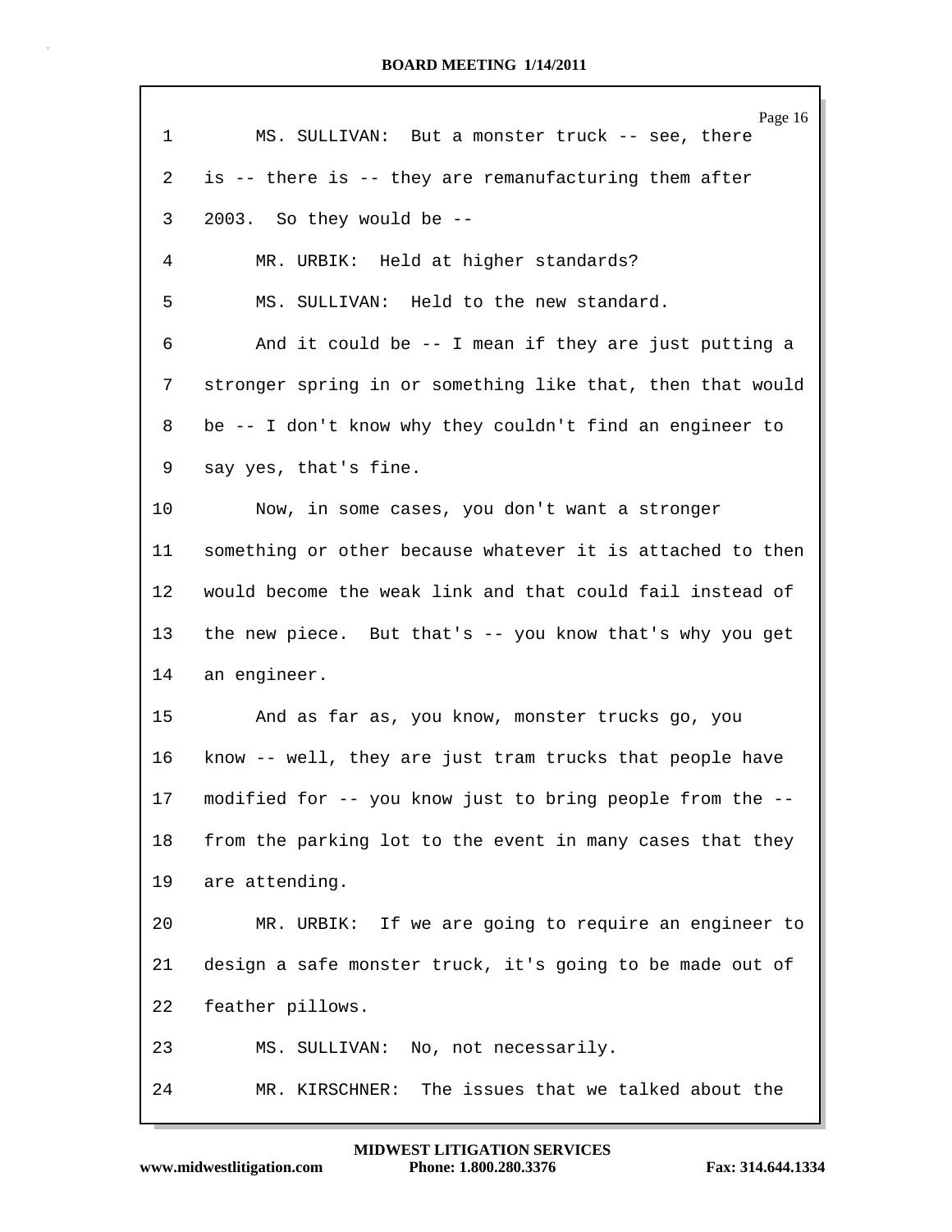1 MS. SULLIVAN: But a monster truck -- see, there
2 is -- there is -- they are remanufacturing them after
3 2003. So they would be --
4 MR. URBIK: Held at higher standards?
5 MS. SULLIVAN: Held to the new standard.
6 And it could be -- I mean if they are just putting a
7 stronger spring in or something like that, then that would
8 be -- I don't know why they couldn't find an engineer to
9 say yes, that's fine.
10 Now, in some cases, you don't want a stronger
11 something or other because whatever it is attached to then
12 would become the weak link and that could fail instead of
13 the new piece. But that's -- you know that's why you get
14 an engineer.
15 And as far as, you know, monster trucks go, you
16 know -- well, they are just tram trucks that people have
17 modified for -- you know just to bring people from the --
18 from the parking lot to the event in many cases that they
19 are attending.
20 MR. URBIK: If we are going to require an engineer to
21 design a safe monster truck, it's going to be made out of
22 feather pillows.
23 MS. SULLIVAN: No, not necessarily.
24 MR. KIRSCHNER: The issues that we talked about the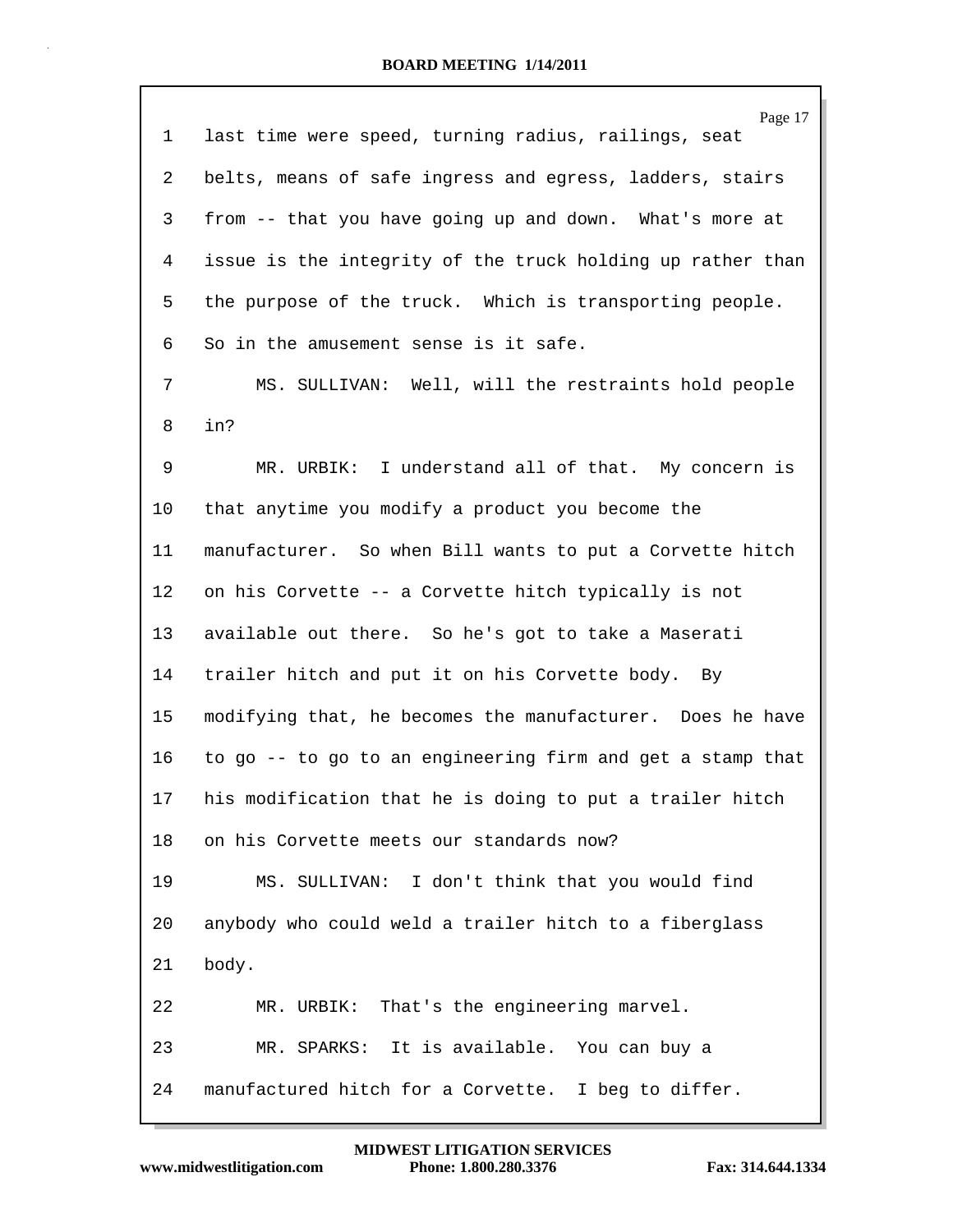last time were speed, turning radius, railings, seat belts, means of safe ingress and egress, ladders, stairs from -- that you have going up and down. What's more at issue is the integrity of the truck holding up rather than the purpose of the truck. Which is transporting people. So in the amusement sense is it safe.

MS. SULLIVAN: Well, will the restraints hold people in?

MR. URBIK: I understand all of that. My concern is that anytime you modify a product you become the manufacturer. So when Bill wants to put a Corvette hitch on his Corvette -- a Corvette hitch typically is not available out there. So he's got to take a Maserati trailer hitch and put it on his Corvette body. By modifying that, he becomes the manufacturer. Does he have to go -- to go to an engineering firm and get a stamp that his modification that he is doing to put a trailer hitch on his Corvette meets our standards now?

MS. SULLIVAN: I don't think that you would find anybody who could weld a trailer hitch to a fiberglass body.

MR. URBIK: That's the engineering marvel.

MR. SPARKS: It is available. You can buy a manufactured hitch for a Corvette. I beg to differ.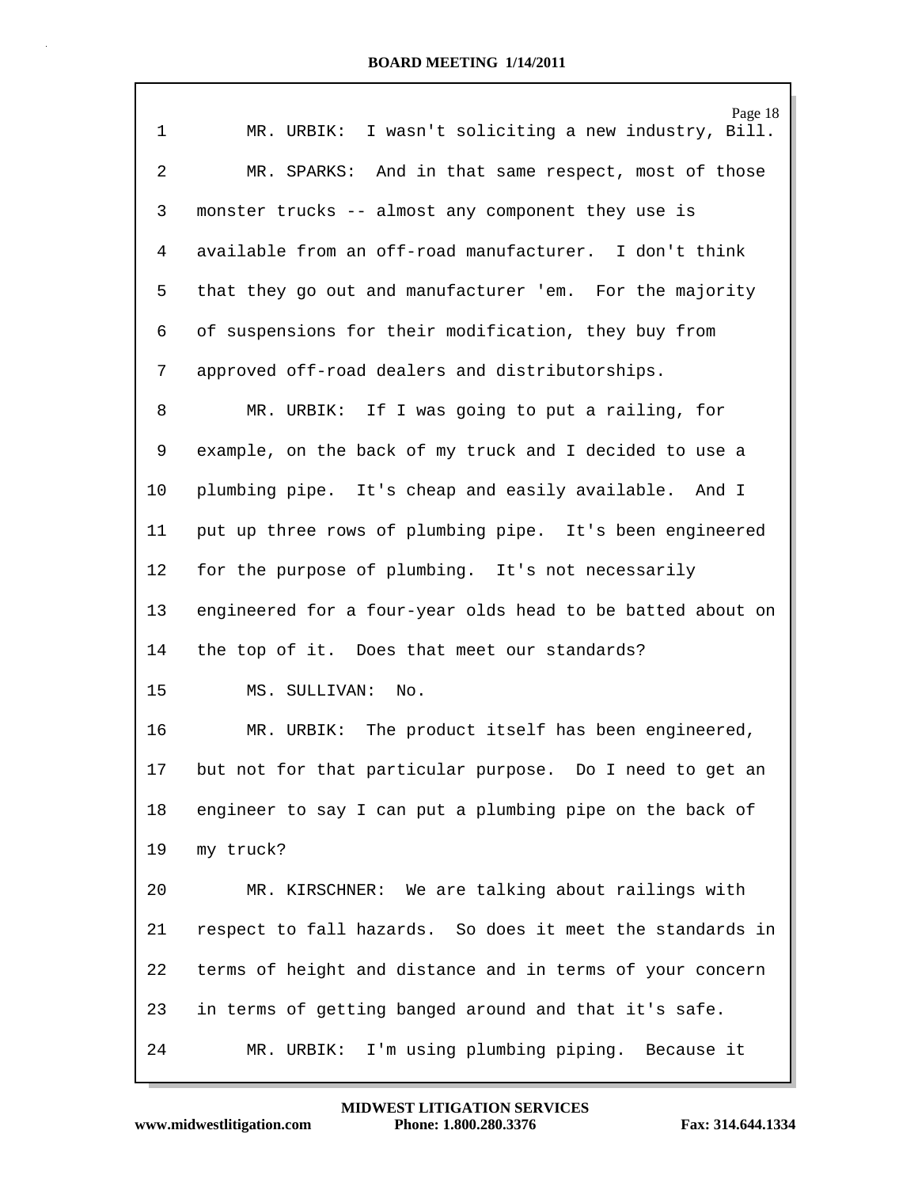MR. URBIK: I wasn't soliciting a new industry, Bill.

MR. SPARKS: And in that same respect, most of those monster trucks -- almost any component they use is available from an off-road manufacturer. I don't think that they go out and manufacturer 'em. For the majority of suspensions for their modification, they buy from approved off-road dealers and distributorships.

MR. URBIK: If I was going to put a railing, for example, on the back of my truck and I decided to use a plumbing pipe. It's cheap and easily available. And I put up three rows of plumbing pipe. It's been engineered for the purpose of plumbing. It's not necessarily engineered for a four-year olds head to be batted about on the top of it. Does that meet our standards?

MS. SULLIVAN: No.

MR. URBIK: The product itself has been engineered, but not for that particular purpose. Do I need to get an engineer to say I can put a plumbing pipe on the back of my truck?

MR. KIRSCHNER: We are talking about railings with respect to fall hazards. So does it meet the standards in terms of height and distance and in terms of your concern in terms of getting banged around and that it's safe.

MR. URBIK: I'm using plumbing piping. Because it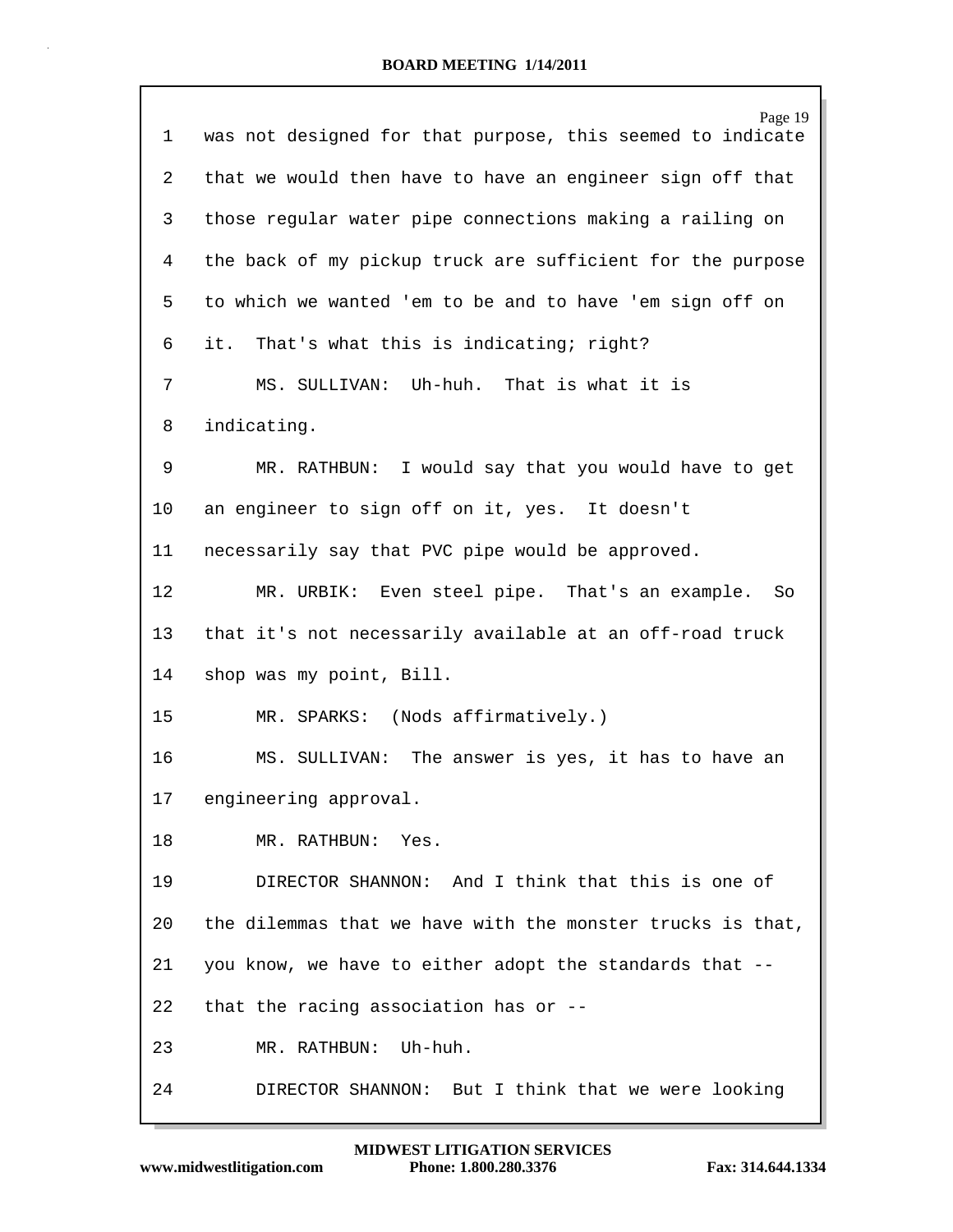was not designed for that purpose, this seemed to indicate that we would then have to have an engineer sign off that those regular water pipe connections making a railing on the back of my pickup truck are sufficient for the purpose to which we wanted 'em to be and to have 'em sign off on it. That's what this is indicating; right?

MS. SULLIVAN: Uh-huh. That is what it is indicating.

MR. RATHBUN: I would say that you would have to get an engineer to sign off on it, yes. It doesn't necessarily say that PVC pipe would be approved.

MR. URBIK: Even steel pipe. That's an example. So that it's not necessarily available at an off-road truck shop was my point, Bill.

MR. SPARKS: (Nods affirmatively.)

MS. SULLIVAN: The answer is yes, it has to have an engineering approval.

MR. RATHBUN: Yes.

DIRECTOR SHANNON: And I think that this is one of the dilemmas that we have with the monster trucks is that, you know, we have to either adopt the standards that -- that the racing association has or --

MR. RATHBUN: Uh-huh.

DIRECTOR SHANNON: But I think that we were looking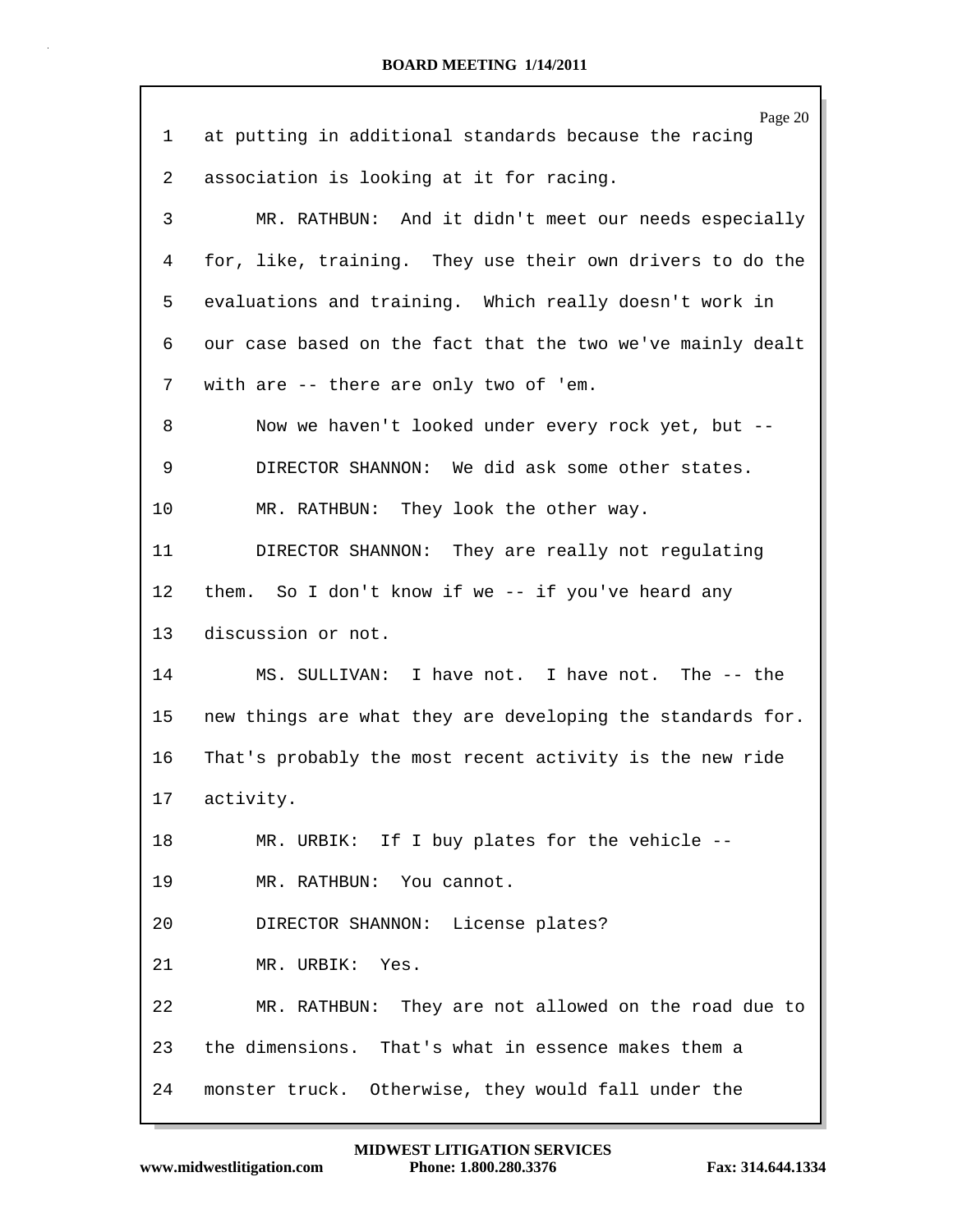at putting in additional standards because the racing association is looking at it for racing.

MR. RATHBUN: And it didn't meet our needs especially for, like, training. They use their own drivers to do the evaluations and training. Which really doesn't work in our case based on the fact that the two we've mainly dealt with are -- there are only two of 'em.

Now we haven't looked under every rock yet, but --

DIRECTOR SHANNON: We did ask some other states.

MR. RATHBUN: They look the other way.

DIRECTOR SHANNON: They are really not regulating them. So I don't know if we -- if you've heard any discussion or not.

MS. SULLIVAN: I have not. I have not. The -- the new things are what they are developing the standards for. That's probably the most recent activity is the new ride activity.

MR. URBIK: If I buy plates for the vehicle --

MR. RATHBUN: You cannot.

DIRECTOR SHANNON: License plates?

MR. URBIK: Yes.

MR. RATHBUN: They are not allowed on the road due to the dimensions. That's what in essence makes them a monster truck. Otherwise, they would fall under the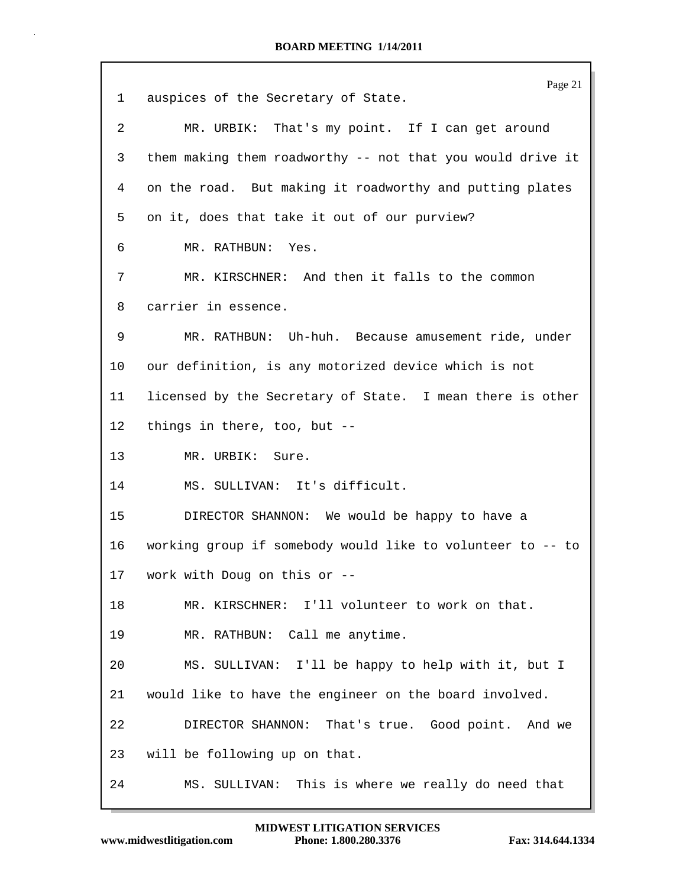1 auspices of the Secretary of State.

2 MR. URBIK: That's my point. If I can get around

3 them making them roadworthy -- not that you would drive it

4 on the road. But making it roadworthy and putting plates

5 on it, does that take it out of our purview?

6 MR. RATHBUN: Yes.

7 MR. KIRSCHNER: And then it falls to the common

8 carrier in essence.

9 MR. RATHBUN: Uh-huh. Because amusement ride, under

10 our definition, is any motorized device which is not

11 licensed by the Secretary of State. I mean there is other

12 things in there, too, but --

13 MR. URBIK: Sure.

14 MS. SULLIVAN: It's difficult.

15 DIRECTOR SHANNON: We would be happy to have a

16 working group if somebody would like to volunteer to -- to

17 work with Doug on this or --

18 MR. KIRSCHNER: I'll volunteer to work on that.

19 MR. RATHBUN: Call me anytime.

20 MS. SULLIVAN: I'll be happy to help with it, but I

21 would like to have the engineer on the board involved.

22 DIRECTOR SHANNON: That's true. Good point. And we

23 will be following up on that.

24 MS. SULLIVAN: This is where we really do need that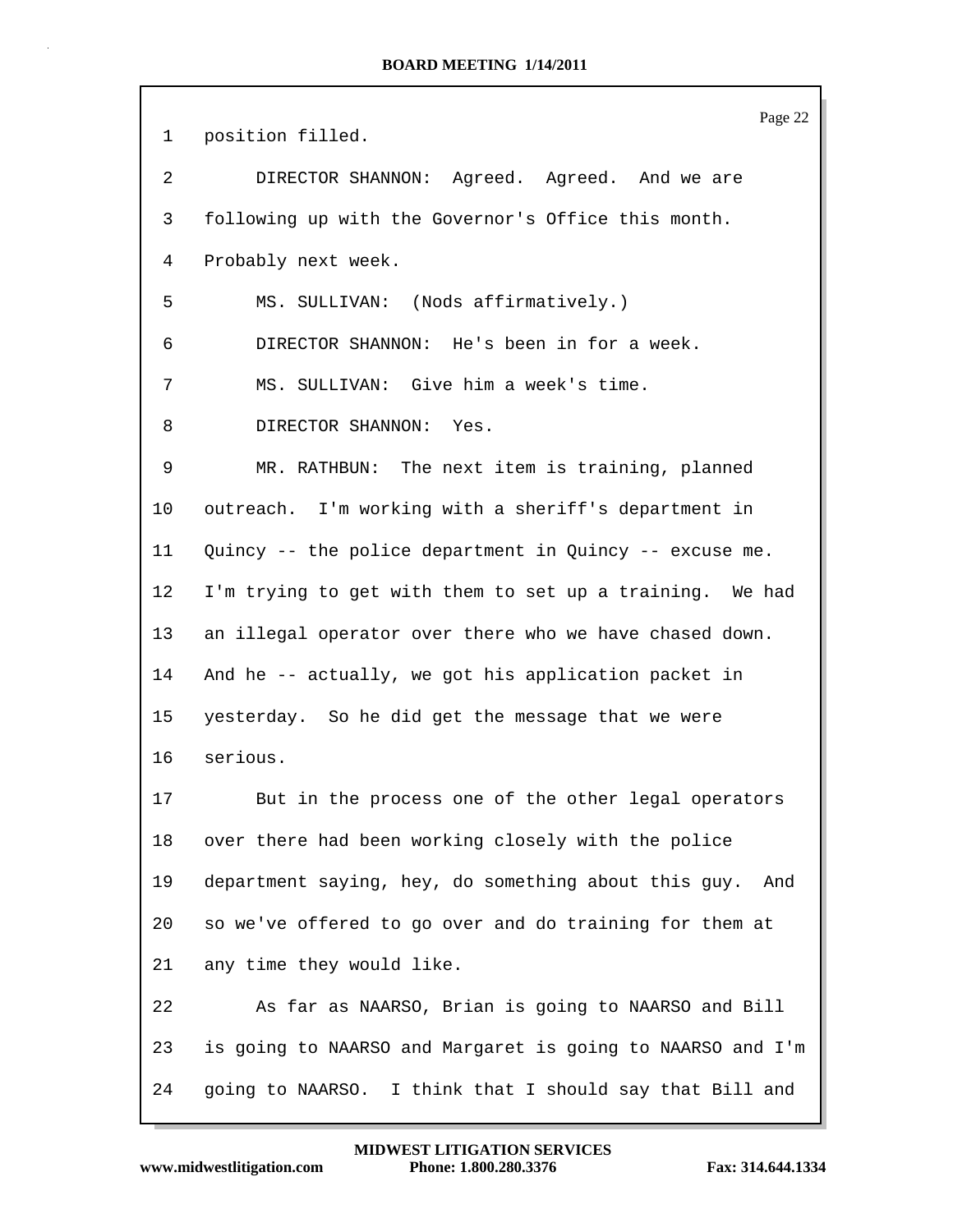1 position filled.

2 DIRECTOR SHANNON: Agreed. Agreed. And we are

3 following up with the Governor's Office this month.

4 Probably next week.

5 MS. SULLIVAN: (Nods affirmatively.)

6 DIRECTOR SHANNON: He's been in for a week.

7 MS. SULLIVAN: Give him a week's time.

8 DIRECTOR SHANNON: Yes.

9 MR. RATHBUN: The next item is training, planned

10 outreach. I'm working with a sheriff's department in

11 Quincy -- the police department in Quincy -- excuse me.

12 I'm trying to get with them to set up a training. We had

13 an illegal operator over there who we have chased down.

14 And he -- actually, we got his application packet in

15 yesterday. So he did get the message that we were

16 serious.

17 But in the process one of the other legal operators

18 over there had been working closely with the police

19 department saying, hey, do something about this guy. And

20 so we've offered to go over and do training for them at

21 any time they would like.

22 As far as NAARSO, Brian is going to NAARSO and Bill

23 is going to NAARSO and Margaret is going to NAARSO and I'm

24 going to NAARSO. I think that I should say that Bill and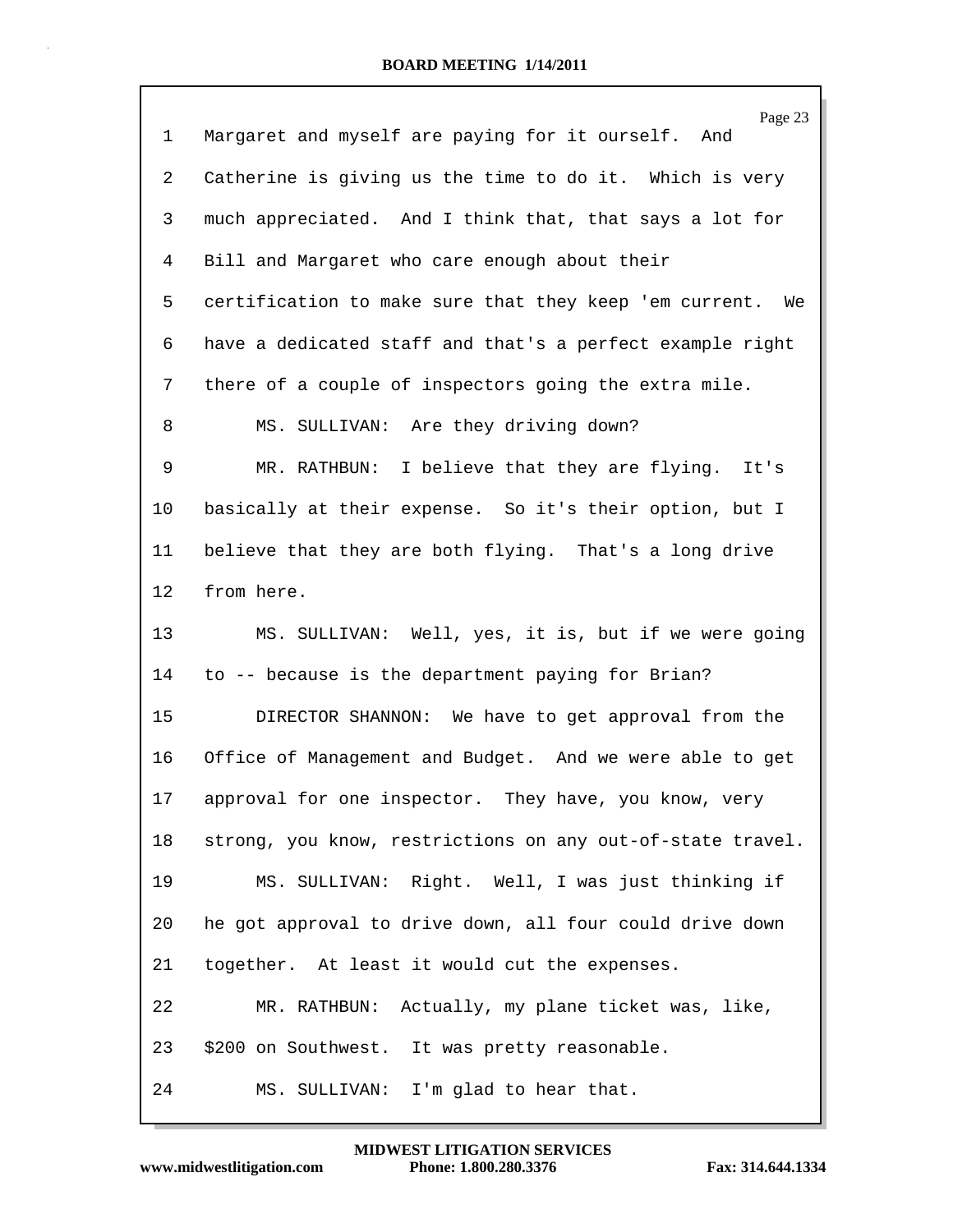1 Margaret and myself are paying for it ourself. And
2 Catherine is giving us the time to do it. Which is very
3 much appreciated. And I think that, that says a lot for
4 Bill and Margaret who care enough about their
5 certification to make sure that they keep 'em current. We
6 have a dedicated staff and that's a perfect example right
7 there of a couple of inspectors going the extra mile.
8 MS. SULLIVAN: Are they driving down?
9 MR. RATHBUN: I believe that they are flying. It's
10 basically at their expense. So it's their option, but I
11 believe that they are both flying. That's a long drive
12 from here.
13 MS. SULLIVAN: Well, yes, it is, but if we were going
14 to -- because is the department paying for Brian?
15 DIRECTOR SHANNON: We have to get approval from the
16 Office of Management and Budget. And we were able to get
17 approval for one inspector. They have, you know, very
18 strong, you know, restrictions on any out-of-state travel.
19 MS. SULLIVAN: Right. Well, I was just thinking if
20 he got approval to drive down, all four could drive down
21 together. At least it would cut the expenses.
22 MR. RATHBUN: Actually, my plane ticket was, like,
23 $200 on Southwest. It was pretty reasonable.
24 MS. SULLIVAN: I'm glad to hear that.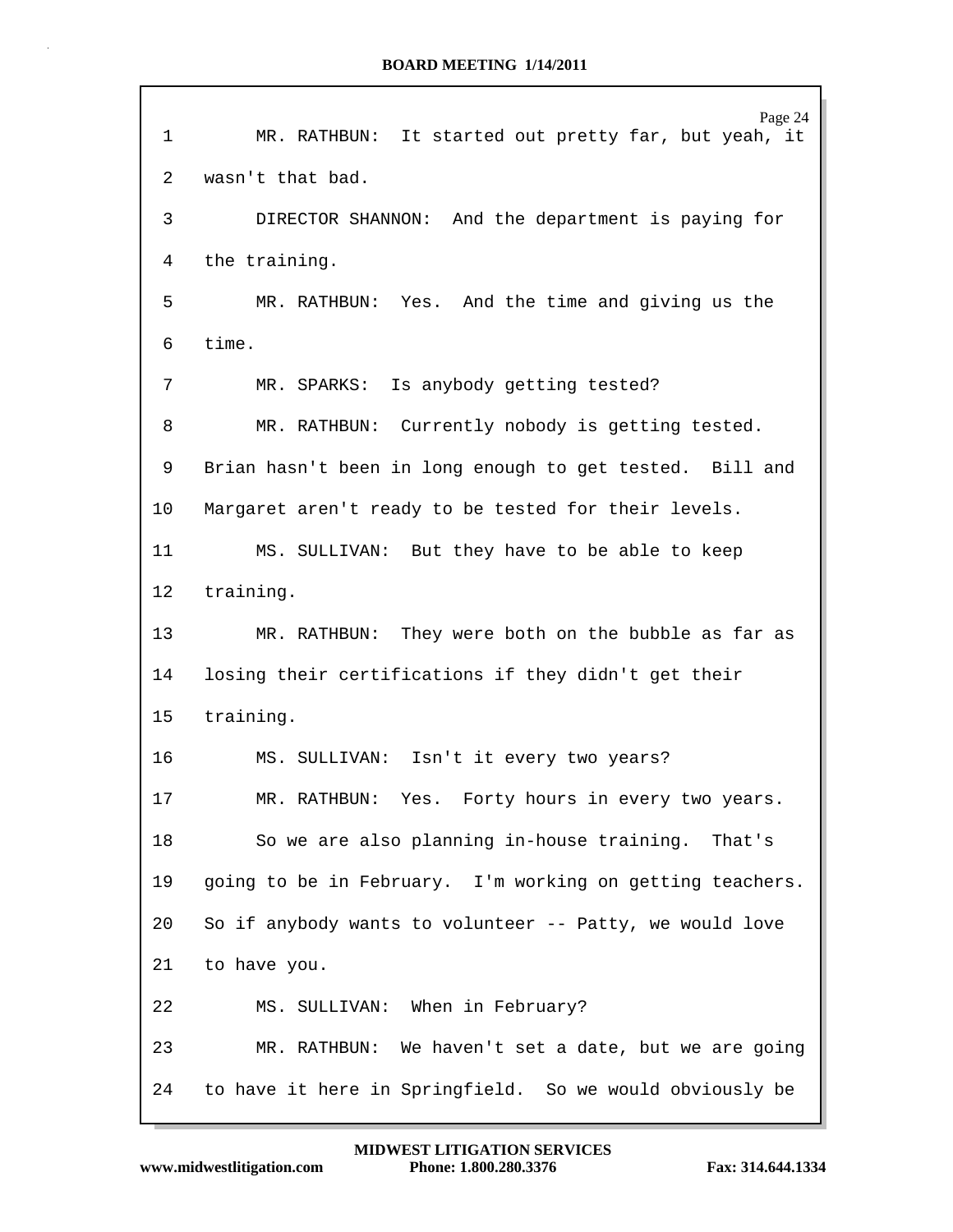1 MR. RATHBUN: It started out pretty far, but yeah, it
2 wasn't that bad.
3 DIRECTOR SHANNON: And the department is paying for
4 the training.
5 MR. RATHBUN: Yes. And the time and giving us the
6 time.
7 MR. SPARKS: Is anybody getting tested?
8 MR. RATHBUN: Currently nobody is getting tested.
9 Brian hasn't been in long enough to get tested. Bill and
10 Margaret aren't ready to be tested for their levels.
11 MS. SULLIVAN: But they have to be able to keep
12 training.
13 MR. RATHBUN: They were both on the bubble as far as
14 losing their certifications if they didn't get their
15 training.
16 MS. SULLIVAN: Isn't it every two years?
17 MR. RATHBUN: Yes. Forty hours in every two years.
18 So we are also planning in-house training. That's
19 going to be in February. I'm working on getting teachers.
20 So if anybody wants to volunteer -- Patty, we would love
21 to have you.
22 MS. SULLIVAN: When in February?
23 MR. RATHBUN: We haven't set a date, but we are going
24 to have it here in Springfield. So we would obviously be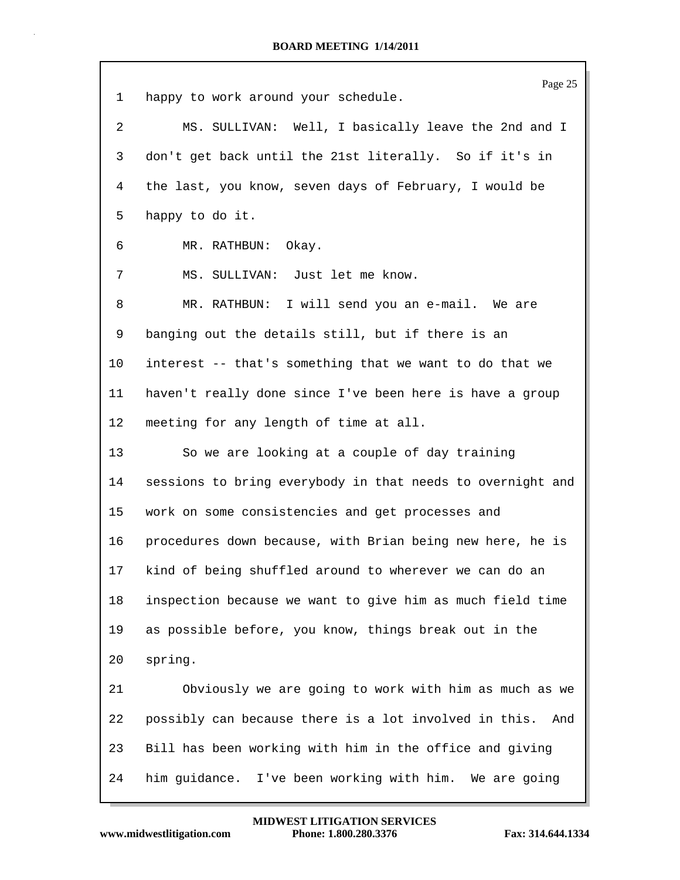1 happy to work around your schedule.

2 MS. SULLIVAN: Well, I basically leave the 2nd and I

3 don't get back until the 21st literally. So if it's in

4 the last, you know, seven days of February, I would be

5 happy to do it.

6 MR. RATHBUN: Okay.

7 MS. SULLIVAN: Just let me know.

8 MR. RATHBUN: I will send you an e-mail. We are

9 banging out the details still, but if there is an

10 interest -- that's something that we want to do that we

11 haven't really done since I've been here is have a group

12 meeting for any length of time at all.

13 So we are looking at a couple of day training

14 sessions to bring everybody in that needs to overnight and

15 work on some consistencies and get processes and

16 procedures down because, with Brian being new here, he is

17 kind of being shuffled around to wherever we can do an

18 inspection because we want to give him as much field time

19 as possible before, you know, things break out in the

20 spring.

21 Obviously we are going to work with him as much as we

22 possibly can because there is a lot involved in this. And

23 Bill has been working with him in the office and giving

24 him guidance. I've been working with him. We are going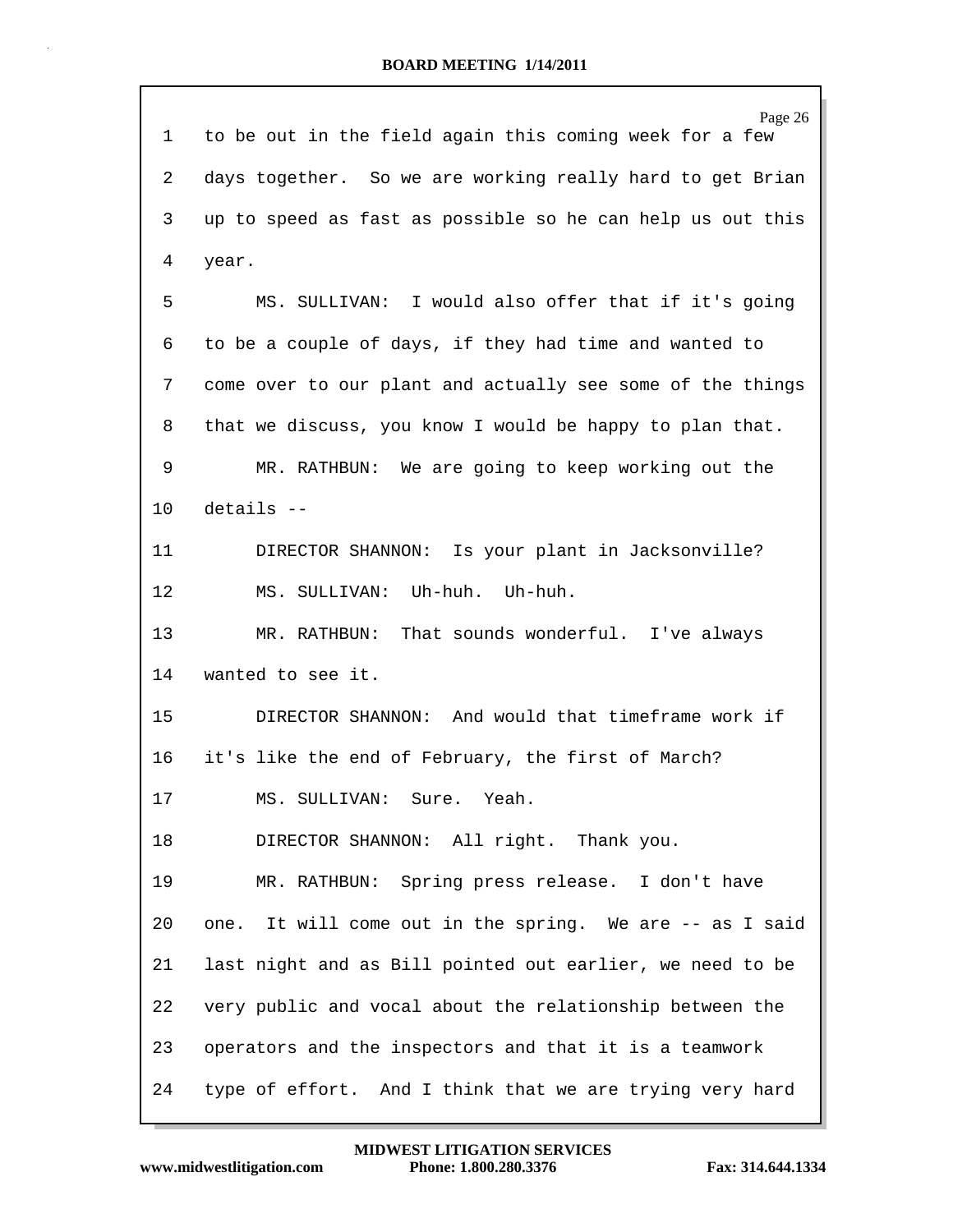1 to be out in the field again this coming week for a few

2 days together. So we are working really hard to get Brian

3 up to speed as fast as possible so he can help us out this

4 year.

5 MS. SULLIVAN: I would also offer that if it's going

6 to be a couple of days, if they had time and wanted to

7 come over to our plant and actually see some of the things

8 that we discuss, you know I would be happy to plan that.

9 MR. RATHBUN: We are going to keep working out the

10 details --

11 DIRECTOR SHANNON: Is your plant in Jacksonville?

12 MS. SULLIVAN: Uh-huh. Uh-huh.

13 MR. RATHBUN: That sounds wonderful. I've always

14 wanted to see it.

15 DIRECTOR SHANNON: And would that timeframe work if

16 it's like the end of February, the first of March?

17 MS. SULLIVAN: Sure. Yeah.

18 DIRECTOR SHANNON: All right. Thank you.

19 MR. RATHBUN: Spring press release. I don't have

20 one. It will come out in the spring. We are -- as I said

21 last night and as Bill pointed out earlier, we need to be

22 very public and vocal about the relationship between the

23 operators and the inspectors and that it is a teamwork

24 type of effort. And I think that we are trying very hard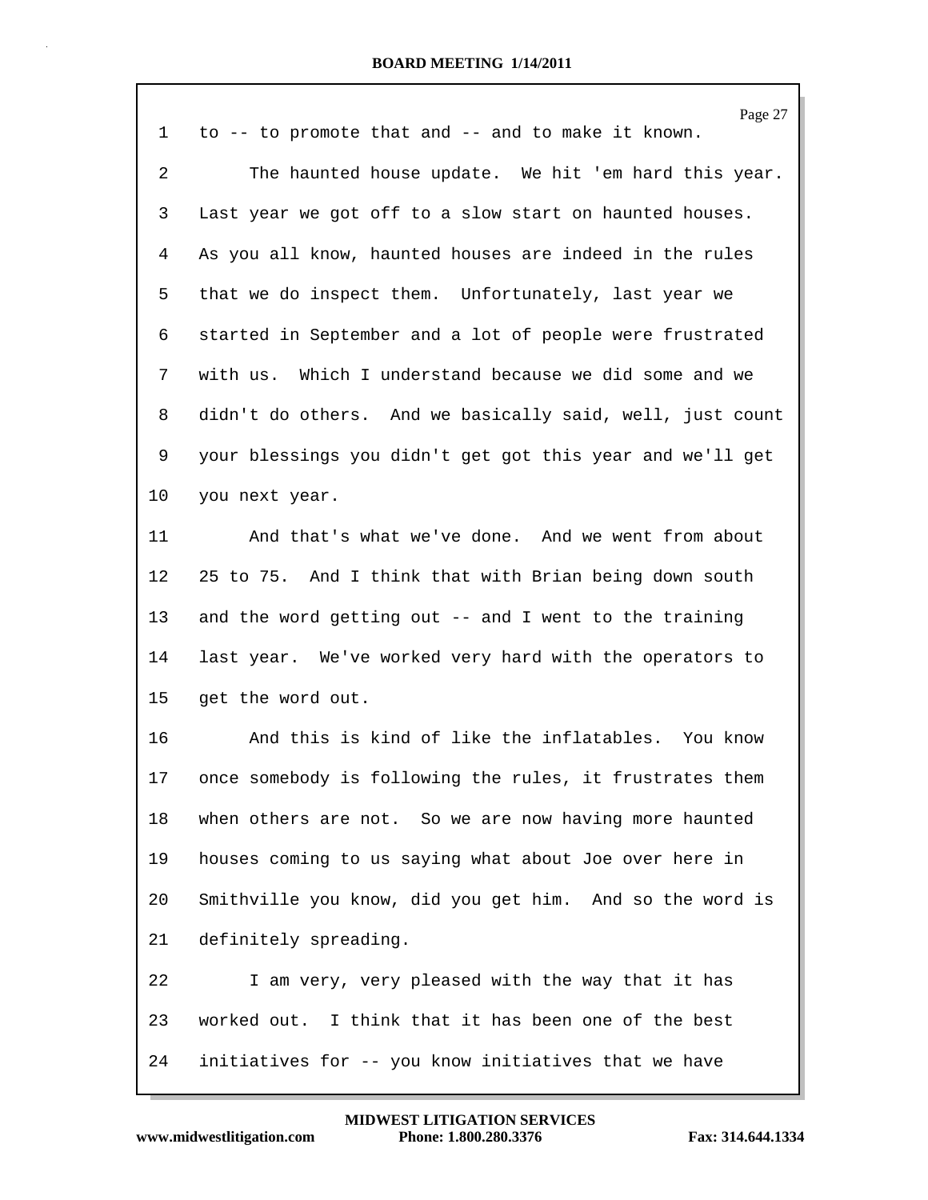1 to -- to promote that and -- and to make it known.

2 The haunted house update. We hit 'em hard this year.

3 Last year we got off to a slow start on haunted houses.

4 As you all know, haunted houses are indeed in the rules

5 that we do inspect them. Unfortunately, last year we

6 started in September and a lot of people were frustrated

7 with us. Which I understand because we did some and we

8 didn't do others. And we basically said, well, just count

9 your blessings you didn't get got this year and we'll get

10 you next year.

11 And that's what we've done. And we went from about

12 25 to 75. And I think that with Brian being down south

13 and the word getting out -- and I went to the training

14 last year. We've worked very hard with the operators to

15 get the word out.

16 And this is kind of like the inflatables. You know

17 once somebody is following the rules, it frustrates them

18 when others are not. So we are now having more haunted

19 houses coming to us saying what about Joe over here in

20 Smithville you know, did you get him. And so the word is

21 definitely spreading.

22 I am very, very pleased with the way that it has

23 worked out. I think that it has been one of the best

24 initiatives for -- you know initiatives that we have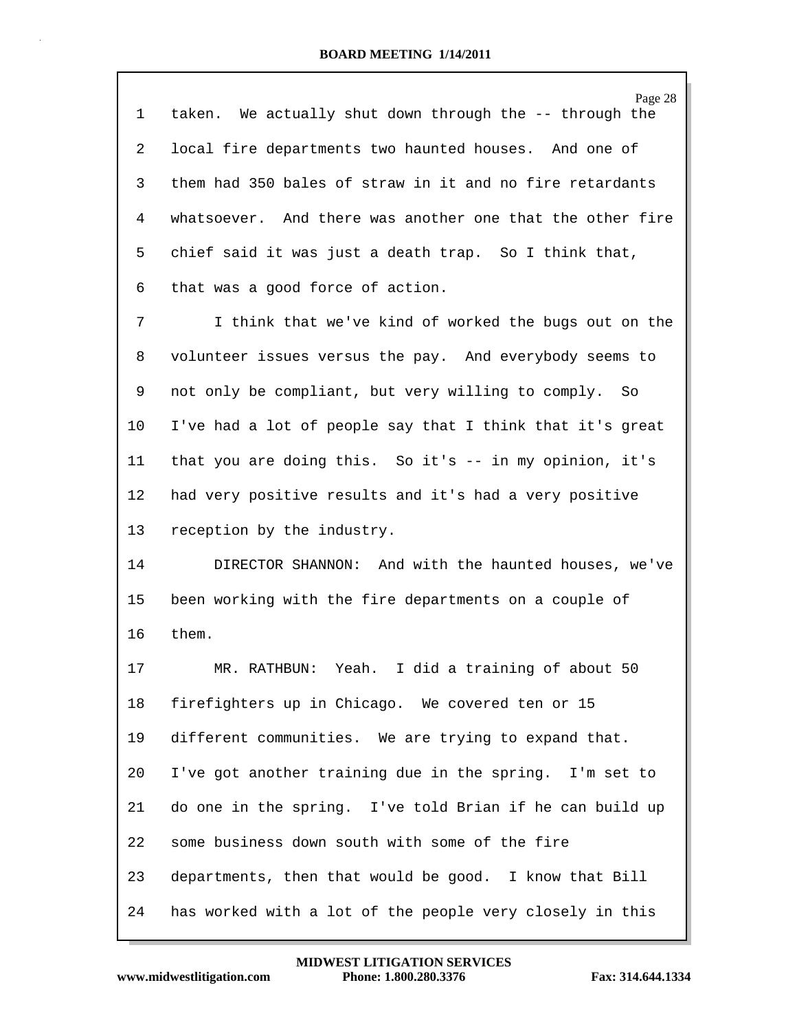taken. We actually shut down through the -- through the local fire departments two haunted houses. And one of them had 350 bales of straw in it and no fire retardants whatsoever. And there was another one that the other fire chief said it was just a death trap. So I think that, that was a good force of action.

I think that we've kind of worked the bugs out on the volunteer issues versus the pay. And everybody seems to not only be compliant, but very willing to comply. So I've had a lot of people say that I think that it's great that you are doing this. So it's -- in my opinion, it's had very positive results and it's had a very positive reception by the industry.

DIRECTOR SHANNON: And with the haunted houses, we've been working with the fire departments on a couple of them.

MR. RATHBUN: Yeah. I did a training of about 50 firefighters up in Chicago. We covered ten or 15 different communities. We are trying to expand that. I've got another training due in the spring. I'm set to do one in the spring. I've told Brian if he can build up some business down south with some of the fire departments, then that would be good. I know that Bill has worked with a lot of the people very closely in this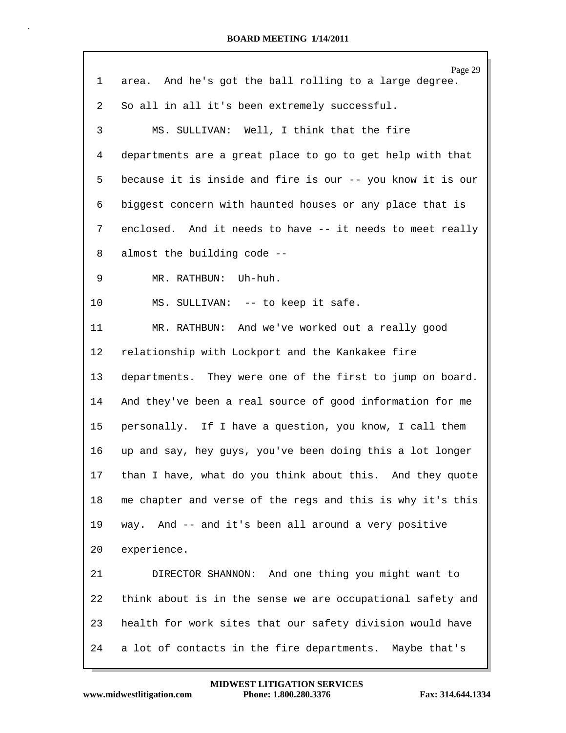area. And he's got the ball rolling to a large degree. So all in all it's been extremely successful.

MS. SULLIVAN: Well, I think that the fire departments are a great place to go to get help with that because it is inside and fire is our -- you know it is our biggest concern with haunted houses or any place that is enclosed. And it needs to have -- it needs to meet really almost the building code --

MR. RATHBUN: Uh-huh.

MS. SULLIVAN: -- to keep it safe.

MR. RATHBUN: And we've worked out a really good relationship with Lockport and the Kankakee fire departments. They were one of the first to jump on board. And they've been a real source of good information for me personally. If I have a question, you know, I call them up and say, hey guys, you've been doing this a lot longer than I have, what do you think about this. And they quote me chapter and verse of the regs and this is why it's this way. And -- and it's been all around a very positive experience.

DIRECTOR SHANNON: And one thing you might want to think about is in the sense we are occupational safety and health for work sites that our safety division would have a lot of contacts in the fire departments. Maybe that's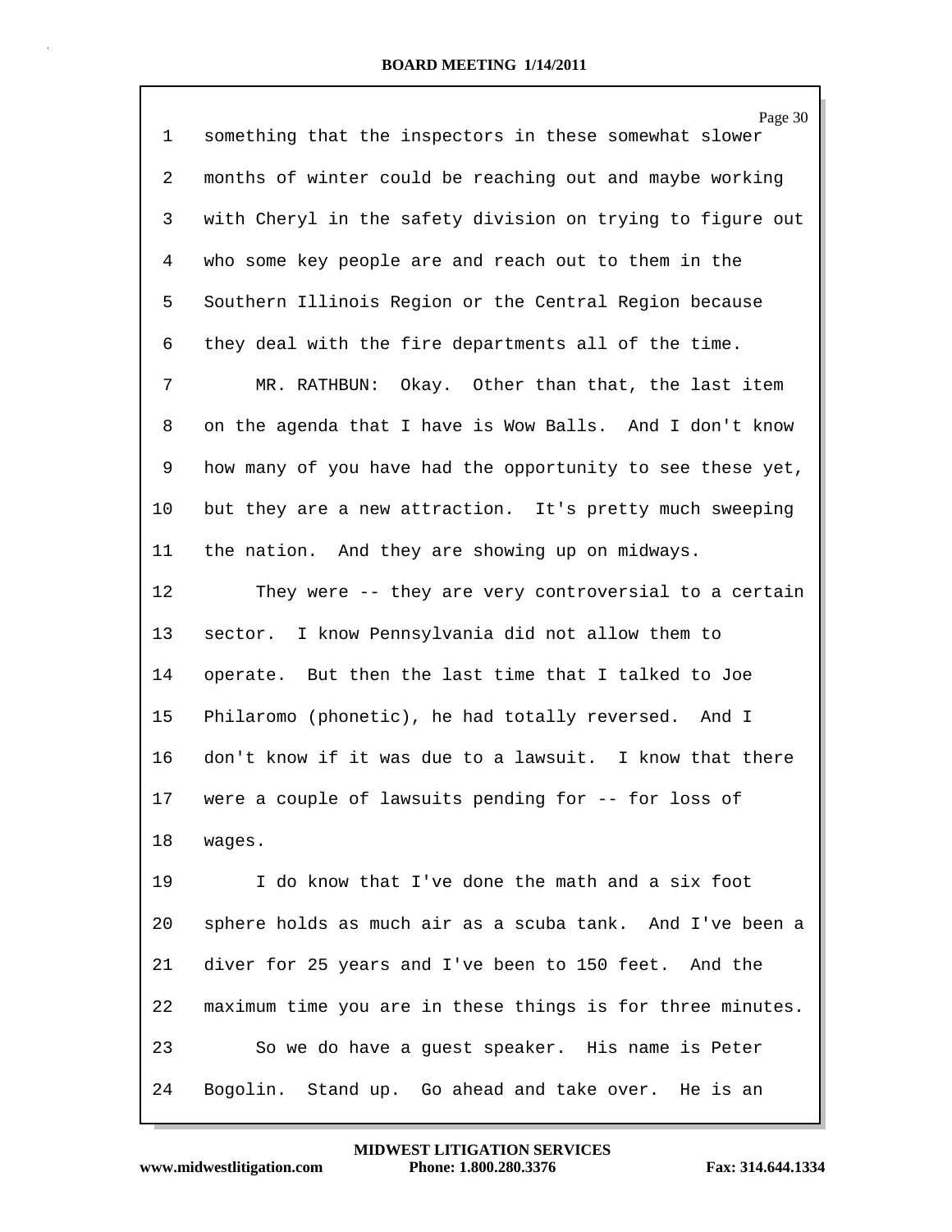something that the inspectors in these somewhat slower months of winter could be reaching out and maybe working with Cheryl in the safety division on trying to figure out who some key people are and reach out to them in the Southern Illinois Region or the Central Region because they deal with the fire departments all of the time.

MR. RATHBUN: Okay. Other than that, the last item on the agenda that I have is Wow Balls. And I don't know how many of you have had the opportunity to see these yet, but they are a new attraction. It's pretty much sweeping the nation. And they are showing up on midways.

They were -- they are very controversial to a certain sector. I know Pennsylvania did not allow them to operate. But then the last time that I talked to Joe Philaromo (phonetic), he had totally reversed. And I don't know if it was due to a lawsuit. I know that there were a couple of lawsuits pending for -- for loss of wages.

I do know that I've done the math and a six foot sphere holds as much air as a scuba tank. And I've been a diver for 25 years and I've been to 150 feet. And the maximum time you are in these things is for three minutes.

So we do have a guest speaker. His name is Peter Bogolin. Stand up. Go ahead and take over. He is an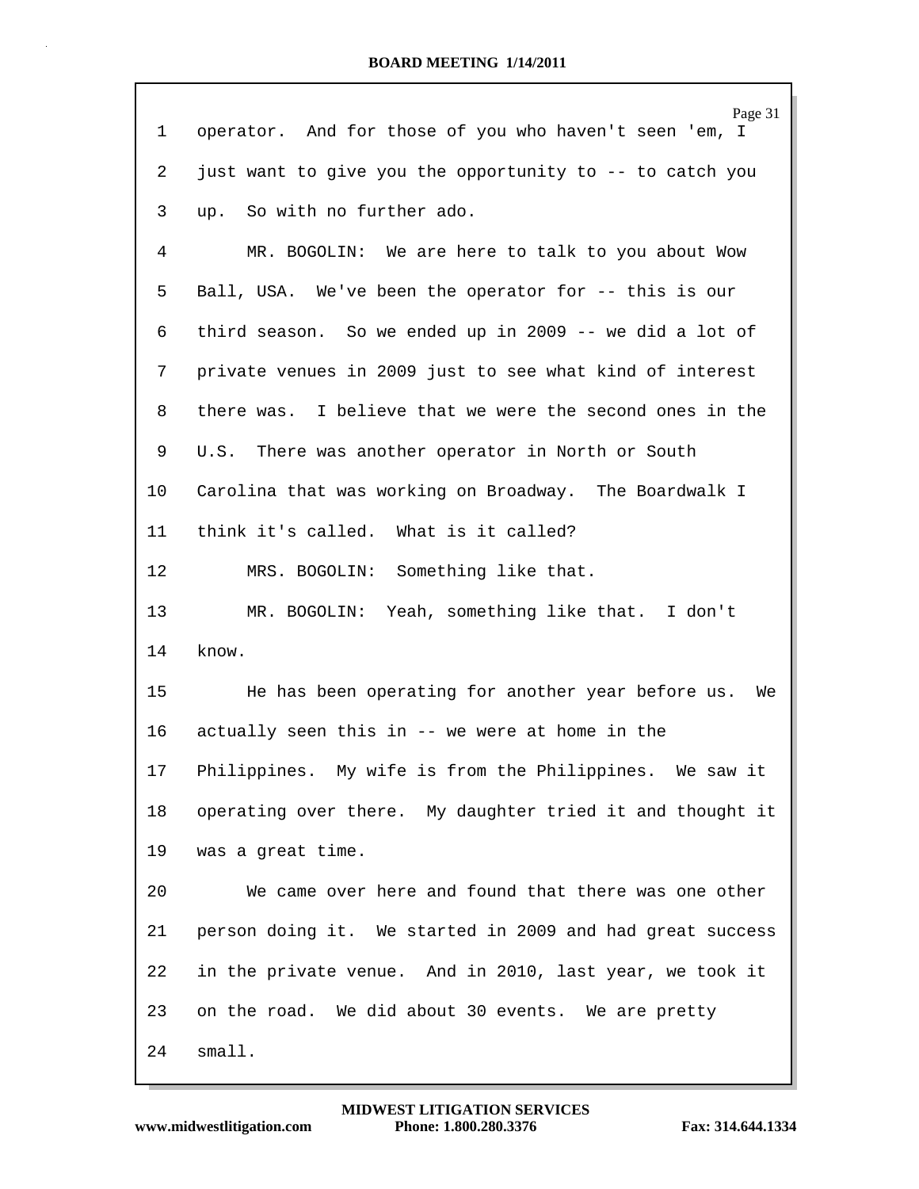operator. And for those of you who haven't seen 'em, I just want to give you the opportunity to -- to catch you up. So with no further ado.

MR. BOGOLIN: We are here to talk to you about Wow Ball, USA. We've been the operator for -- this is our third season. So we ended up in 2009 -- we did a lot of private venues in 2009 just to see what kind of interest there was. I believe that we were the second ones in the U.S. There was another operator in North or South Carolina that was working on Broadway. The Boardwalk I think it's called. What is it called?

MRS. BOGOLIN: Something like that.

MR. BOGOLIN: Yeah, something like that. I don't know.

He has been operating for another year before us. We actually seen this in -- we were at home in the Philippines. My wife is from the Philippines. We saw it operating over there. My daughter tried it and thought it was a great time.

We came over here and found that there was one other person doing it. We started in 2009 and had great success in the private venue. And in 2010, last year, we took it on the road. We did about 30 events. We are pretty small.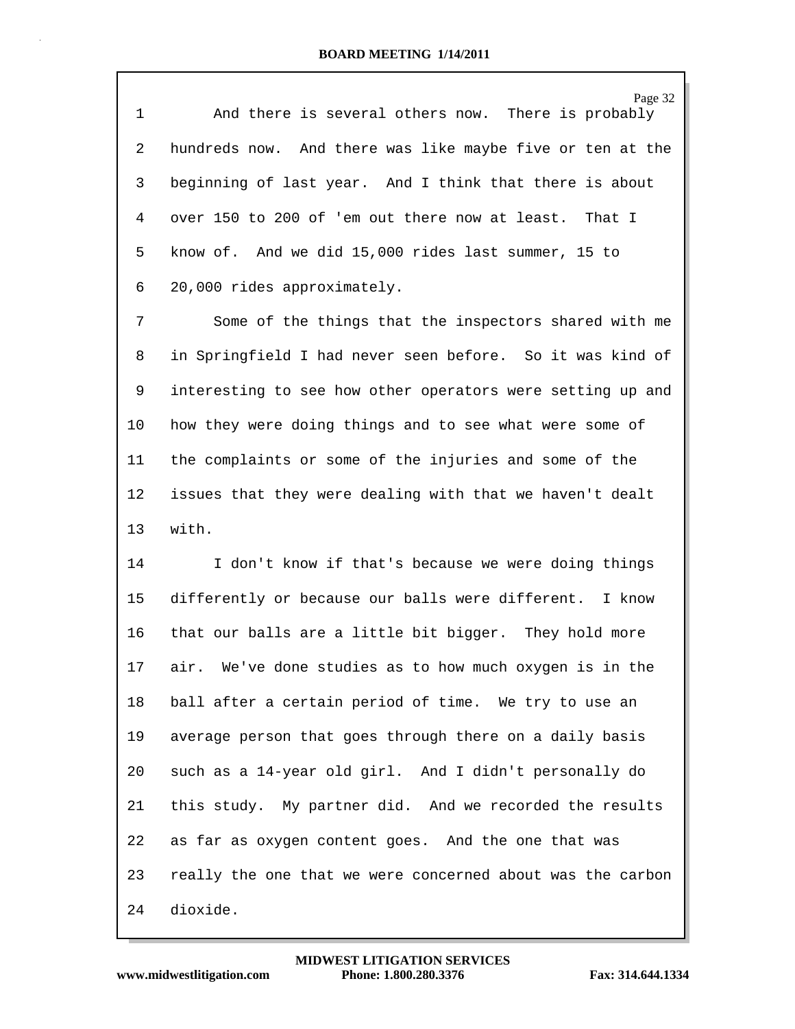1 And there is several others now. There is probably
2 hundreds now. And there was like maybe five or ten at the
3 beginning of last year. And I think that there is about
4 over 150 to 200 of 'em out there now at least. That I
5 know of. And we did 15,000 rides last summer, 15 to
6 20,000 rides approximately.

7 Some of the things that the inspectors shared with me
8 in Springfield I had never seen before. So it was kind of
9 interesting to see how other operators were setting up and
10 how they were doing things and to see what were some of
11 the complaints or some of the injuries and some of the
12 issues that they were dealing with that we haven't dealt
13 with.

14 I don't know if that's because we were doing things
15 differently or because our balls were different. I know
16 that our balls are a little bit bigger. They hold more
17 air. We've done studies as to how much oxygen is in the
18 ball after a certain period of time. We try to use an
19 average person that goes through there on a daily basis
20 such as a 14-year old girl. And I didn't personally do
21 this study. My partner did. And we recorded the results
22 as far as oxygen content goes. And the one that was
23 really the one that we were concerned about was the carbon
24 dioxide.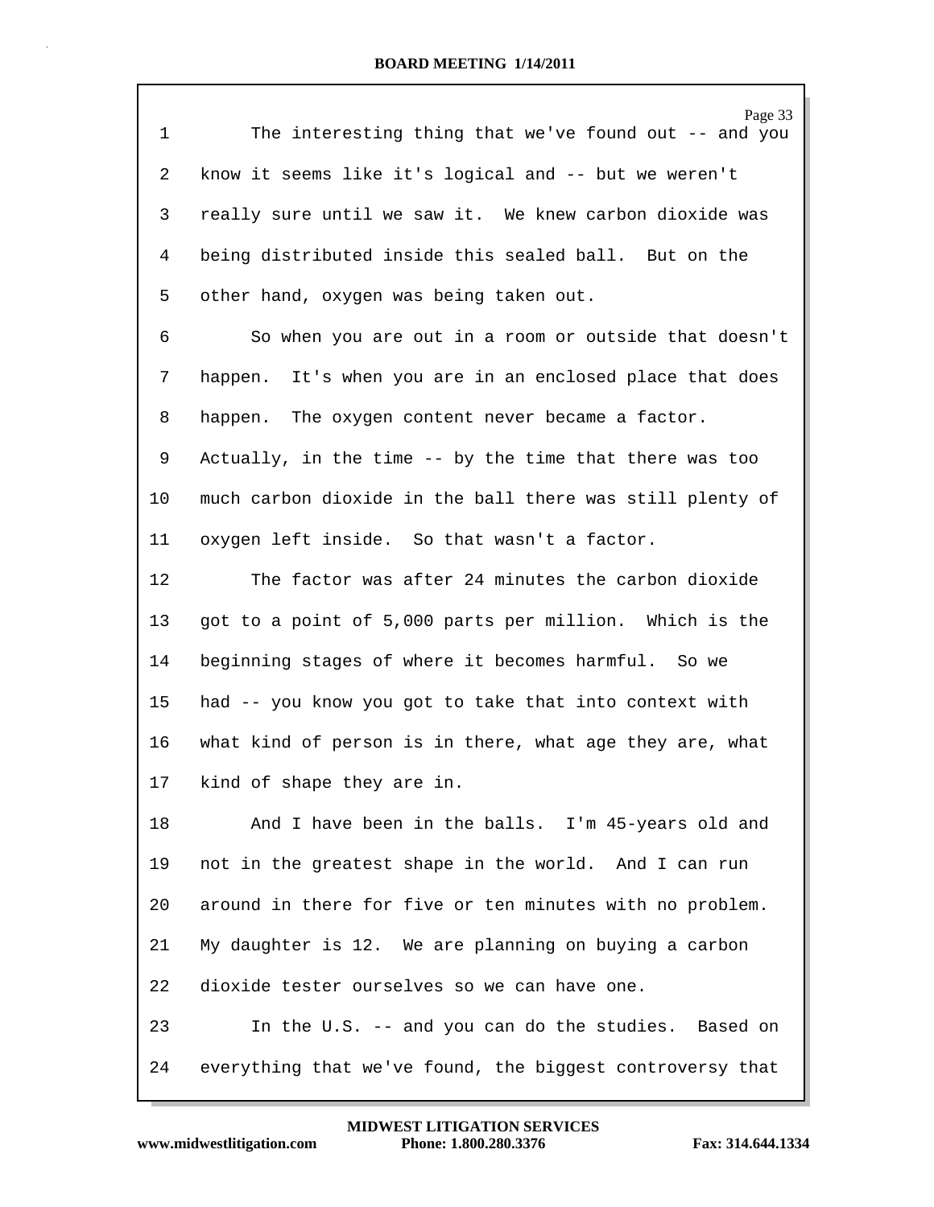The interesting thing that we've found out -- and you know it seems like it's logical and -- but we weren't really sure until we saw it. We knew carbon dioxide was being distributed inside this sealed ball. But on the other hand, oxygen was being taken out.

So when you are out in a room or outside that doesn't happen. It's when you are in an enclosed place that does happen. The oxygen content never became a factor. Actually, in the time -- by the time that there was too much carbon dioxide in the ball there was still plenty of oxygen left inside. So that wasn't a factor.

The factor was after 24 minutes the carbon dioxide got to a point of 5,000 parts per million. Which is the beginning stages of where it becomes harmful. So we had -- you know you got to take that into context with what kind of person is in there, what age they are, what kind of shape they are in.

And I have been in the balls. I'm 45-years old and not in the greatest shape in the world. And I can run around in there for five or ten minutes with no problem. My daughter is 12. We are planning on buying a carbon dioxide tester ourselves so we can have one.

In the U.S. -- and you can do the studies. Based on everything that we've found, the biggest controversy that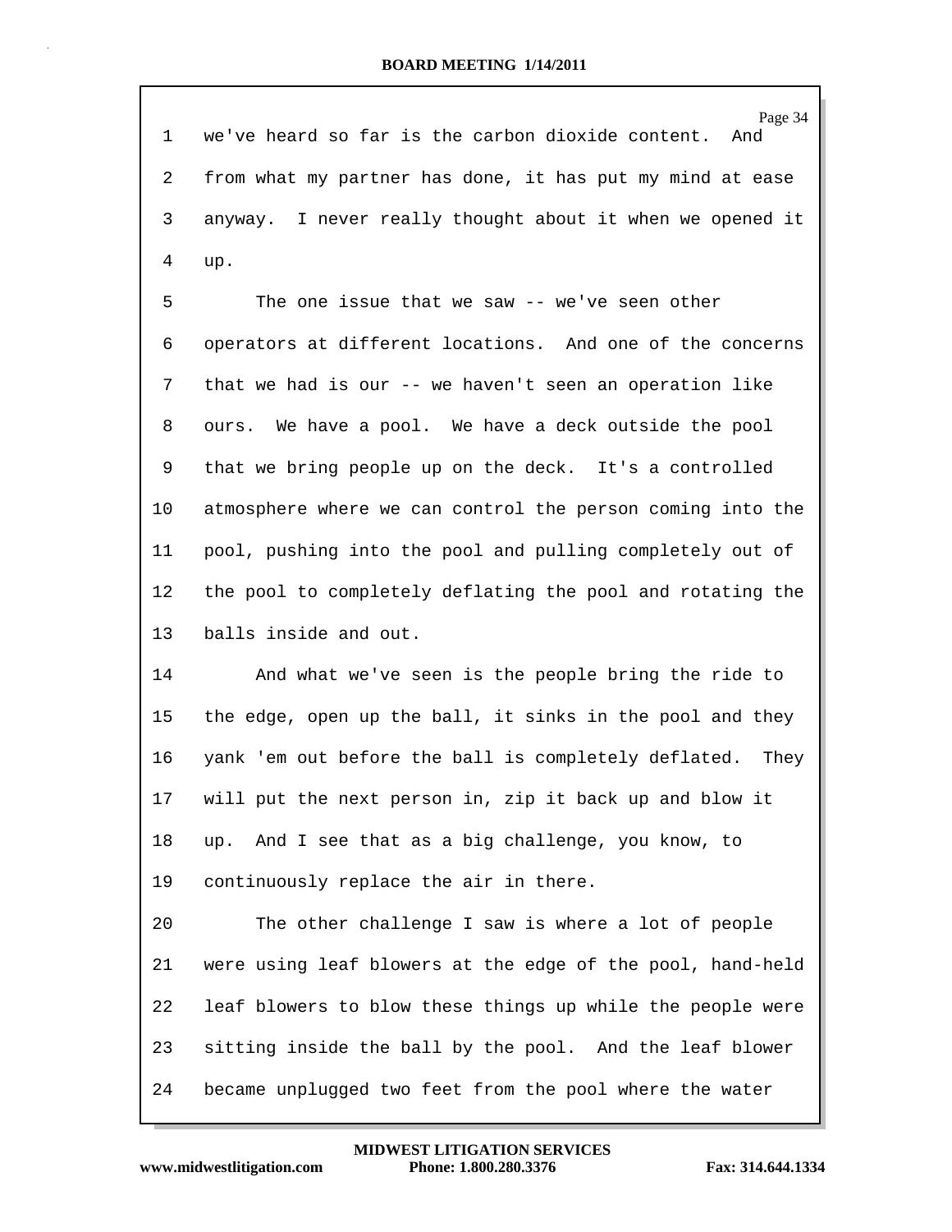we've heard so far is the carbon dioxide content. And from what my partner has done, it has put my mind at ease anyway. I never really thought about it when we opened it up.

The one issue that we saw -- we've seen other operators at different locations. And one of the concerns that we had is our -- we haven't seen an operation like ours. We have a pool. We have a deck outside the pool that we bring people up on the deck. It's a controlled atmosphere where we can control the person coming into the pool, pushing into the pool and pulling completely out of the pool to completely deflating the pool and rotating the balls inside and out.

And what we've seen is the people bring the ride to the edge, open up the ball, it sinks in the pool and they yank 'em out before the ball is completely deflated. They will put the next person in, zip it back up and blow it up. And I see that as a big challenge, you know, to continuously replace the air in there.

The other challenge I saw is where a lot of people were using leaf blowers at the edge of the pool, hand-held leaf blowers to blow these things up while the people were sitting inside the ball by the pool. And the leaf blower became unplugged two feet from the pool where the water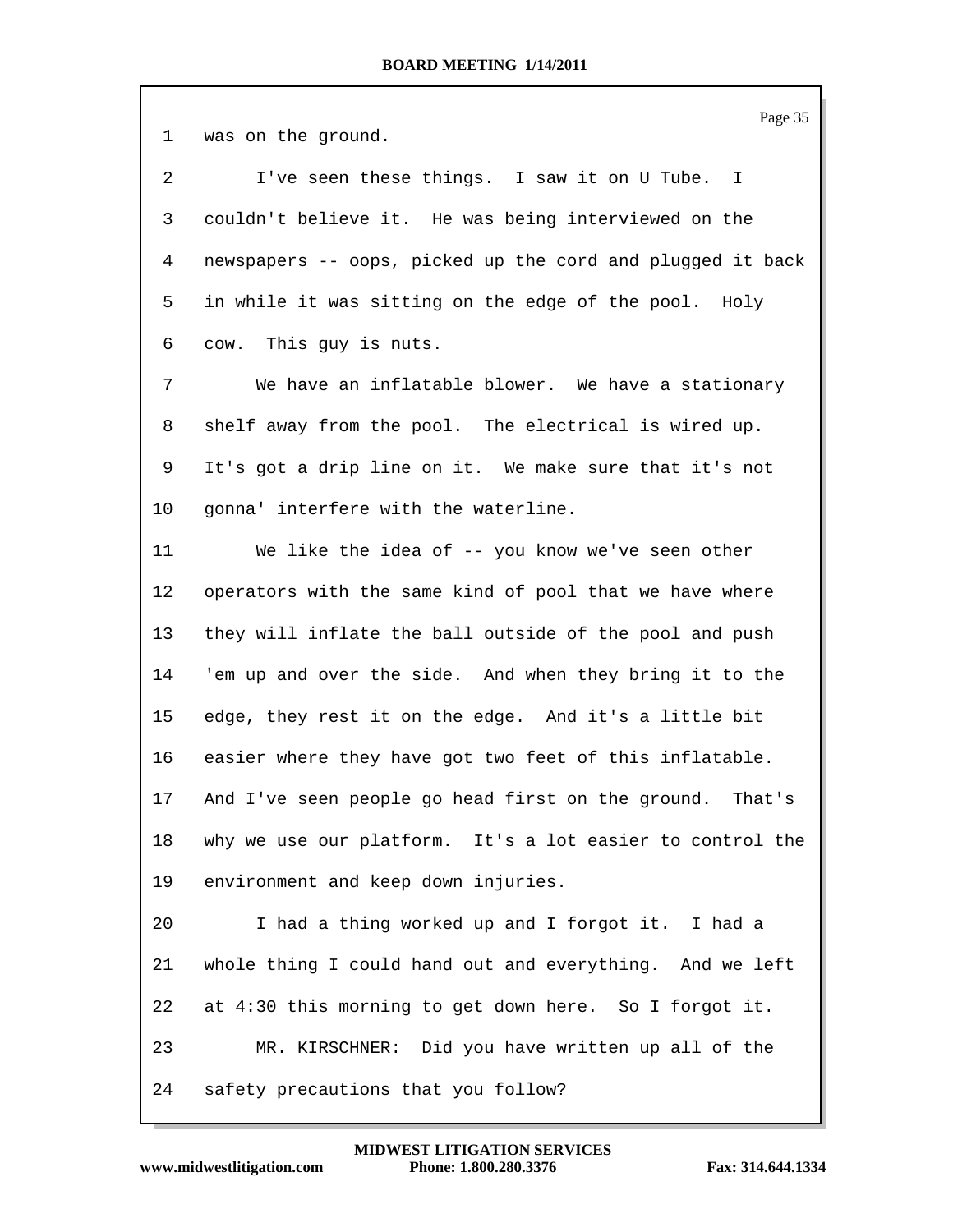was on the ground.

I've seen these things. I saw it on U Tube. I couldn't believe it. He was being interviewed on the newspapers -- oops, picked up the cord and plugged it back in while it was sitting on the edge of the pool. Holy cow. This guy is nuts.

We have an inflatable blower. We have a stationary shelf away from the pool. The electrical is wired up. It's got a drip line on it. We make sure that it's not gonna' interfere with the waterline.

We like the idea of -- you know we've seen other operators with the same kind of pool that we have where they will inflate the ball outside of the pool and push 'em up and over the side. And when they bring it to the edge, they rest it on the edge. And it's a little bit easier where they have got two feet of this inflatable. And I've seen people go head first on the ground. That's why we use our platform. It's a lot easier to control the environment and keep down injuries.

I had a thing worked up and I forgot it. I had a whole thing I could hand out and everything. And we left at 4:30 this morning to get down here. So I forgot it.

MR. KIRSCHNER: Did you have written up all of the safety precautions that you follow?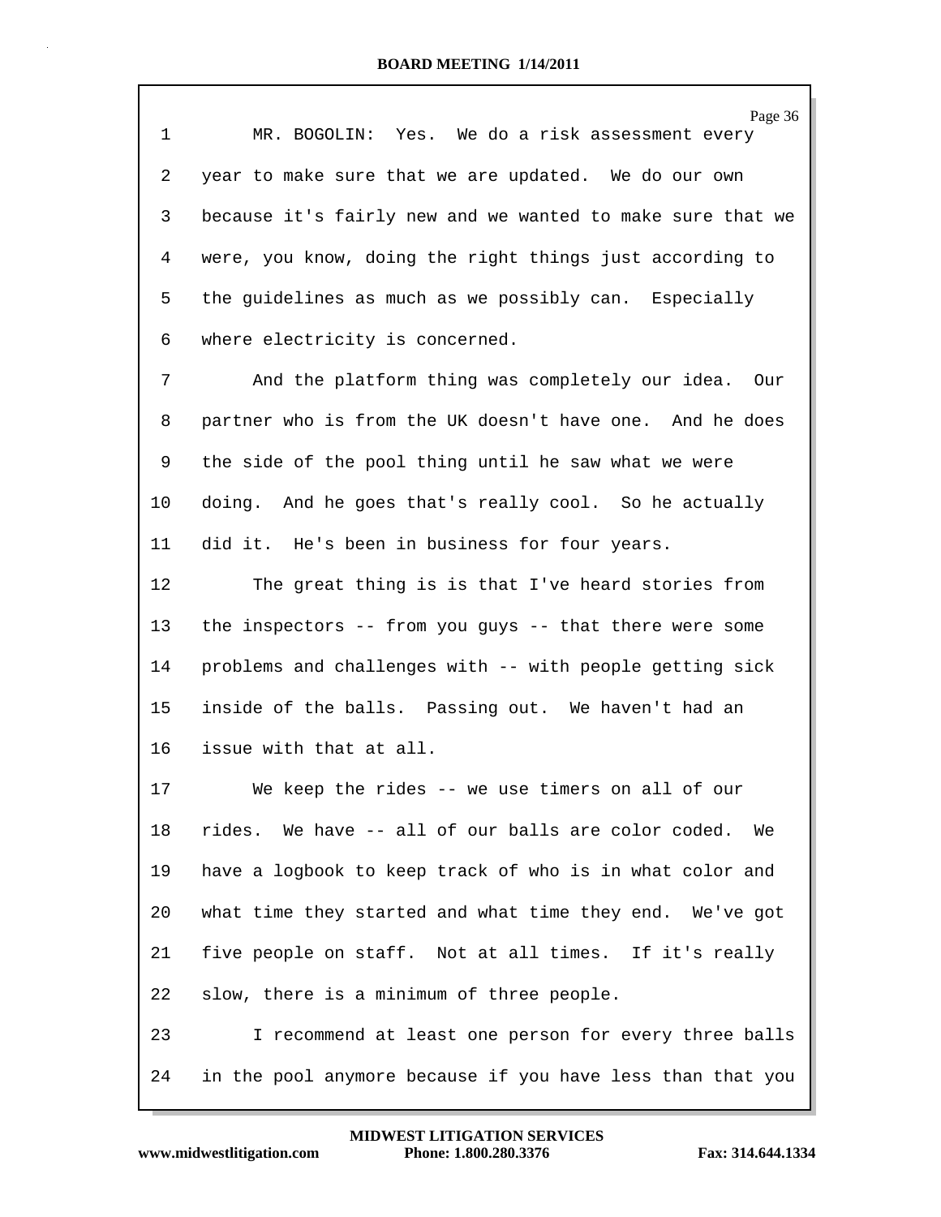1 MR. BOGOLIN: Yes. We do a risk assessment every
2 year to make sure that we are updated. We do our own
3 because it's fairly new and we wanted to make sure that we
4 were, you know, doing the right things just according to
5 the guidelines as much as we possibly can. Especially
6 where electricity is concerned.
7 And the platform thing was completely our idea. Our
8 partner who is from the UK doesn't have one. And he does
9 the side of the pool thing until he saw what we were
10 doing. And he goes that's really cool. So he actually
11 did it. He's been in business for four years.
12 The great thing is is that I've heard stories from
13 the inspectors -- from you guys -- that there were some
14 problems and challenges with -- with people getting sick
15 inside of the balls. Passing out. We haven't had an
16 issue with that at all.
17 We keep the rides -- we use timers on all of our
18 rides. We have -- all of our balls are color coded. We
19 have a logbook to keep track of who is in what color and
20 what time they started and what time they end. We've got
21 five people on staff. Not at all times. If it's really
22 slow, there is a minimum of three people.
23 I recommend at least one person for every three balls
24 in the pool anymore because if you have less than that you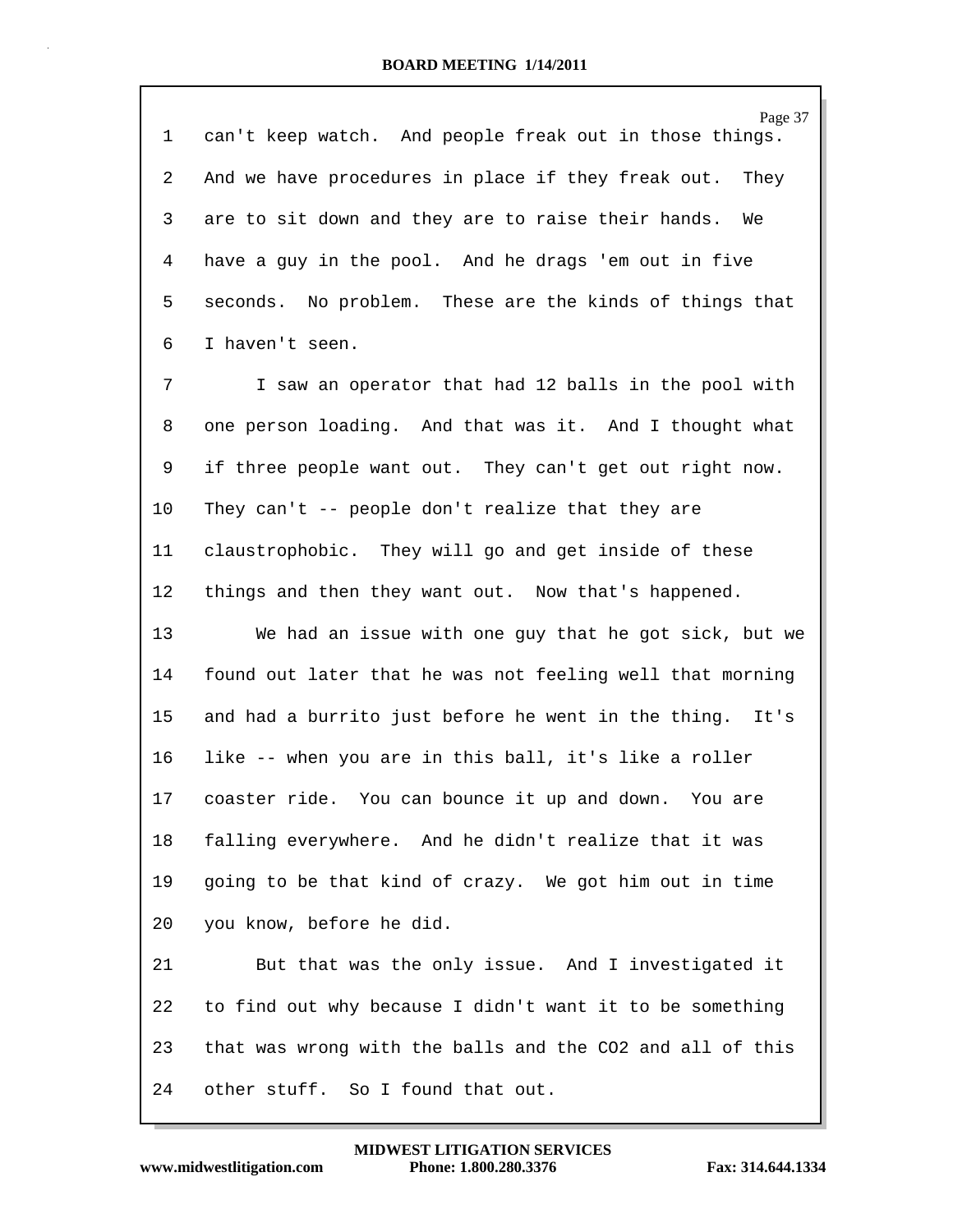can't keep watch. And people freak out in those things. And we have procedures in place if they freak out. They are to sit down and they are to raise their hands. We have a guy in the pool. And he drags 'em out in five seconds. No problem. These are the kinds of things that I haven't seen.

I saw an operator that had 12 balls in the pool with one person loading. And that was it. And I thought what if three people want out. They can't get out right now. They can't -- people don't realize that they are claustrophobic. They will go and get inside of these things and then they want out. Now that's happened.

We had an issue with one guy that he got sick, but we found out later that he was not feeling well that morning and had a burrito just before he went in the thing. It's like -- when you are in this ball, it's like a roller coaster ride. You can bounce it up and down. You are falling everywhere. And he didn't realize that it was going to be that kind of crazy. We got him out in time you know, before he did.

But that was the only issue. And I investigated it to find out why because I didn't want it to be something that was wrong with the balls and the $CO_2$ and all of this other stuff. So I found that out.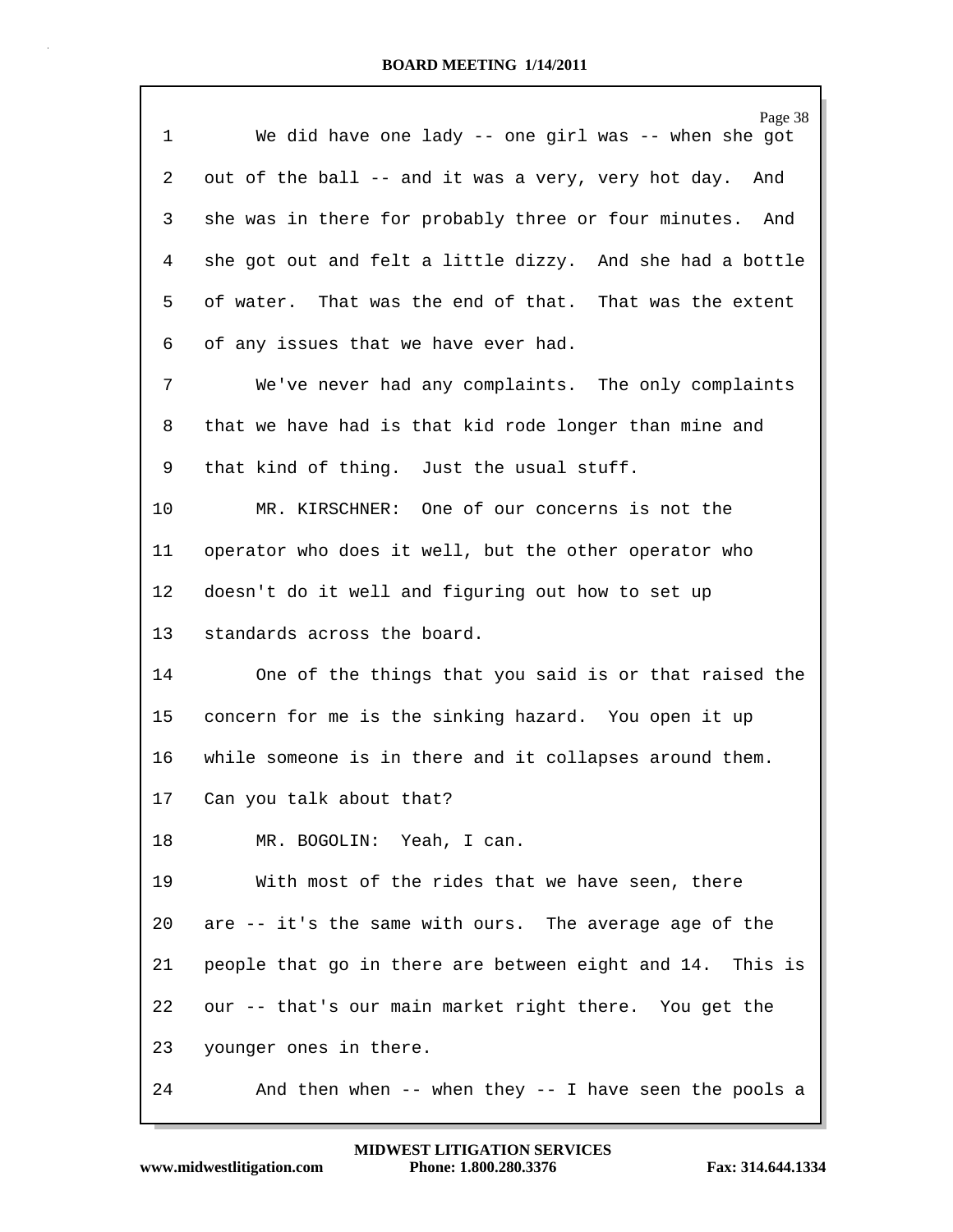We did have one lady -- one girl was -- when she got out of the ball -- and it was a very, very hot day. And she was in there for probably three or four minutes. And she got out and felt a little dizzy. And she had a bottle of water. That was the end of that. That was the extent of any issues that we have ever had.

We've never had any complaints. The only complaints that we have had is that kid rode longer than mine and that kind of thing. Just the usual stuff.

MR. KIRSCHNER: One of our concerns is not the operator who does it well, but the other operator who doesn't do it well and figuring out how to set up standards across the board.

One of the things that you said is or that raised the concern for me is the sinking hazard. You open it up while someone is in there and it collapses around them. Can you talk about that?

MR. BOGOLIN: Yeah, I can.

With most of the rides that we have seen, there are -- it's the same with ours. The average age of the people that go in there are between eight and 14. This is our -- that's our main market right there. You get the younger ones in there.

And then when -- when they -- I have seen the pools a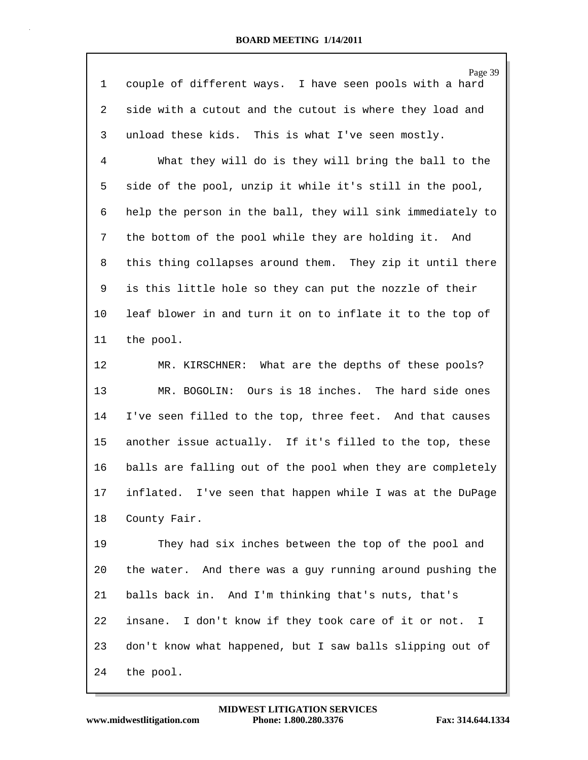couple of different ways. I have seen pools with a hard side with a cutout and the cutout is where they load and unload these kids. This is what I've seen mostly.

What they will do is they will bring the ball to the side of the pool, unzip it while it's still in the pool, help the person in the ball, they will sink immediately to the bottom of the pool while they are holding it. And this thing collapses around them. They zip it until there is this little hole so they can put the nozzle of their leaf blower in and turn it on to inflate it to the top of the pool.

MR. KIRSCHNER: What are the depths of these pools?

MR. BOGOLIN: Ours is 18 inches. The hard side ones I've seen filled to the top, three feet. And that causes another issue actually. If it's filled to the top, these balls are falling out of the pool when they are completely inflated. I've seen that happen while I was at the DuPage County Fair.

They had six inches between the top of the pool and the water. And there was a guy running around pushing the balls back in. And I'm thinking that's nuts, that's insane. I don't know if they took care of it or not. I don't know what happened, but I saw balls slipping out of the pool.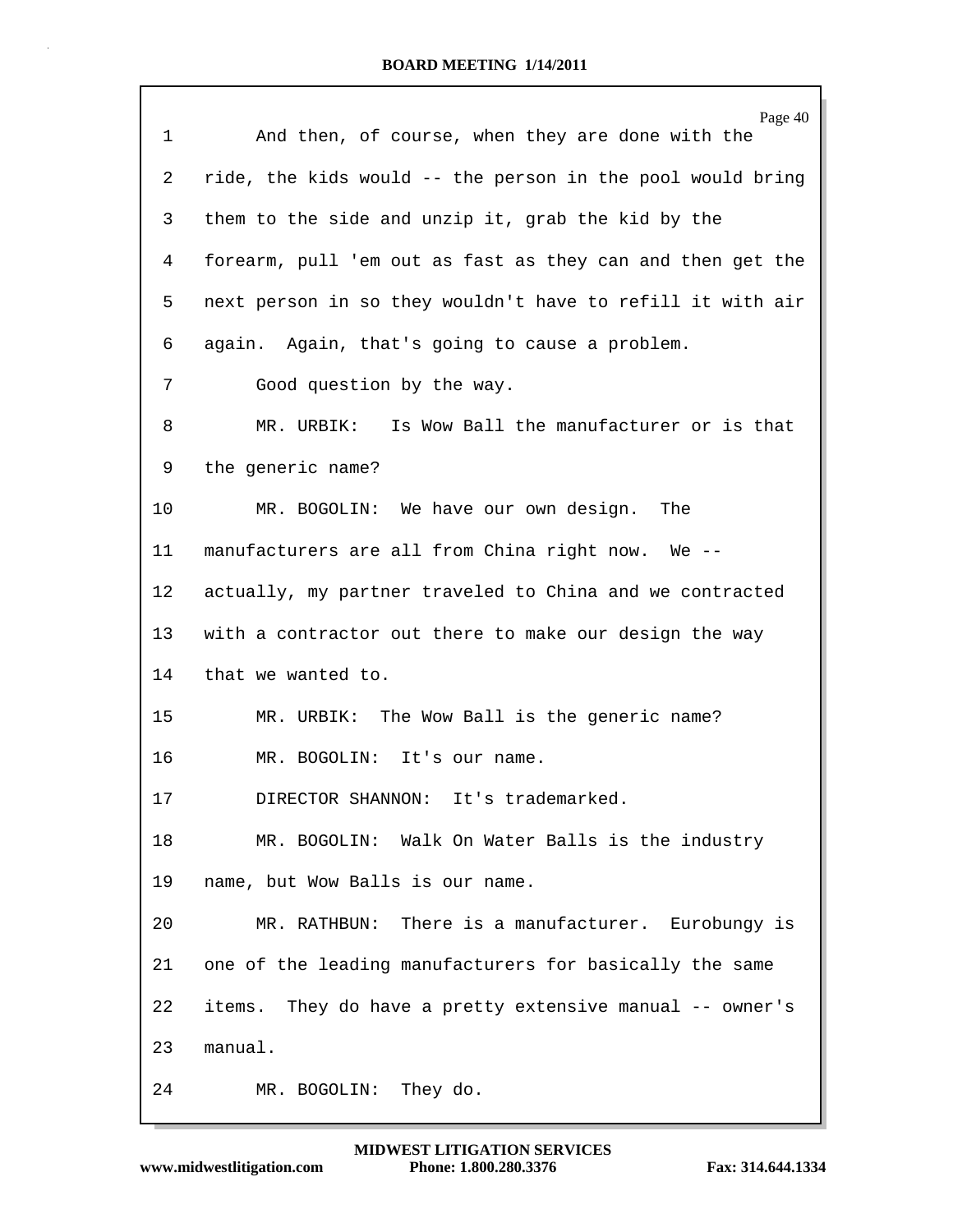1 And then, of course, when they are done with the
2 ride, the kids would -- the person in the pool would bring
3 them to the side and unzip it, grab the kid by the
4 forearm, pull 'em out as fast as they can and then get the
5 next person in so they wouldn't have to refill it with air
6 again. Again, that's going to cause a problem.
7 Good question by the way.
8 MR. URBIK: Is Wow Ball the manufacturer or is that
9 the generic name?
10 MR. BOGOLIN: We have our own design. The
11 manufacturers are all from China right now. We --
12 actually, my partner traveled to China and we contracted
13 with a contractor out there to make our design the way
14 that we wanted to.
15 MR. URBIK: The Wow Ball is the generic name?
16 MR. BOGOLIN: It's our name.
17 DIRECTOR SHANNON: It's trademarked.
18 MR. BOGOLIN: Walk On Water Balls is the industry
19 name, but Wow Balls is our name.
20 MR. RATHBUN: There is a manufacturer. Eurobungy is
21 one of the leading manufacturers for basically the same
22 items. They do have a pretty extensive manual -- owner's
23 manual.
24 MR. BOGOLIN: They do.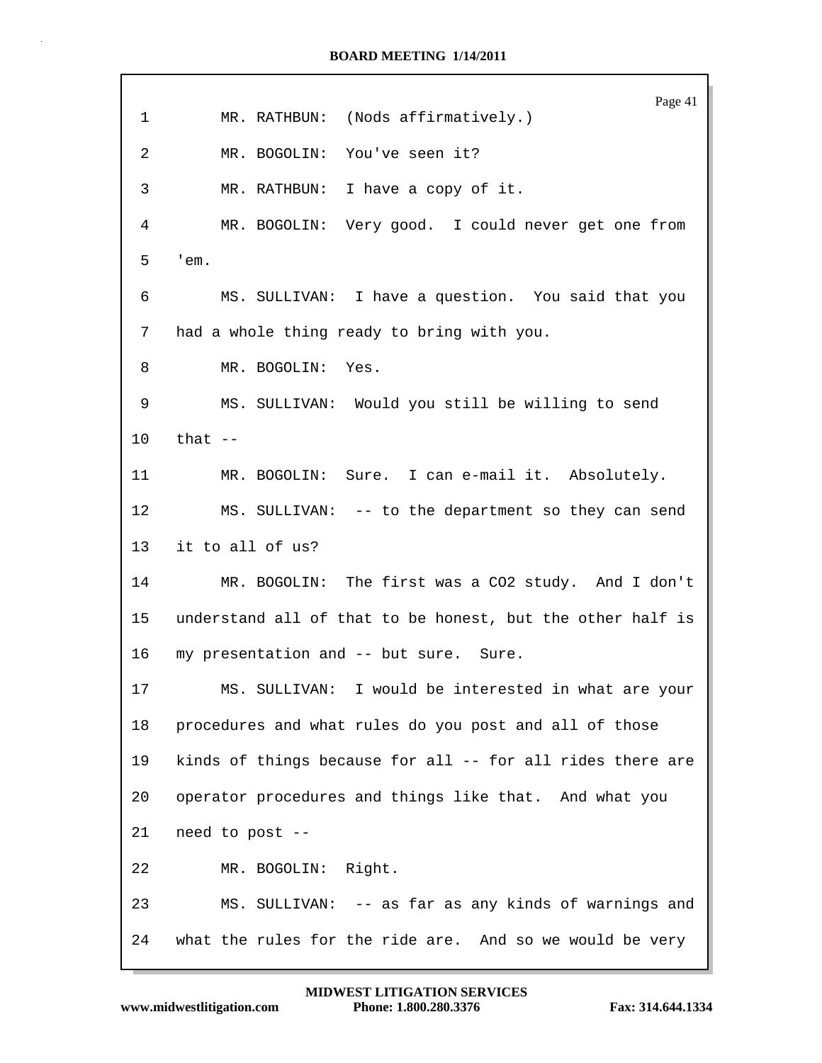1 MR. RATHBUN: (Nods affirmatively.)

2 MR. BOGOLIN: You've seen it?

3 MR. RATHBUN: I have a copy of it.

4 MR. BOGOLIN: Very good. I could never get one from

5 'em.

6 MS. SULLIVAN: I have a question. You said that you

7 had a whole thing ready to bring with you.

8 MR. BOGOLIN: Yes.

9 MS. SULLIVAN: Would you still be willing to send

10 that --

11 MR. BOGOLIN: Sure. I can e-mail it. Absolutely.

12 MS. SULLIVAN: -- to the department so they can send

13 it to all of us?

14 MR. BOGOLIN: The first was a $CO_2$ study. And I don't

15 understand all of that to be honest, but the other half is

16 my presentation and -- but sure. Sure.

17 MS. SULLIVAN: I would be interested in what are your

18 procedures and what rules do you post and all of those

19 kinds of things because for all -- for all rides there are

20 operator procedures and things like that. And what you

21 need to post --

22 MR. BOGOLIN: Right.

23 MS. SULLIVAN: -- as far as any kinds of warnings and

24 what the rules for the ride are. And so we would be very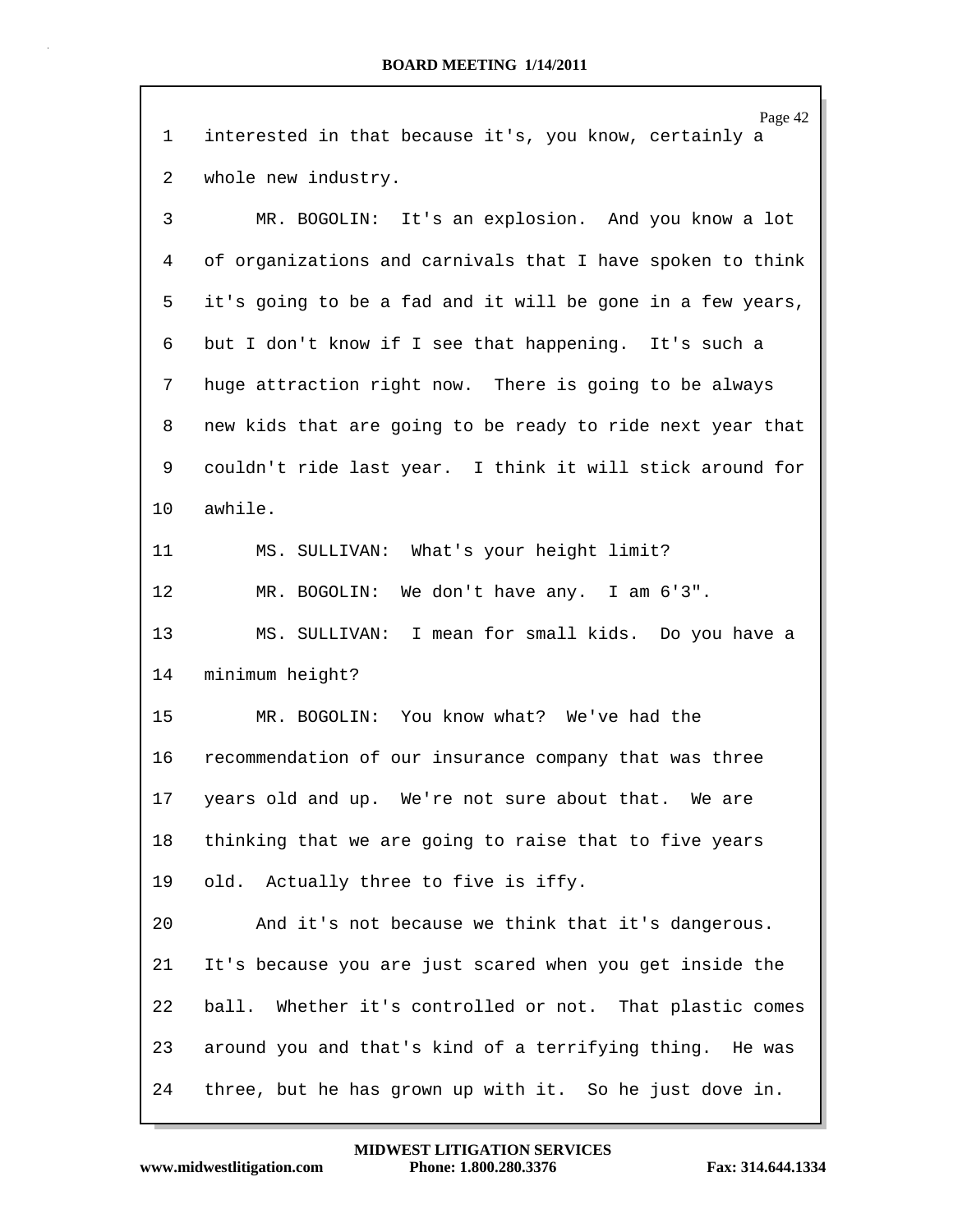1 interested in that because it's, you know, certainly a
2 whole new industry.
3 MR. BOGOLIN: It's an explosion. And you know a lot
4 of organizations and carnivals that I have spoken to think
5 it's going to be a fad and it will be gone in a few years,
6 but I don't know if I see that happening. It's such a
7 huge attraction right now. There is going to be always
8 new kids that are going to be ready to ride next year that
9 couldn't ride last year. I think it will stick around for
10 awhile.
11 MS. SULLIVAN: What's your height limit?
12 MR. BOGOLIN: We don't have any. I am 6'3".
13 MS. SULLIVAN: I mean for small kids. Do you have a
14 minimum height?
15 MR. BOGOLIN: You know what? We've had the
16 recommendation of our insurance company that was three
17 years old and up. We're not sure about that. We are
18 thinking that we are going to raise that to five years
19 old. Actually three to five is iffy.
20 And it's not because we think that it's dangerous.
21 It's because you are just scared when you get inside the
22 ball. Whether it's controlled or not. That plastic comes
23 around you and that's kind of a terrifying thing. He was
24 three, but he has grown up with it. So he just dove in.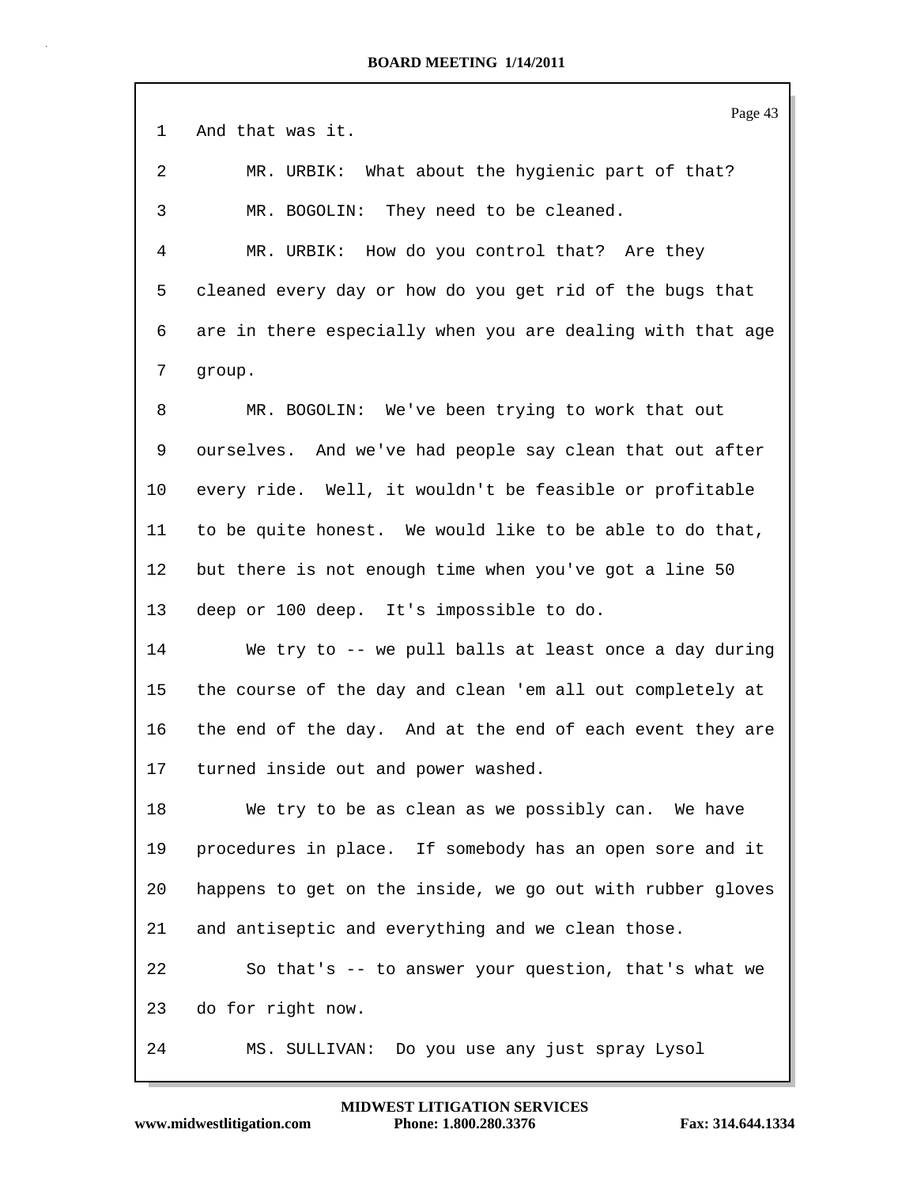1 And that was it.

2 MR. URBIK: What about the hygienic part of that?

3 MR. BOGOLIN: They need to be cleaned.

4 MR. URBIK: How do you control that? Are they

5 cleaned every day or how do you get rid of the bugs that

6 are in there especially when you are dealing with that age

7 group.

8 MR. BOGOLIN: We've been trying to work that out

9 ourselves. And we've had people say clean that out after

10 every ride. Well, it wouldn't be feasible or profitable

11 to be quite honest. We would like to be able to do that,

12 but there is not enough time when you've got a line 50

13 deep or 100 deep. It's impossible to do.

14 We try to -- we pull balls at least once a day during

15 the course of the day and clean 'em all out completely at

16 the end of the day. And at the end of each event they are

17 turned inside out and power washed.

18 We try to be as clean as we possibly can. We have

19 procedures in place. If somebody has an open sore and it

20 happens to get on the inside, we go out with rubber gloves

21 and antiseptic and everything and we clean those.

22 So that's -- to answer your question, that's what we

23 do for right now.

24 MS. SULLIVAN: Do you use any just spray Lysol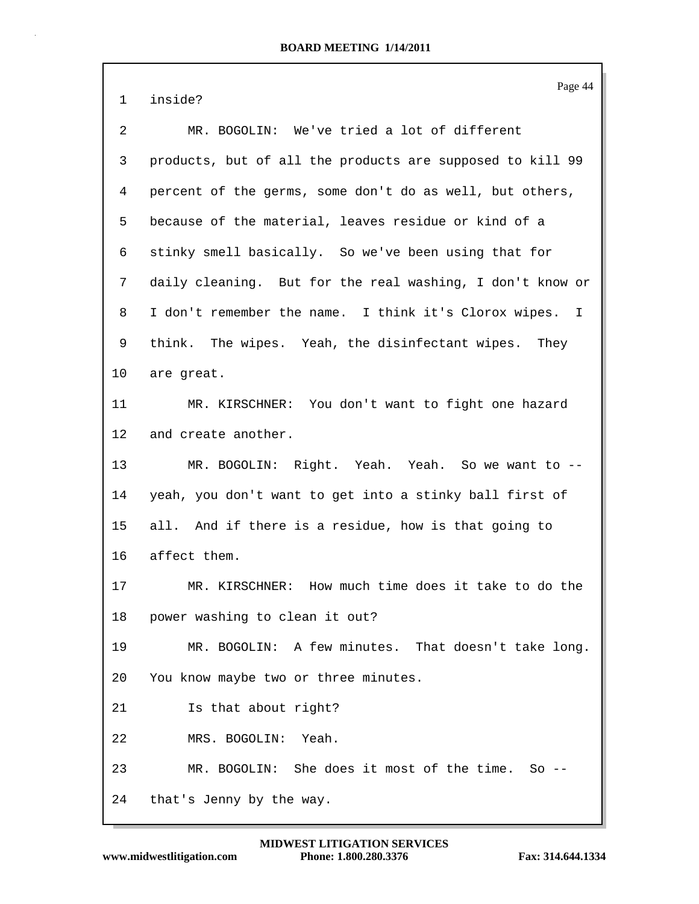1 inside?

2 MR. BOGOLIN: We've tried a lot of different

3 products, but of all the products are supposed to kill 99

4 percent of the germs, some don't do as well, but others,

5 because of the material, leaves residue or kind of a

6 stinky smell basically. So we've been using that for

7 daily cleaning. But for the real washing, I don't know or

8 I don't remember the name. I think it's Clorox wipes. I

9 think. The wipes. Yeah, the disinfectant wipes. They

10 are great.

11 MR. KIRSCHNER: You don't want to fight one hazard

12 and create another.

13 MR. BOGOLIN: Right. Yeah. Yeah. So we want to --

14 yeah, you don't want to get into a stinky ball first of

15 all. And if there is a residue, how is that going to

16 affect them.

17 MR. KIRSCHNER: How much time does it take to do the

18 power washing to clean it out?

19 MR. BOGOLIN: A few minutes. That doesn't take long.

20 You know maybe two or three minutes.

21 Is that about right?

22 MRS. BOGOLIN: Yeah.

23 MR. BOGOLIN: She does it most of the time. So --

24 that's Jenny by the way.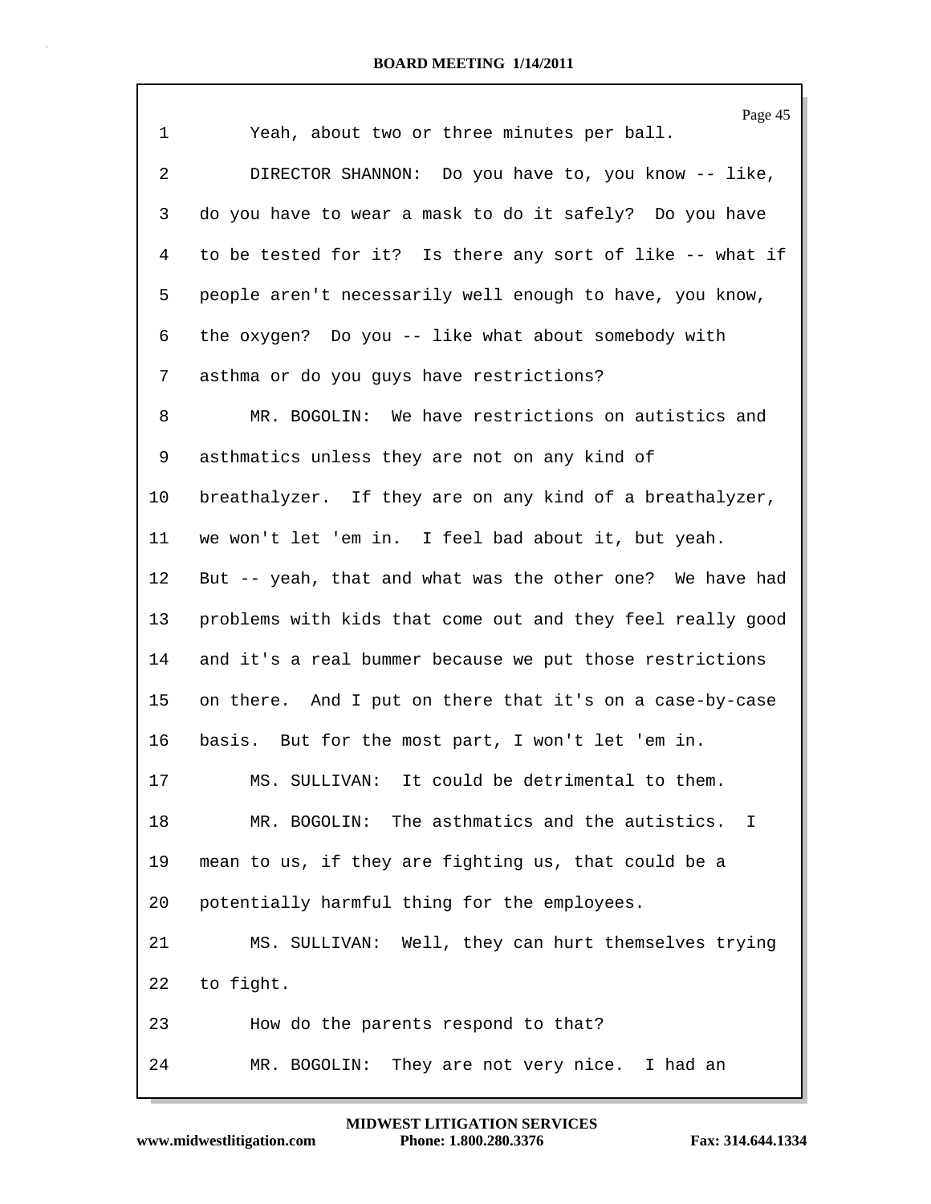1 Yeah, about two or three minutes per ball.

2 DIRECTOR SHANNON: Do you have to, you know -- like,

3 do you have to wear a mask to do it safely? Do you have

4 to be tested for it? Is there any sort of like -- what if

5 people aren't necessarily well enough to have, you know,

6 the oxygen? Do you -- like what about somebody with

7 asthma or do you guys have restrictions?

8 MR. BOGOLIN: We have restrictions on autistics and

9 asthmatics unless they are not on any kind of

10 breathalyzer. If they are on any kind of a breathalyzer,

11 we won't let 'em in. I feel bad about it, but yeah.

12 But -- yeah, that and what was the other one? We have had

13 problems with kids that come out and they feel really good

14 and it's a real bummer because we put those restrictions

15 on there. And I put on there that it's on a case-by-case

16 basis. But for the most part, I won't let 'em in.

17 MS. SULLIVAN: It could be detrimental to them.

18 MR. BOGOLIN: The asthmatics and the autistics. I

19 mean to us, if they are fighting us, that could be a

20 potentially harmful thing for the employees.

21 MS. SULLIVAN: Well, they can hurt themselves trying

22 to fight.

23 How do the parents respond to that?

24 MR. BOGOLIN: They are not very nice. I had an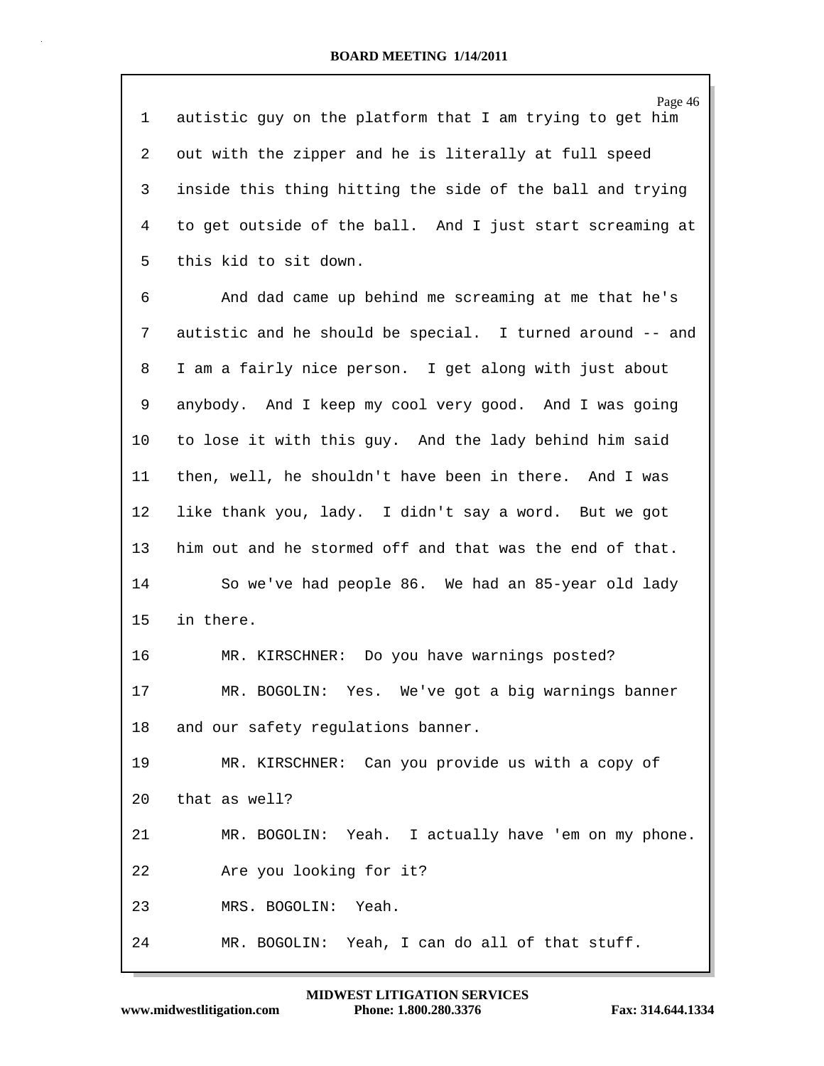autistic guy on the platform that I am trying to get him out with the zipper and he is literally at full speed inside this thing hitting the side of the ball and trying to get outside of the ball. And I just start screaming at this kid to sit down.

And dad came up behind me screaming at me that he's autistic and he should be special. I turned around -- and I am a fairly nice person. I get along with just about anybody. And I keep my cool very good. And I was going to lose it with this guy. And the lady behind him said then, well, he shouldn't have been in there. And I was like thank you, lady. I didn't say a word. But we got him out and he stormed off and that was the end of that.

So we've had people 86. We had an 85-year old lady in there.

MR. KIRSCHNER: Do you have warnings posted?

MR. BOGOLIN: Yes. We've got a big warnings banner and our safety regulations banner.

MR. KIRSCHNER: Can you provide us with a copy of that as well?

MR. BOGOLIN: Yeah. I actually have 'em on my phone. Are you looking for it?

MRS. BOGOLIN: Yeah.

MR. BOGOLIN: Yeah, I can do all of that stuff.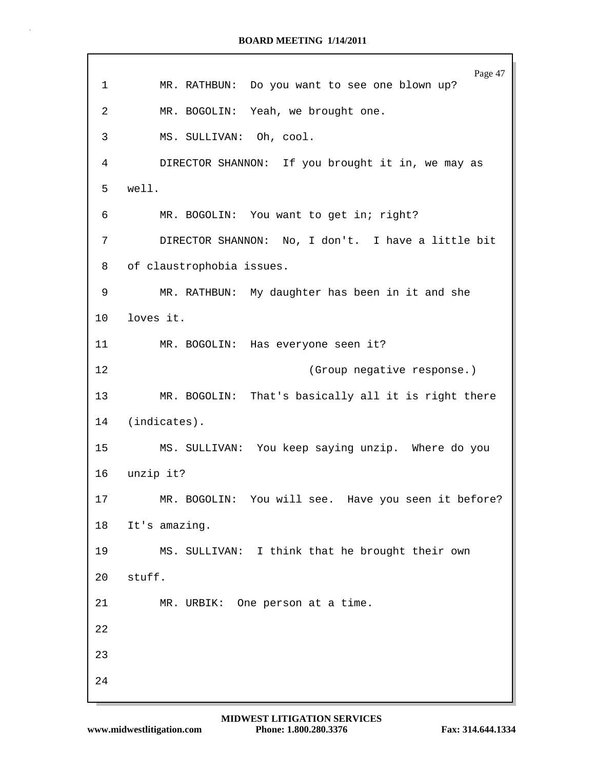MR. RATHBUN: Do you want to see one blown up?

MR. BOGOLIN: Yeah, we brought one.

MS. SULLIVAN: Oh, cool.

DIRECTOR SHANNON: If you brought it in, we may as well.

MR. BOGOLIN: You want to get in; right?

DIRECTOR SHANNON: No, I don't. I have a little bit of claustrophobia issues.

MR. RATHBUN: My daughter has been in it and she loves it.

MR. BOGOLIN: Has everyone seen it?

(Group negative response.)

MR. BOGOLIN: That's basically all it is right there (indicates).

MS. SULLIVAN: You keep saying unzip. Where do you unzip it?

MR. BOGOLIN: You will see. Have you seen it before? It's amazing.

MS. SULLIVAN: I think that he brought their own stuff.

MR. URBIK: One person at a time.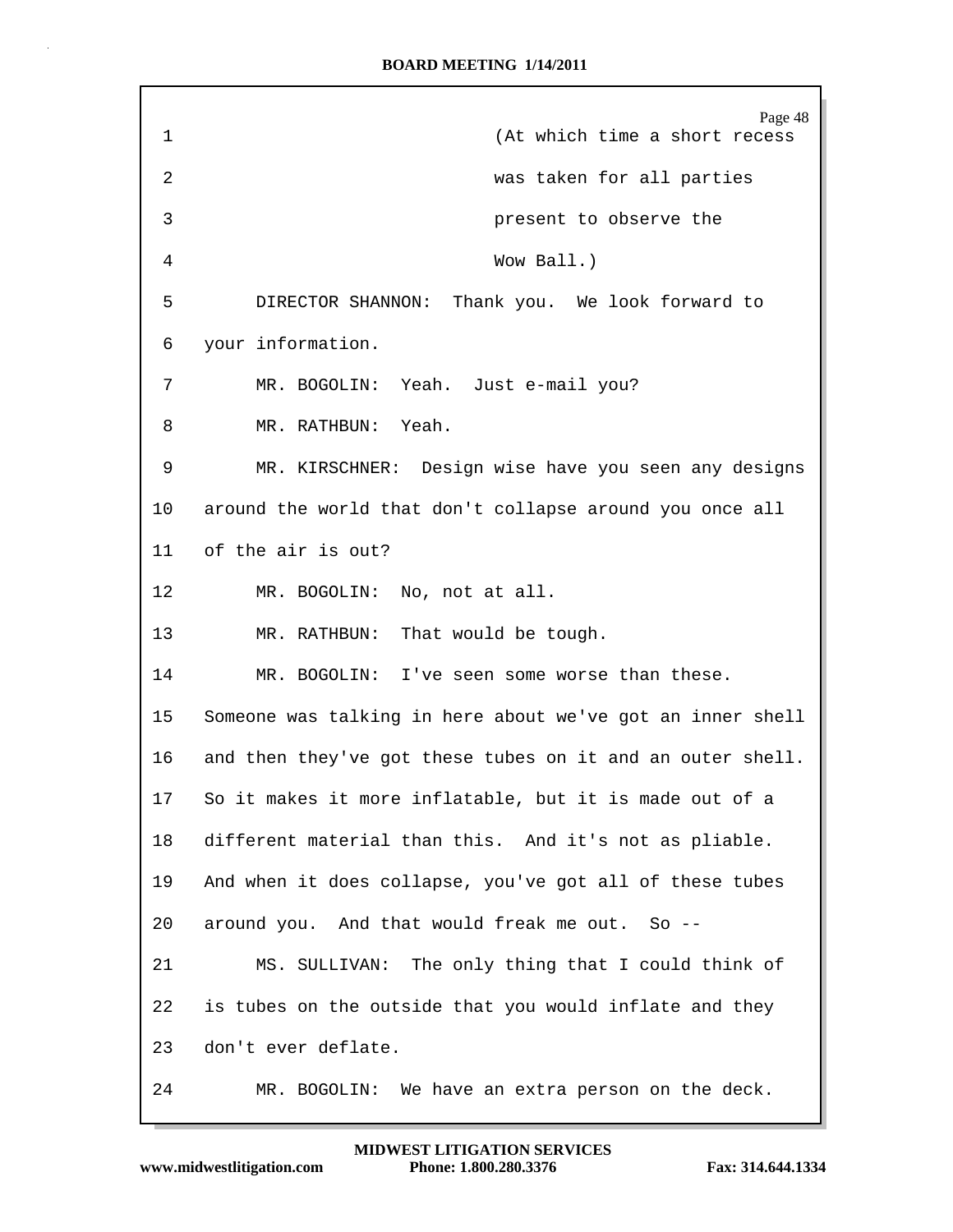(At which time a short recess was taken for all parties present to observe the Wow Ball.)

DIRECTOR SHANNON: Thank you. We look forward to your information.

MR. BOGOLIN: Yeah. Just e-mail you?

MR. RATHBUN: Yeah.

MR. KIRSCHNER: Design wise have you seen any designs around the world that don't collapse around you once all of the air is out?

MR. BOGOLIN: No, not at all.

MR. RATHBUN: That would be tough.

MR. BOGOLIN: I've seen some worse than these. Someone was talking in here about we've got an inner shell and then they've got these tubes on it and an outer shell. So it makes it more inflatable, but it is made out of a different material than this. And it's not as pliable. And when it does collapse, you've got all of these tubes around you. And that would freak me out. So --

MS. SULLIVAN: The only thing that I could think of is tubes on the outside that you would inflate and they don't ever deflate.

MR. BOGOLIN: We have an extra person on the deck.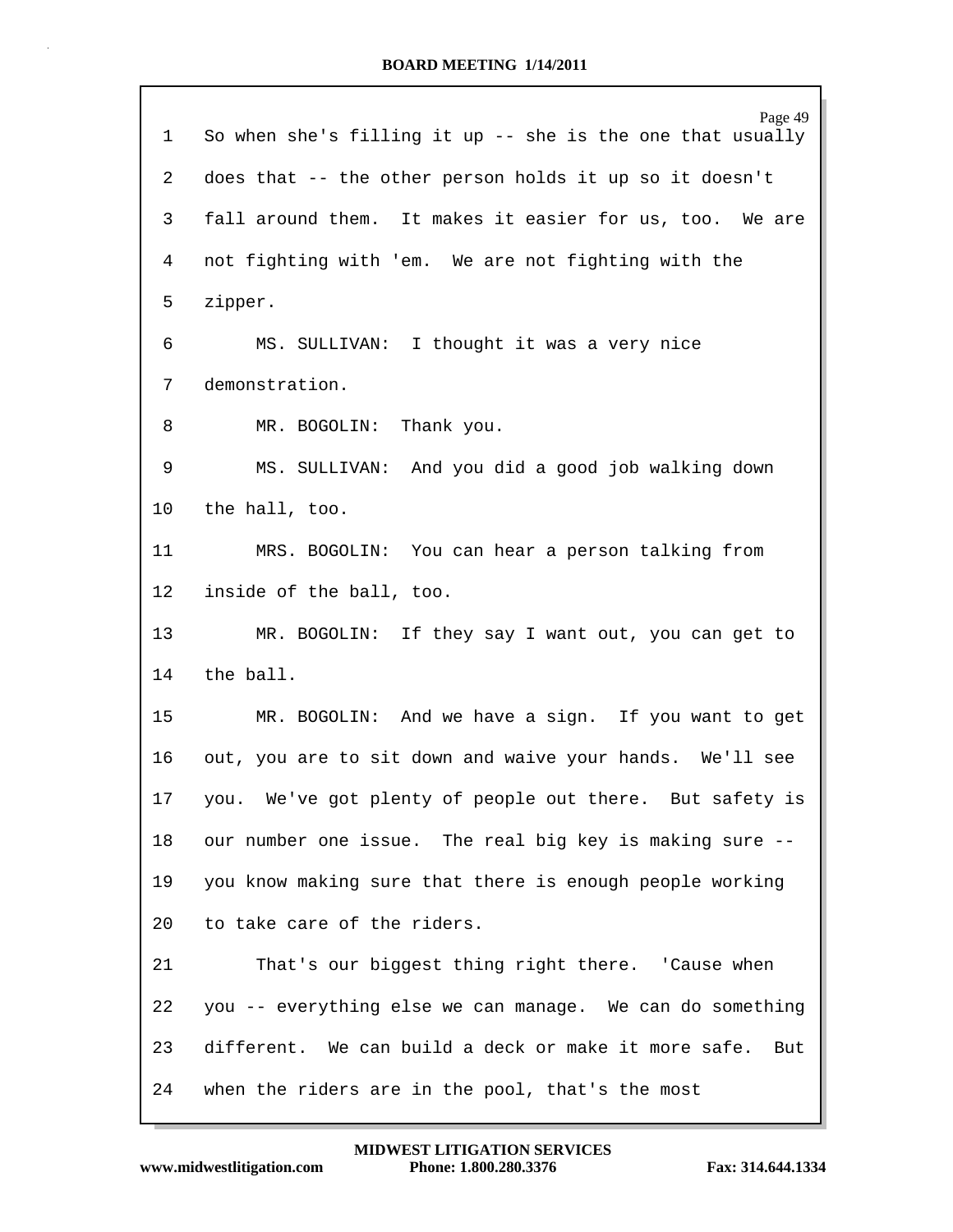So when she's filling it up -- she is the one that usually does that -- the other person holds it up so it doesn't fall around them. It makes it easier for us, too. We are not fighting with 'em. We are not fighting with the zipper.

MS. SULLIVAN: I thought it was a very nice demonstration.

MR. BOGOLIN: Thank you.

MS. SULLIVAN: And you did a good job walking down the hall, too.

MRS. BOGOLIN: You can hear a person talking from inside of the ball, too.

MR. BOGOLIN: If they say I want out, you can get to the ball.

MR. BOGOLIN: And we have a sign. If you want to get out, you are to sit down and waive your hands. We'll see you. We've got plenty of people out there. But safety is our number one issue. The real big key is making sure -- you know making sure that there is enough people working to take care of the riders.

That's our biggest thing right there. 'Cause when you -- everything else we can manage. We can do something different. We can build a deck or make it more safe. But when the riders are in the pool, that's the most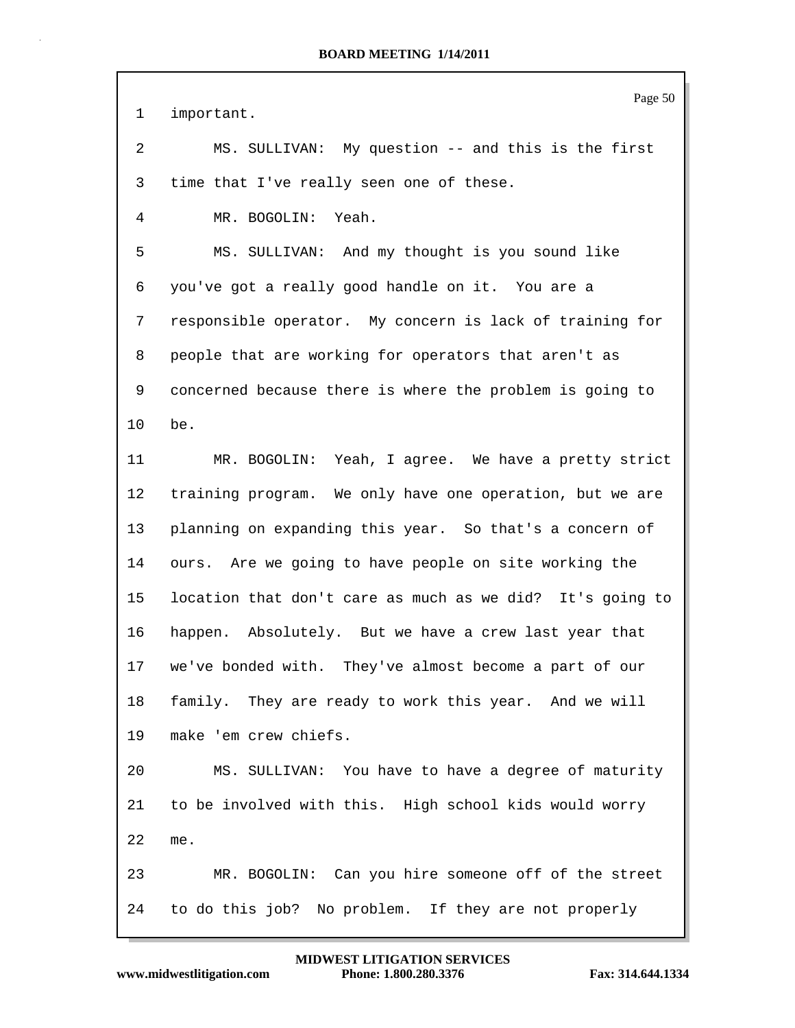important.

MS. SULLIVAN: My question -- and this is the first time that I've really seen one of these.

MR. BOGOLIN: Yeah.

MS. SULLIVAN: And my thought is you sound like you've got a really good handle on it. You are a responsible operator. My concern is lack of training for people that are working for operators that aren't as concerned because there is where the problem is going to be.

MR. BOGOLIN: Yeah, I agree. We have a pretty strict training program. We only have one operation, but we are planning on expanding this year. So that's a concern of ours. Are we going to have people on site working the location that don't care as much as we did? It's going to happen. Absolutely. But we have a crew last year that we've bonded with. They've almost become a part of our family. They are ready to work this year. And we will make 'em crew chiefs.

MS. SULLIVAN: You have to have a degree of maturity to be involved with this. High school kids would worry me.

MR. BOGOLIN: Can you hire someone off of the street to do this job? No problem. If they are not properly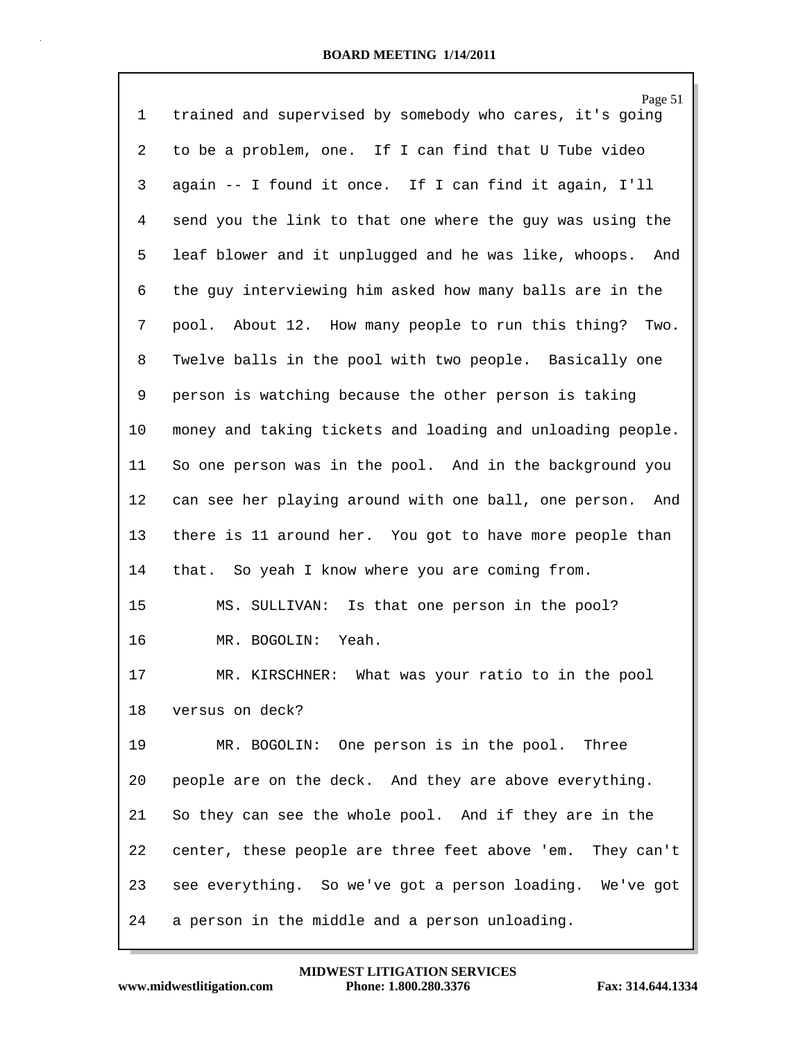trained and supervised by somebody who cares, it's going to be a problem, one. If I can find that U Tube video again -- I found it once. If I can find it again, I'll send you the link to that one where the guy was using the leaf blower and it unplugged and he was like, whoops. And the guy interviewing him asked how many balls are in the pool. About 12. How many people to run this thing? Two. Twelve balls in the pool with two people. Basically one person is watching because the other person is taking money and taking tickets and loading and unloading people. So one person was in the pool. And in the background you can see her playing around with one ball, one person. And there is 11 around her. You got to have more people than that. So yeah I know where you are coming from.

MS. SULLIVAN: Is that one person in the pool?

MR. BOGOLIN: Yeah.

MR. KIRSCHNER: What was your ratio to in the pool versus on deck?

MR. BOGOLIN: One person is in the pool. Three people are on the deck. And they are above everything. So they can see the whole pool. And if they are in the center, these people are three feet above 'em. They can't see everything. So we've got a person loading. We've got a person in the middle and a person unloading.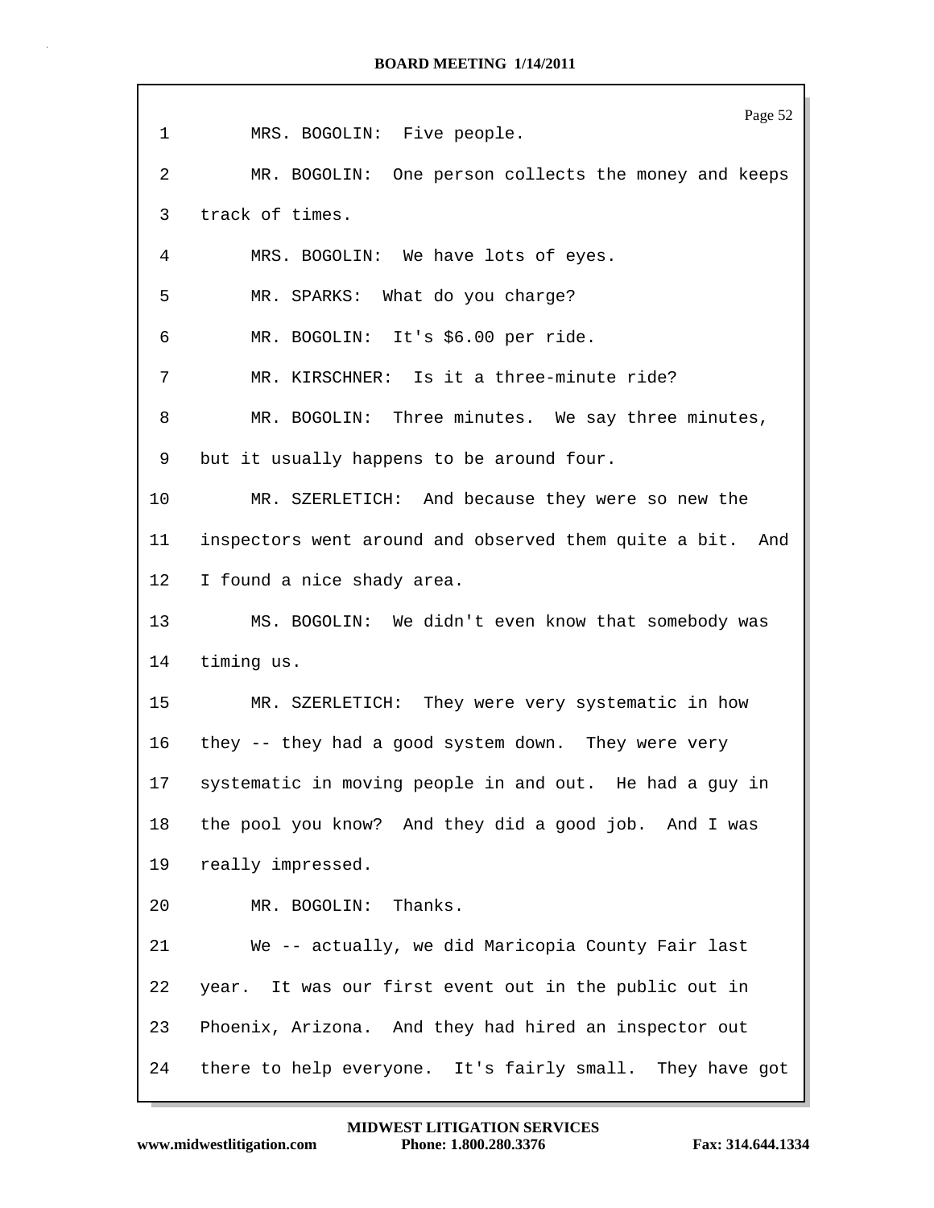1 MRS. BOGOLIN: Five people.

2 MR. BOGOLIN: One person collects the money and keeps

3 track of times.

4 MRS. BOGOLIN: We have lots of eyes.

5 MR. SPARKS: What do you charge?

6 MR. BOGOLIN: It's $6.00 per ride.

7 MR. KIRSCHNER: Is it a three-minute ride?

8 MR. BOGOLIN: Three minutes. We say three minutes,

9 but it usually happens to be around four.

10 MR. SZERLETICH: And because they were so new the

11 inspectors went around and observed them quite a bit. And

12 I found a nice shady area.

13 MS. BOGOLIN: We didn't even know that somebody was

14 timing us.

15 MR. SZERLETICH: They were very systematic in how

16 they -- they had a good system down. They were very

17 systematic in moving people in and out. He had a guy in

18 the pool you know? And they did a good job. And I was

19 really impressed.

20 MR. BOGOLIN: Thanks.

21 We -- actually, we did Maricopia County Fair last

22 year. It was our first event out in the public out in

23 Phoenix, Arizona. And they had hired an inspector out

24 there to help everyone. It's fairly small. They have got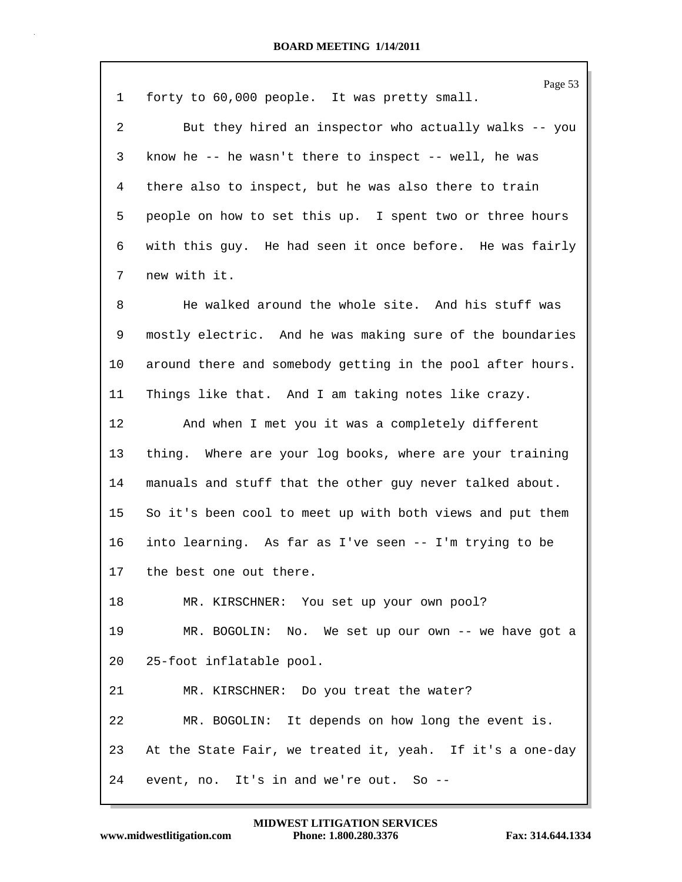1 forty to 60,000 people. It was pretty small.

2 But they hired an inspector who actually walks -- you

3 know he -- he wasn't there to inspect -- well, he was

4 there also to inspect, but he was also there to train

5 people on how to set this up. I spent two or three hours

6 with this guy. He had seen it once before. He was fairly

7 new with it.

8 He walked around the whole site. And his stuff was

9 mostly electric. And he was making sure of the boundaries

10 around there and somebody getting in the pool after hours.

11 Things like that. And I am taking notes like crazy.

12 And when I met you it was a completely different

13 thing. Where are your log books, where are your training

14 manuals and stuff that the other guy never talked about.

15 So it's been cool to meet up with both views and put them

16 into learning. As far as I've seen -- I'm trying to be

17 the best one out there.

18 MR. KIRSCHNER: You set up your own pool?

19 MR. BOGOLIN: No. We set up our own -- we have got a

20 25-foot inflatable pool.

21 MR. KIRSCHNER: Do you treat the water?

22 MR. BOGOLIN: It depends on how long the event is.

23 At the State Fair, we treated it, yeah. If it's a one-day

24 event, no. It's in and we're out. So --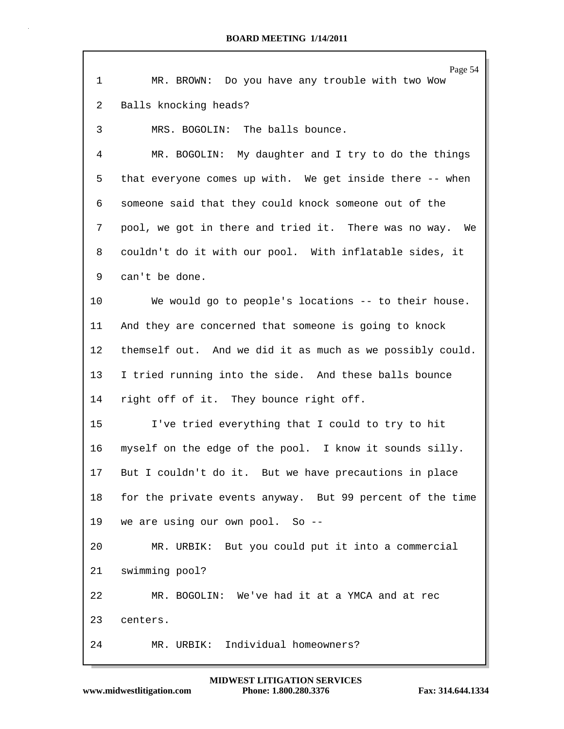MR. BROWN: Do you have any trouble with two Wow Balls knocking heads?

MRS. BOGOLIN: The balls bounce.

MR. BOGOLIN: My daughter and I try to do the things that everyone comes up with. We get inside there -- when someone said that they could knock someone out of the pool, we got in there and tried it. There was no way. We couldn't do it with our pool. With inflatable sides, it can't be done.

We would go to people's locations -- to their house. And they are concerned that someone is going to knock themself out. And we did it as much as we possibly could. I tried running into the side. And these balls bounce right off of it. They bounce right off.

I've tried everything that I could to try to hit myself on the edge of the pool. I know it sounds silly. But I couldn't do it. But we have precautions in place for the private events anyway. But 99 percent of the time we are using our own pool. So --

MR. URBIK: But you could put it into a commercial swimming pool?

MR. BOGOLIN: We've had it at a YMCA and at rec centers.

MR. URBIK: Individual homeowners?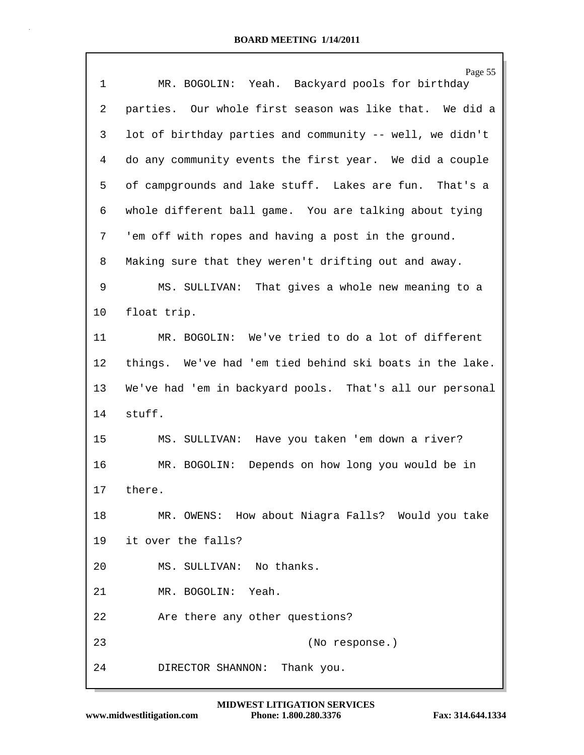MR. BOGOLIN: Yeah. Backyard pools for birthday parties. Our whole first season was like that. We did a lot of birthday parties and community -- well, we didn't do any community events the first year. We did a couple of campgrounds and lake stuff. Lakes are fun. That's a whole different ball game. You are talking about tying 'em off with ropes and having a post in the ground. Making sure that they weren't drifting out and away.

MS. SULLIVAN: That gives a whole new meaning to a float trip.

MR. BOGOLIN: We've tried to do a lot of different things. We've had 'em tied behind ski boats in the lake. We've had 'em in backyard pools. That's all our personal stuff.

MS. SULLIVAN: Have you taken 'em down a river?

MR. BOGOLIN: Depends on how long you would be in there.

MR. OWENS: How about Niagra Falls? Would you take it over the falls?

MS. SULLIVAN: No thanks.

MR. BOGOLIN: Yeah.

Are there any other questions?

(No response.)

DIRECTOR SHANNON: Thank you.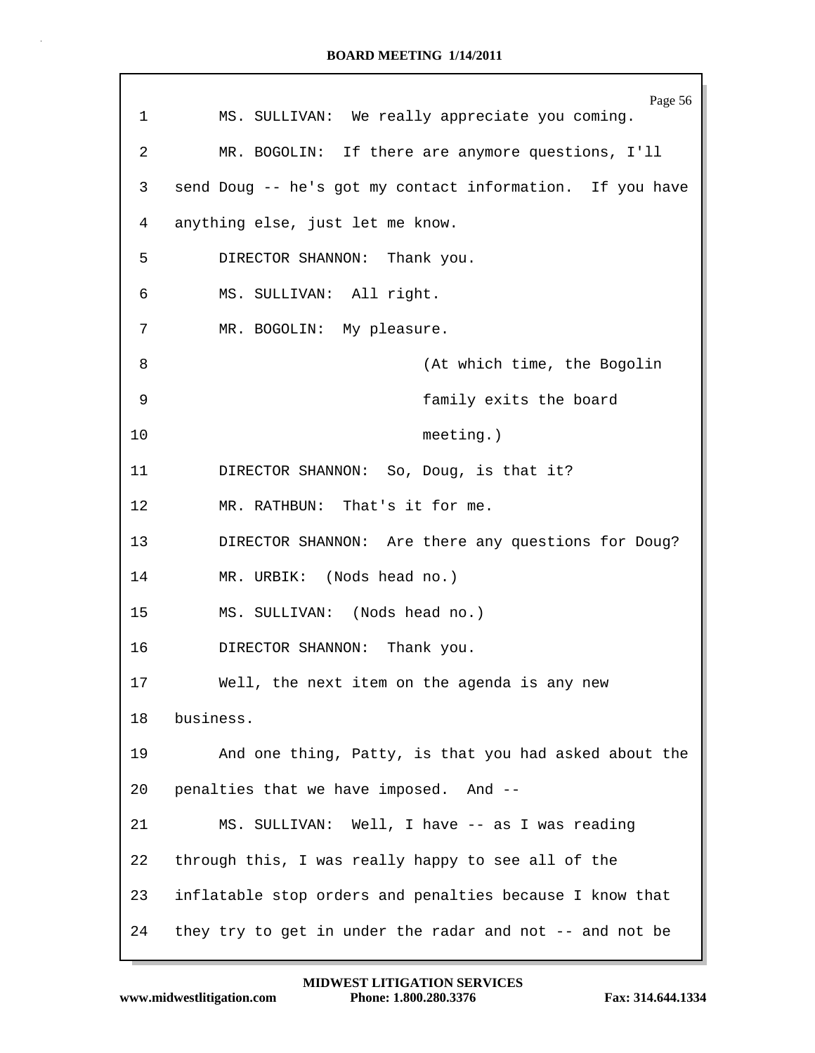1 MS. SULLIVAN: We really appreciate you coming.

2 MR. BOGOLIN: If there are anymore questions, I'll

3 send Doug -- he's got my contact information. If you have

4 anything else, just let me know.

5 DIRECTOR SHANNON: Thank you.

6 MS. SULLIVAN: All right.

7 MR. BOGOLIN: My pleasure.

8 (At which time, the Bogolin

9 family exits the board

10 meeting.)

11 DIRECTOR SHANNON: So, Doug, is that it?

12 MR. RATHBUN: That's it for me.

13 DIRECTOR SHANNON: Are there any questions for Doug?

14 MR. URBIK: (Nods head no.)

15 MS. SULLIVAN: (Nods head no.)

16 DIRECTOR SHANNON: Thank you.

17 Well, the next item on the agenda is any new

18 business.

19 And one thing, Patty, is that you had asked about the

20 penalties that we have imposed. And --

21 MS. SULLIVAN: Well, I have -- as I was reading

22 through this, I was really happy to see all of the

23 inflatable stop orders and penalties because I know that

24 they try to get in under the radar and not -- and not be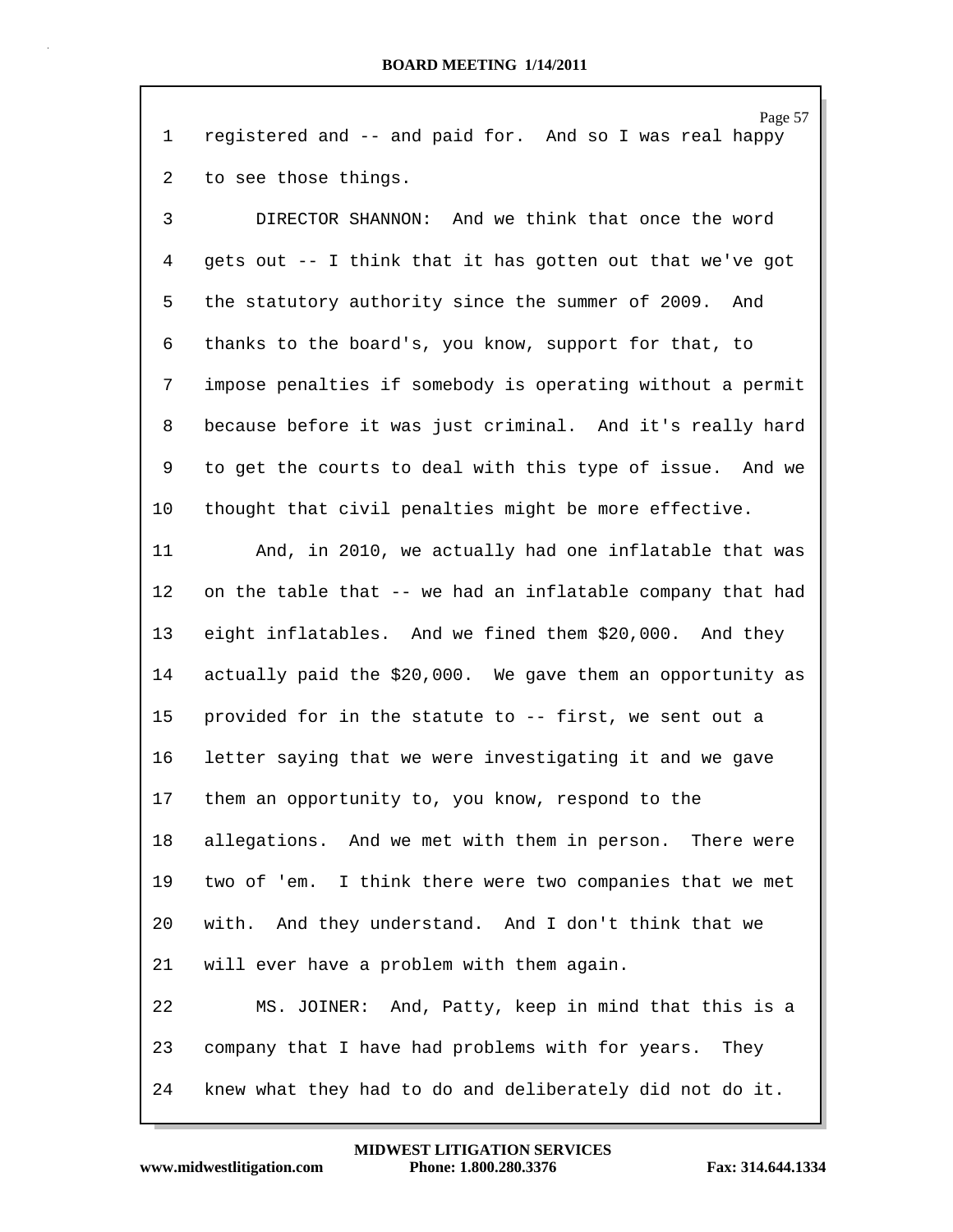1 registered and -- and paid for. And so I was real happy

2 to see those things.

3 DIRECTOR SHANNON: And we think that once the word

4 gets out -- I think that it has gotten out that we've got

5 the statutory authority since the summer of 2009. And

6 thanks to the board's, you know, support for that, to

7 impose penalties if somebody is operating without a permit

8 because before it was just criminal. And it's really hard

9 to get the courts to deal with this type of issue. And we

10 thought that civil penalties might be more effective.

11 And, in 2010, we actually had one inflatable that was

12 on the table that -- we had an inflatable company that had

13 eight inflatables. And we fined them $20,000. And they

14 actually paid the $20,000. We gave them an opportunity as

15 provided for in the statute to -- first, we sent out a

16 letter saying that we were investigating it and we gave

17 them an opportunity to, you know, respond to the

18 allegations. And we met with them in person. There were

19 two of 'em. I think there were two companies that we met

20 with. And they understand. And I don't think that we

21 will ever have a problem with them again.

22 MS. JOINER: And, Patty, keep in mind that this is a

23 company that I have had problems with for years. They

24 knew what they had to do and deliberately did not do it.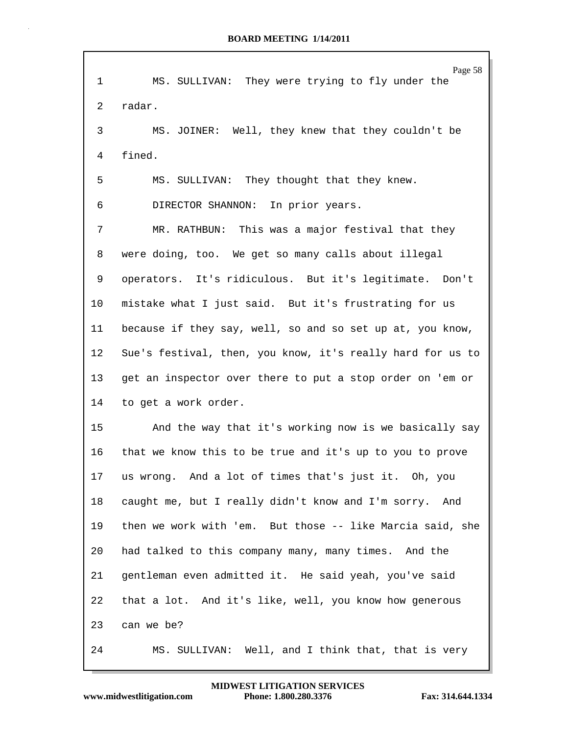1 MS. SULLIVAN: They were trying to fly under the
2 radar.
3 MS. JOINER: Well, they knew that they couldn't be
4 fined.
5 MS. SULLIVAN: They thought that they knew.
6 DIRECTOR SHANNON: In prior years.
7 MR. RATHBUN: This was a major festival that they
8 were doing, too. We get so many calls about illegal
9 operators. It's ridiculous. But it's legitimate. Don't
10 mistake what I just said. But it's frustrating for us
11 because if they say, well, so and so set up at, you know,
12 Sue's festival, then, you know, it's really hard for us to
13 get an inspector over there to put a stop order on 'em or
14 to get a work order.
15 And the way that it's working now is we basically say
16 that we know this to be true and it's up to you to prove
17 us wrong. And a lot of times that's just it. Oh, you
18 caught me, but I really didn't know and I'm sorry. And
19 then we work with 'em. But those -- like Marcia said, she
20 had talked to this company many, many times. And the
21 gentleman even admitted it. He said yeah, you've said
22 that a lot. And it's like, well, you know how generous
23 can we be?
24 MS. SULLIVAN: Well, and I think that, that is very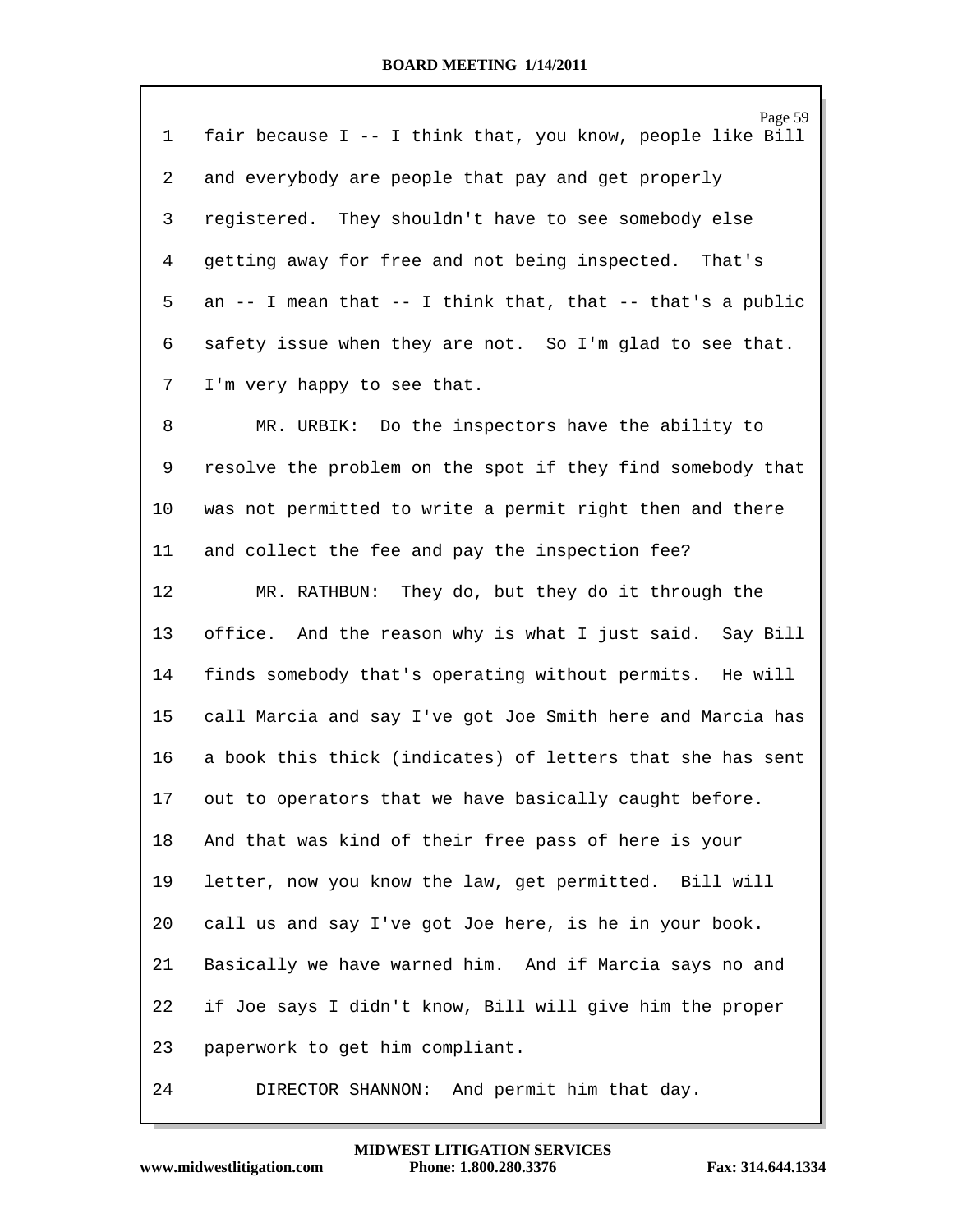1 fair because I -- I think that, you know, people like Bill

2 and everybody are people that pay and get properly

3 registered. They shouldn't have to see somebody else

4 getting away for free and not being inspected. That's

5 an -- I mean that -- I think that, that -- that's a public

6 safety issue when they are not. So I'm glad to see that.

7 I'm very happy to see that.

8 MR. URBIK: Do the inspectors have the ability to

9 resolve the problem on the spot if they find somebody that

10 was not permitted to write a permit right then and there

11 and collect the fee and pay the inspection fee?

12 MR. RATHBUN: They do, but they do it through the

13 office. And the reason why is what I just said. Say Bill

14 finds somebody that's operating without permits. He will

15 call Marcia and say I've got Joe Smith here and Marcia has

16 a book this thick (indicates) of letters that she has sent

17 out to operators that we have basically caught before.

18 And that was kind of their free pass of here is your

19 letter, now you know the law, get permitted. Bill will

20 call us and say I've got Joe here, is he in your book.

21 Basically we have warned him. And if Marcia says no and

22 if Joe says I didn't know, Bill will give him the proper

23 paperwork to get him compliant.

24 DIRECTOR SHANNON: And permit him that day.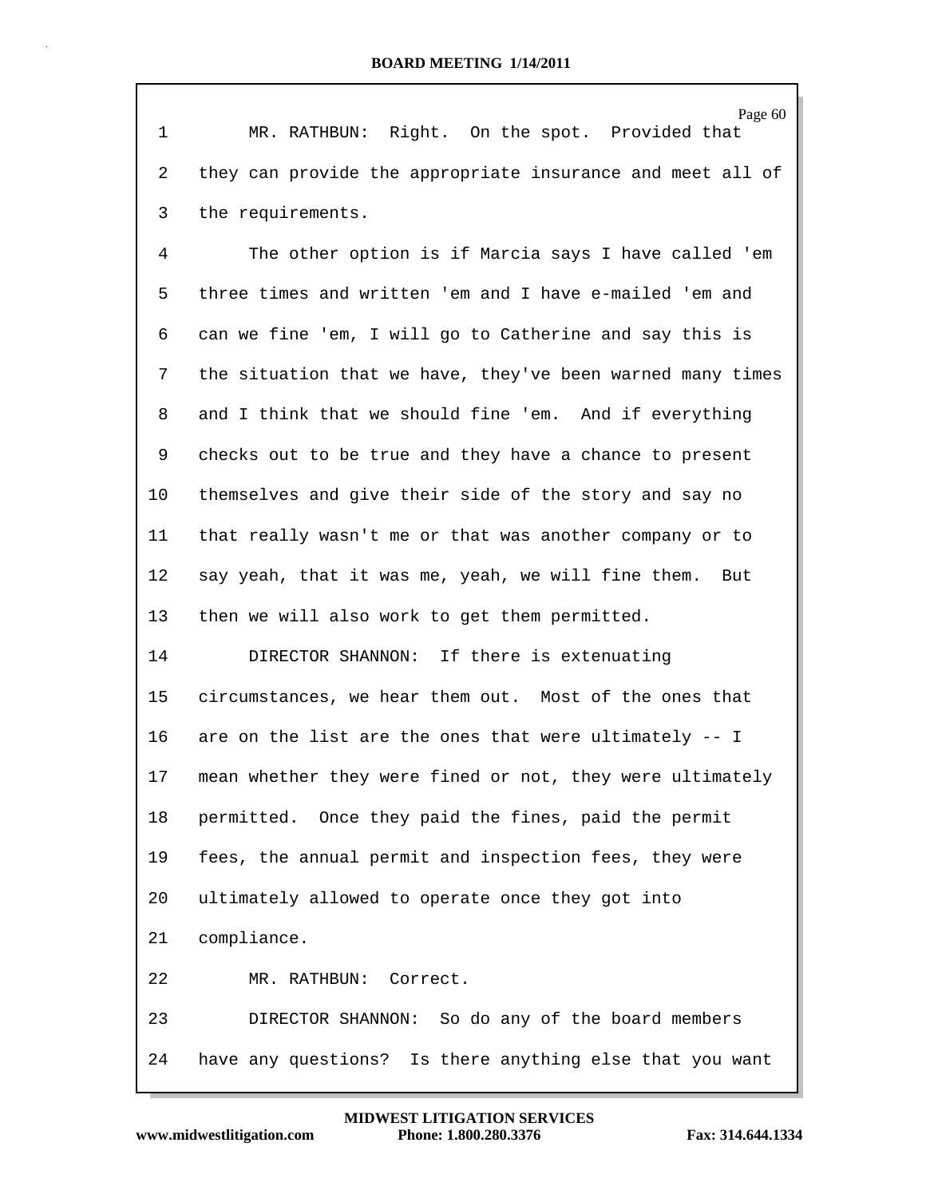MR. RATHBUN: Right. On the spot. Provided that they can provide the appropriate insurance and meet all of the requirements.

The other option is if Marcia says I have called 'em three times and written 'em and I have e-mailed 'em and can we fine 'em, I will go to Catherine and say this is the situation that we have, they've been warned many times and I think that we should fine 'em. And if everything checks out to be true and they have a chance to present themselves and give their side of the story and say no that really wasn't me or that was another company or to say yeah, that it was me, yeah, we will fine them. But then we will also work to get them permitted.

DIRECTOR SHANNON: If there is extenuating circumstances, we hear them out. Most of the ones that are on the list are the ones that were ultimately -- I mean whether they were fined or not, they were ultimately permitted. Once they paid the fines, paid the permit fees, the annual permit and inspection fees, they were ultimately allowed to operate once they got into compliance.

MR. RATHBUN: Correct.

DIRECTOR SHANNON: So do any of the board members have any questions? Is there anything else that you want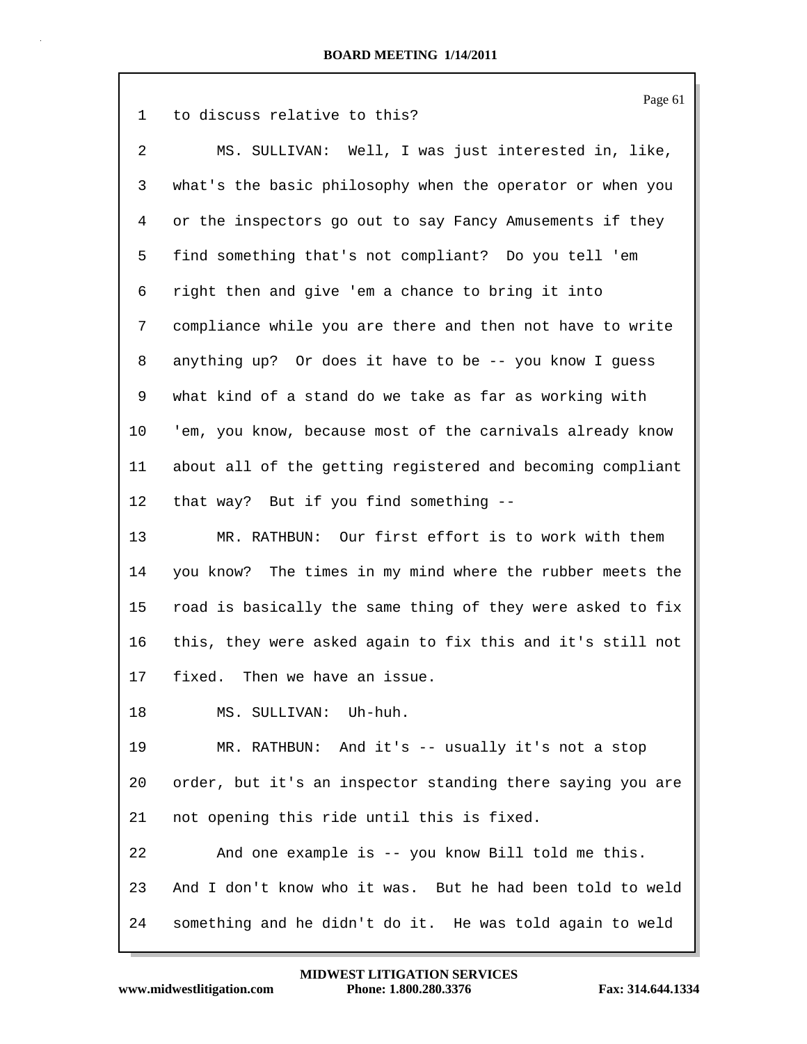1 to discuss relative to this?

2 MS. SULLIVAN: Well, I was just interested in, like,

3 what's the basic philosophy when the operator or when you

4 or the inspectors go out to say Fancy Amusements if they

5 find something that's not compliant? Do you tell 'em

6 right then and give 'em a chance to bring it into

7 compliance while you are there and then not have to write

8 anything up? Or does it have to be -- you know I guess

9 what kind of a stand do we take as far as working with

10 'em, you know, because most of the carnivals already know

11 about all of the getting registered and becoming compliant

12 that way? But if you find something --

13 MR. RATHBUN: Our first effort is to work with them

14 you know? The times in my mind where the rubber meets the

15 road is basically the same thing of they were asked to fix

16 this, they were asked again to fix this and it's still not

17 fixed. Then we have an issue.

18 MS. SULLIVAN: Uh-huh.

19 MR. RATHBUN: And it's -- usually it's not a stop

20 order, but it's an inspector standing there saying you are

21 not opening this ride until this is fixed.

22 And one example is -- you know Bill told me this.

23 And I don't know who it was. But he had been told to weld

24 something and he didn't do it. He was told again to weld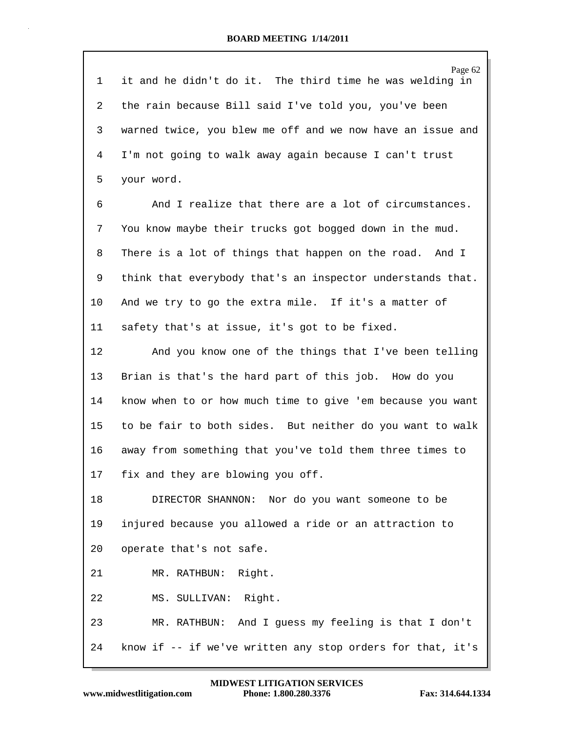it and he didn't do it. The third time he was welding in the rain because Bill said I've told you, you've been warned twice, you blew me off and we now have an issue and I'm not going to walk away again because I can't trust your word.

And I realize that there are a lot of circumstances. You know maybe their trucks got bogged down in the mud. There is a lot of things that happen on the road. And I think that everybody that's an inspector understands that. And we try to go the extra mile. If it's a matter of safety that's at issue, it's got to be fixed.

And you know one of the things that I've been telling Brian is that's the hard part of this job. How do you know when to or how much time to give 'em because you want to be fair to both sides. But neither do you want to walk away from something that you've told them three times to fix and they are blowing you off.

DIRECTOR SHANNON: Nor do you want someone to be injured because you allowed a ride or an attraction to operate that's not safe.

MR. RATHBUN: Right.

MS. SULLIVAN: Right.

MR. RATHBUN: And I guess my feeling is that I don't know if -- if we've written any stop orders for that, it's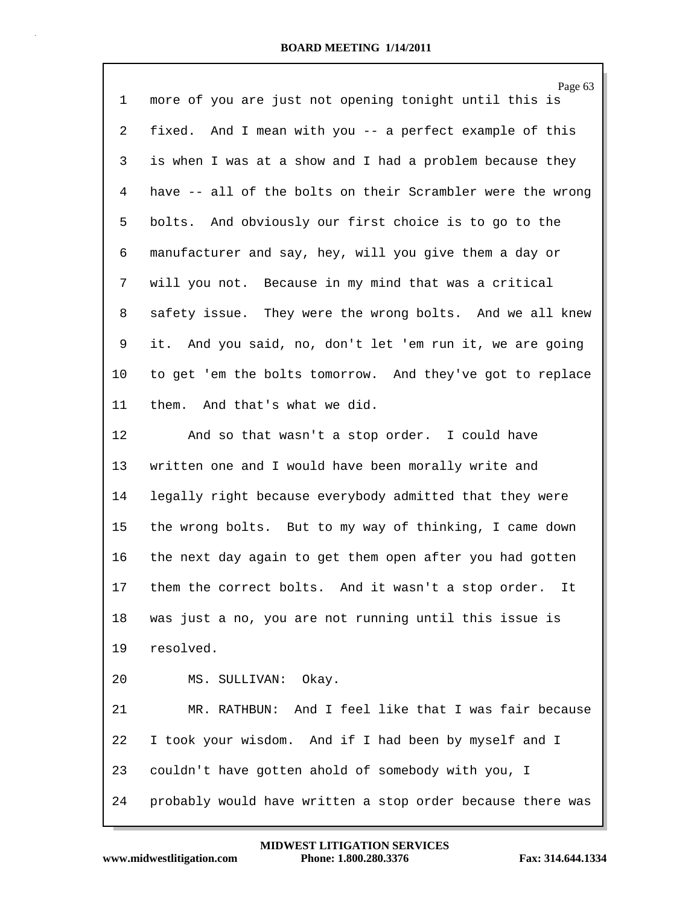more of you are just not opening tonight until this is fixed. And I mean with you -- a perfect example of this is when I was at a show and I had a problem because they have -- all of the bolts on their Scrambler were the wrong bolts. And obviously our first choice is to go to the manufacturer and say, hey, will you give them a day or will you not. Because in my mind that was a critical safety issue. They were the wrong bolts. And we all knew it. And you said, no, don't let 'em run it, we are going to get 'em the bolts tomorrow. And they've got to replace them. And that's what we did.

And so that wasn't a stop order. I could have written one and I would have been morally write and legally right because everybody admitted that they were the wrong bolts. But to my way of thinking, I came down the next day again to get them open after you had gotten them the correct bolts. And it wasn't a stop order. It was just a no, you are not running until this issue is resolved.

MS. SULLIVAN: Okay.

MR. RATHBUN: And I feel like that I was fair because I took your wisdom. And if I had been by myself and I couldn't have gotten ahold of somebody with you, I probably would have written a stop order because there was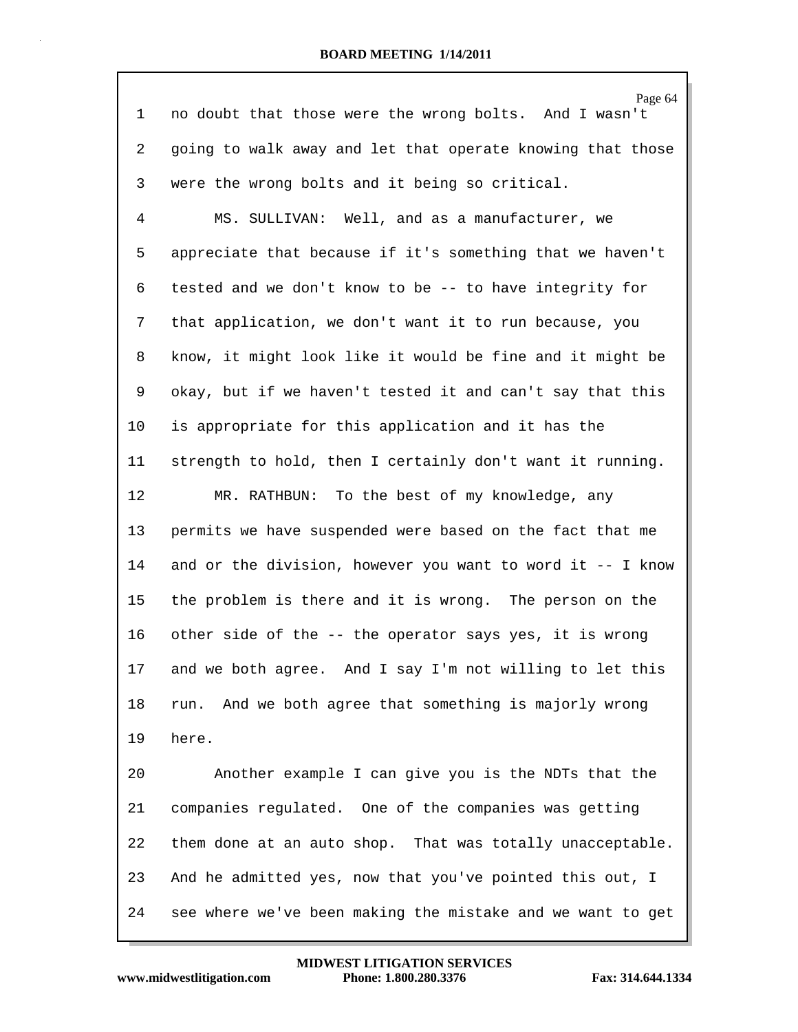no doubt that those were the wrong bolts. And I wasn't going to walk away and let that operate knowing that those were the wrong bolts and it being so critical.

MS. SULLIVAN: Well, and as a manufacturer, we appreciate that because if it's something that we haven't tested and we don't know to be -- to have integrity for that application, we don't want it to run because, you know, it might look like it would be fine and it might be okay, but if we haven't tested it and can't say that this is appropriate for this application and it has the strength to hold, then I certainly don't want it running.

MR. RATHBUN: To the best of my knowledge, any permits we have suspended were based on the fact that me and or the division, however you want to word it -- I know the problem is there and it is wrong. The person on the other side of the -- the operator says yes, it is wrong and we both agree. And I say I'm not willing to let this run. And we both agree that something is majorly wrong here.

Another example I can give you is the NDTs that the companies regulated. One of the companies was getting them done at an auto shop. That was totally unacceptable. And he admitted yes, now that you've pointed this out, I see where we've been making the mistake and we want to get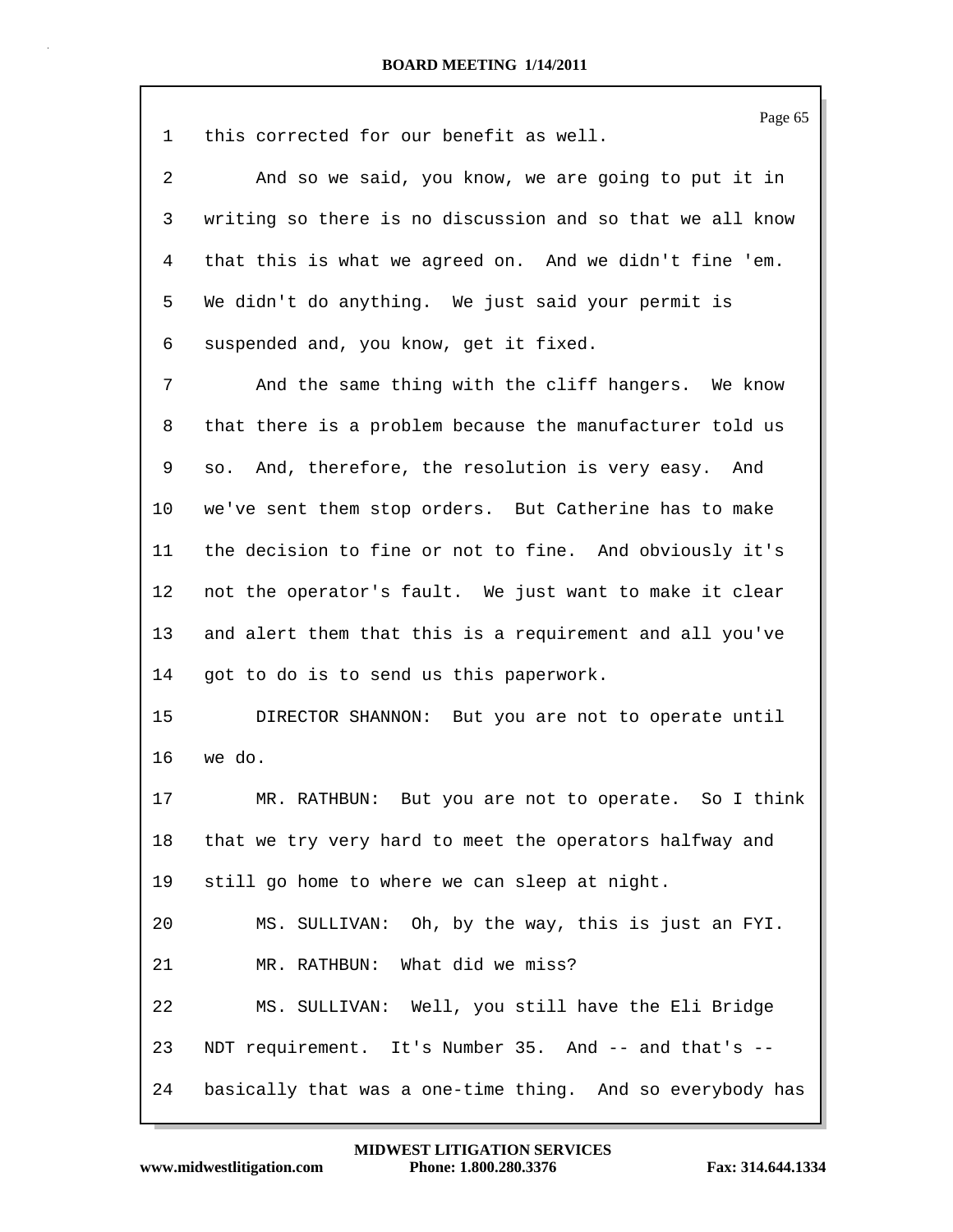1 this corrected for our benefit as well.

2 And so we said, you know, we are going to put it in

3 writing so there is no discussion and so that we all know

4 that this is what we agreed on. And we didn't fine 'em.

5 We didn't do anything. We just said your permit is

6 suspended and, you know, get it fixed.

7 And the same thing with the cliff hangers. We know

8 that there is a problem because the manufacturer told us

9 so. And, therefore, the resolution is very easy. And

10 we've sent them stop orders. But Catherine has to make

11 the decision to fine or not to fine. And obviously it's

12 not the operator's fault. We just want to make it clear

13 and alert them that this is a requirement and all you've

14 got to do is to send us this paperwork.

15 DIRECTOR SHANNON: But you are not to operate until

16 we do.

17 MR. RATHBUN: But you are not to operate. So I think

18 that we try very hard to meet the operators halfway and

19 still go home to where we can sleep at night.

20 MS. SULLIVAN: Oh, by the way, this is just an FYI.

21 MR. RATHBUN: What did we miss?

22 MS. SULLIVAN: Well, you still have the Eli Bridge

23 NDT requirement. It's Number 35. And -- and that's --

24 basically that was a one-time thing. And so everybody has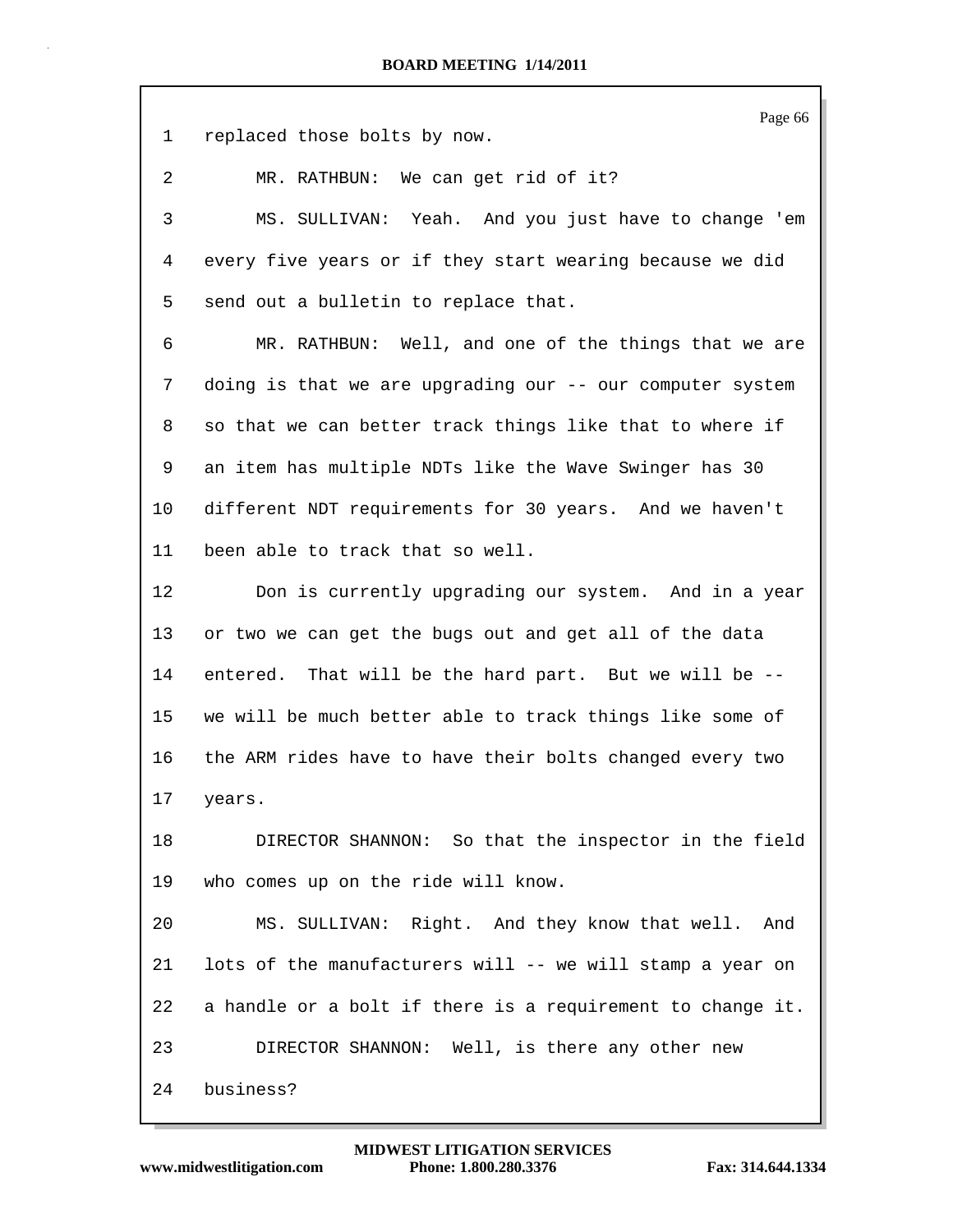replaced those bolts by now.

MR. RATHBUN: We can get rid of it?

MS. SULLIVAN: Yeah. And you just have to change 'em every five years or if they start wearing because we did send out a bulletin to replace that.

MR. RATHBUN: Well, and one of the things that we are doing is that we are upgrading our -- our computer system so that we can better track things like that to where if an item has multiple NDTs like the Wave Swinger has 30 different NDT requirements for 30 years. And we haven't been able to track that so well.

Don is currently upgrading our system. And in a year or two we can get the bugs out and get all of the data entered. That will be the hard part. But we will be -- we will be much better able to track things like some of the ARM rides have to have their bolts changed every two years.

DIRECTOR SHANNON: So that the inspector in the field who comes up on the ride will know.

MS. SULLIVAN: Right. And they know that well. And lots of the manufacturers will -- we will stamp a year on a handle or a bolt if there is a requirement to change it.

DIRECTOR SHANNON: Well, is there any other new business?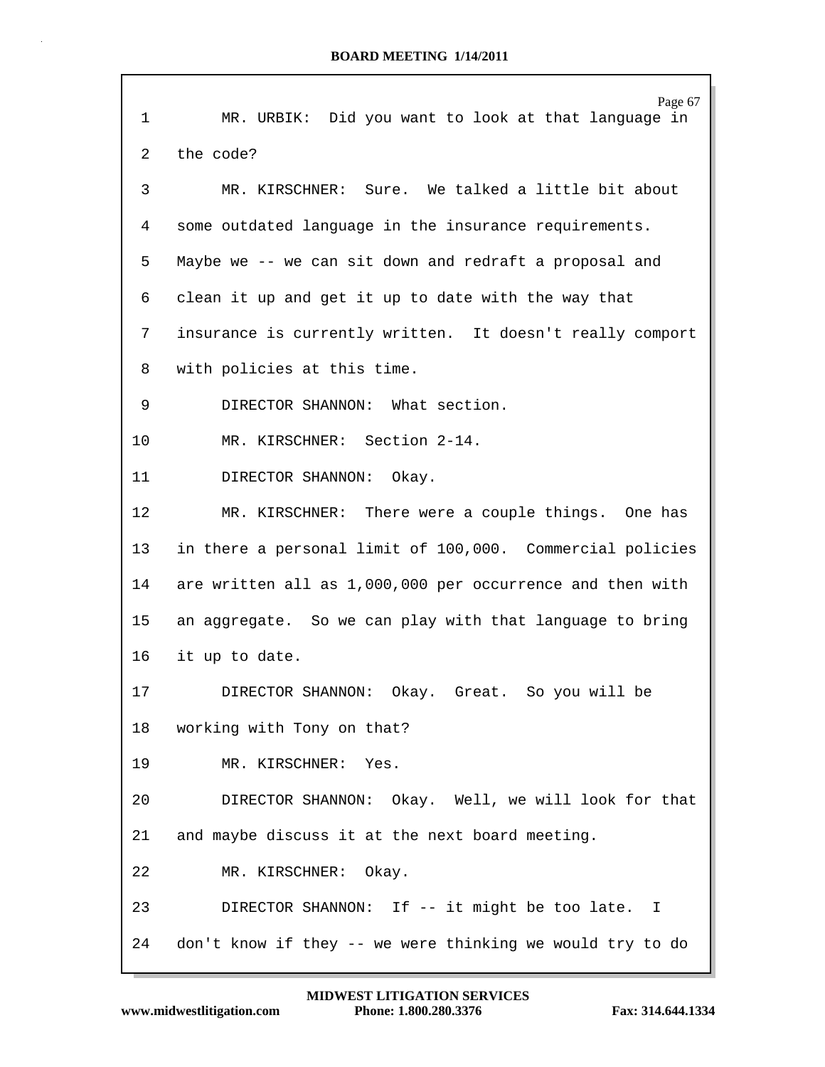1 MR. URBIK: Did you want to look at that language in
2 the code?
3 MR. KIRSCHNER: Sure. We talked a little bit about
4 some outdated language in the insurance requirements.
5 Maybe we -- we can sit down and redraft a proposal and
6 clean it up and get it up to date with the way that
7 insurance is currently written. It doesn't really comport
8 with policies at this time.
9 DIRECTOR SHANNON: What section.
10 MR. KIRSCHNER: Section 2-14.
11 DIRECTOR SHANNON: Okay.
12 MR. KIRSCHNER: There were a couple things. One has
13 in there a personal limit of 100,000. Commercial policies
14 are written all as 1,000,000 per occurrence and then with
15 an aggregate. So we can play with that language to bring
16 it up to date.
17 DIRECTOR SHANNON: Okay. Great. So you will be
18 working with Tony on that?
19 MR. KIRSCHNER: Yes.
20 DIRECTOR SHANNON: Okay. Well, we will look for that
21 and maybe discuss it at the next board meeting.
22 MR. KIRSCHNER: Okay.
23 DIRECTOR SHANNON: If -- it might be too late. I
24 don't know if they -- we were thinking we would try to do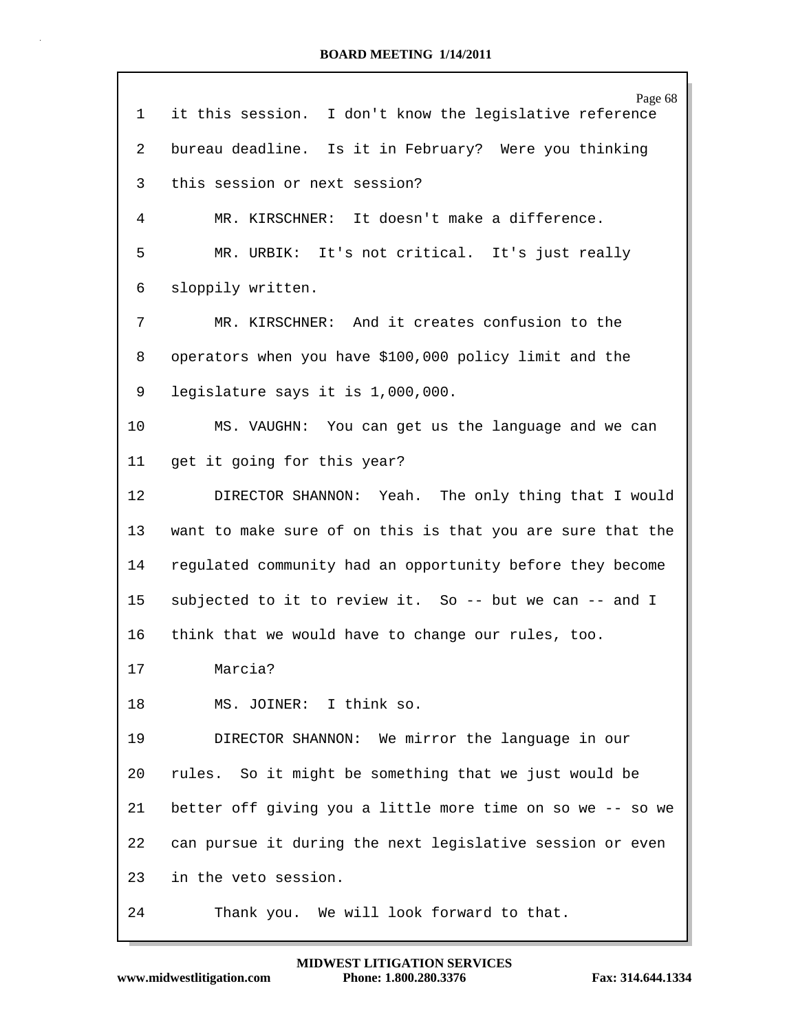1 it this session. I don't know the legislative reference
2 bureau deadline. Is it in February? Were you thinking
3 this session or next session?
4 MR. KIRSCHNER: It doesn't make a difference.
5 MR. URBIK: It's not critical. It's just really
6 sloppily written.
7 MR. KIRSCHNER: And it creates confusion to the
8 operators when you have $100,000 policy limit and the
9 legislature says it is 1,000,000.
10 MS. VAUGHN: You can get us the language and we can
11 get it going for this year?
12 DIRECTOR SHANNON: Yeah. The only thing that I would
13 want to make sure of on this is that you are sure that the
14 regulated community had an opportunity before they become
15 subjected to it to review it. So -- but we can -- and I
16 think that we would have to change our rules, too.
17 Marcia?
18 MS. JOINER: I think so.
19 DIRECTOR SHANNON: We mirror the language in our
20 rules. So it might be something that we just would be
21 better off giving you a little more time on so we -- so we
22 can pursue it during the next legislative session or even
23 in the veto session.
24 Thank you. We will look forward to that.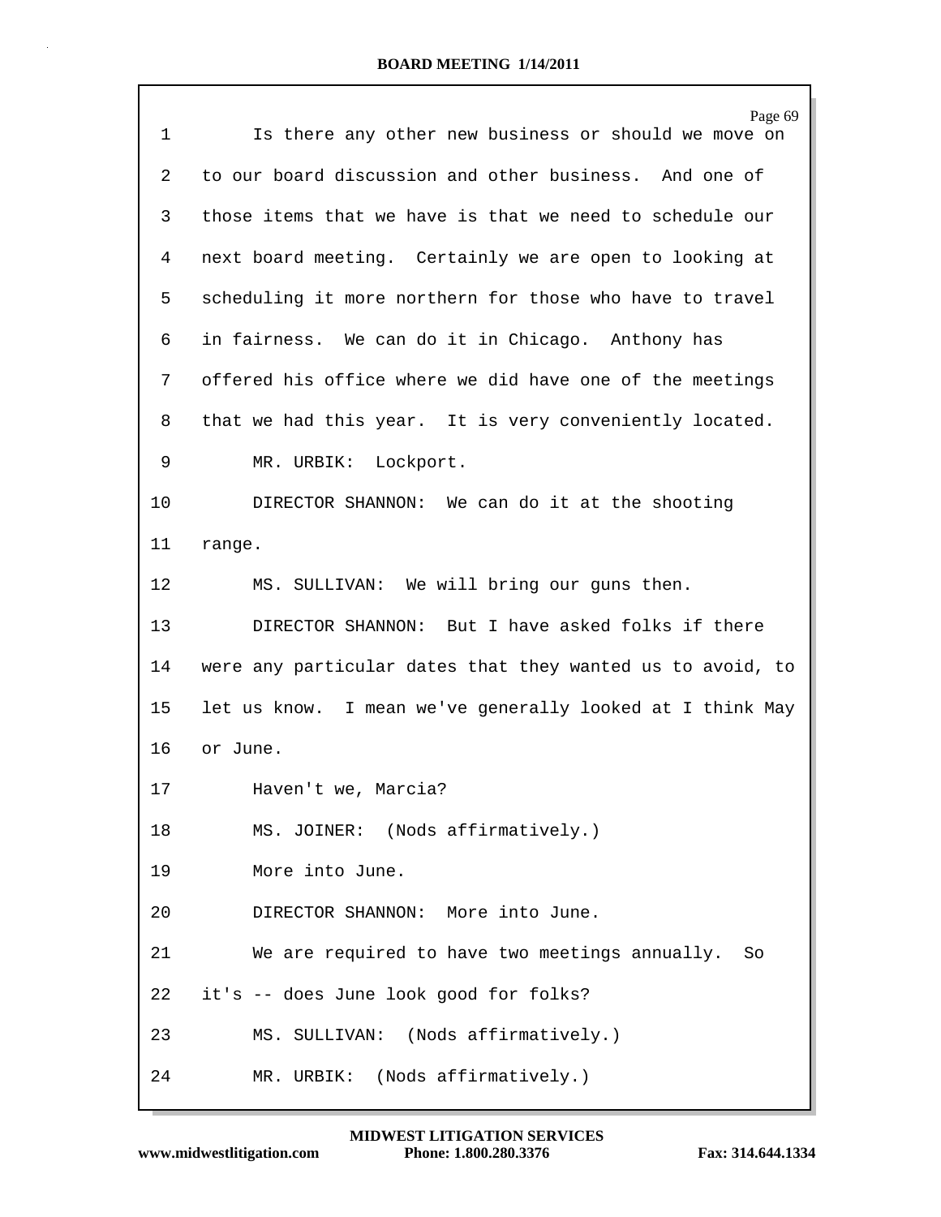1 Is there any other new business or should we move on
2 to our board discussion and other business. And one of
3 those items that we have is that we need to schedule our
4 next board meeting. Certainly we are open to looking at
5 scheduling it more northern for those who have to travel
6 in fairness. We can do it in Chicago. Anthony has
7 offered his office where we did have one of the meetings
8 that we had this year. It is very conveniently located.
9 MR. URBIK: Lockport.
10 DIRECTOR SHANNON: We can do it at the shooting
11 range.
12 MS. SULLIVAN: We will bring our guns then.
13 DIRECTOR SHANNON: But I have asked folks if there
14 were any particular dates that they wanted us to avoid, to
15 let us know. I mean we've generally looked at I think May
16 or June.
17 Haven't we, Marcia?
18 MS. JOINER: (Nods affirmatively.)
19 More into June.
20 DIRECTOR SHANNON: More into June.
21 We are required to have two meetings annually. So
22 it's -- does June look good for folks?
23 MS. SULLIVAN: (Nods affirmatively.)
24 MR. URBIK: (Nods affirmatively.)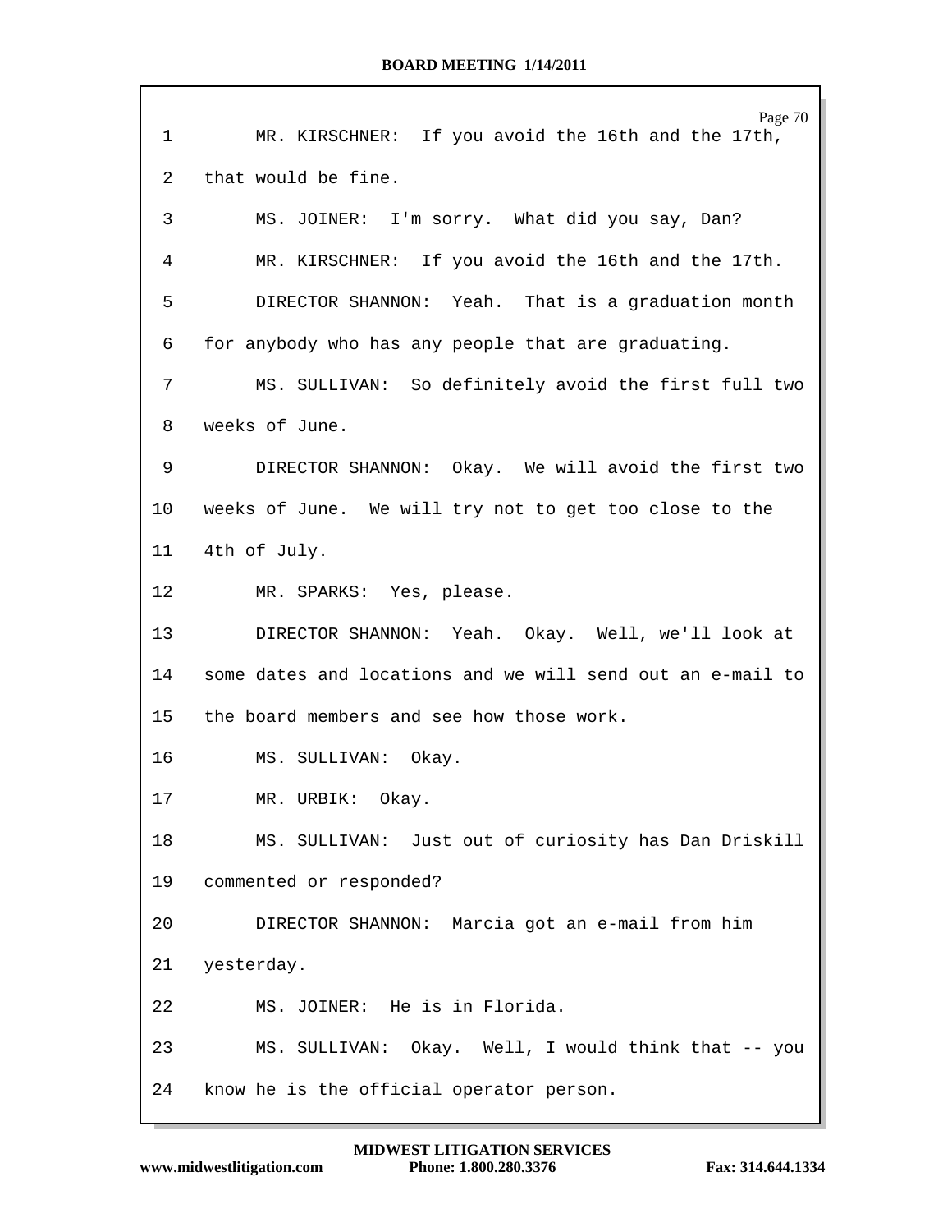1 MR. KIRSCHNER: If you avoid the 16th and the 17th,

2 that would be fine.

3 MS. JOINER: I'm sorry. What did you say, Dan?

4 MR. KIRSCHNER: If you avoid the 16th and the 17th.

5 DIRECTOR SHANNON: Yeah. That is a graduation month

6 for anybody who has any people that are graduating.

7 MS. SULLIVAN: So definitely avoid the first full two

8 weeks of June.

9 DIRECTOR SHANNON: Okay. We will avoid the first two

10 weeks of June. We will try not to get too close to the

11 4th of July.

12 MR. SPARKS: Yes, please.

13 DIRECTOR SHANNON: Yeah. Okay. Well, we'll look at

14 some dates and locations and we will send out an e-mail to

15 the board members and see how those work.

16 MS. SULLIVAN: Okay.

17 MR. URBIK: Okay.

18 MS. SULLIVAN: Just out of curiosity has Dan Driskill

19 commented or responded?

20 DIRECTOR SHANNON: Marcia got an e-mail from him

21 yesterday.

22 MS. JOINER: He is in Florida.

23 MS. SULLIVAN: Okay. Well, I would think that -- you

24 know he is the official operator person.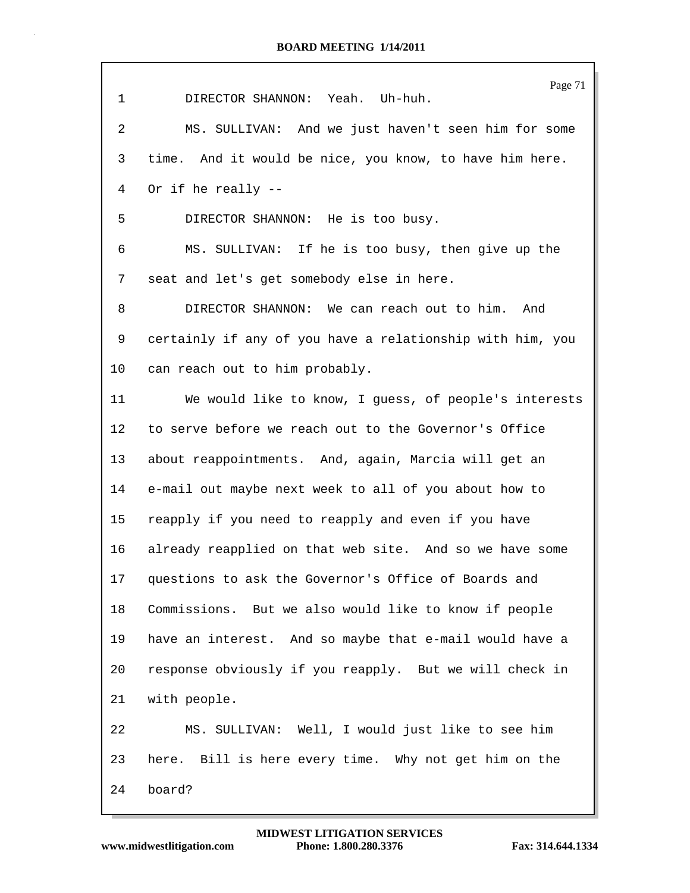DIRECTOR SHANNON: Yeah. Uh-huh.

MS. SULLIVAN: And we just haven't seen him for some time. And it would be nice, you know, to have him here. Or if he really --

DIRECTOR SHANNON: He is too busy.

MS. SULLIVAN: If he is too busy, then give up the seat and let's get somebody else in here.

DIRECTOR SHANNON: We can reach out to him. And certainly if any of you have a relationship with him, you can reach out to him probably.

We would like to know, I guess, of people's interests to serve before we reach out to the Governor's Office about reappointments. And, again, Marcia will get an e-mail out maybe next week to all of you about how to reapply if you need to reapply and even if you have already reapplied on that web site. And so we have some questions to ask the Governor's Office of Boards and Commissions. But we also would like to know if people have an interest. And so maybe that e-mail would have a response obviously if you reapply. But we will check in with people.

MS. SULLIVAN: Well, I would just like to see him here. Bill is here every time. Why not get him on the board?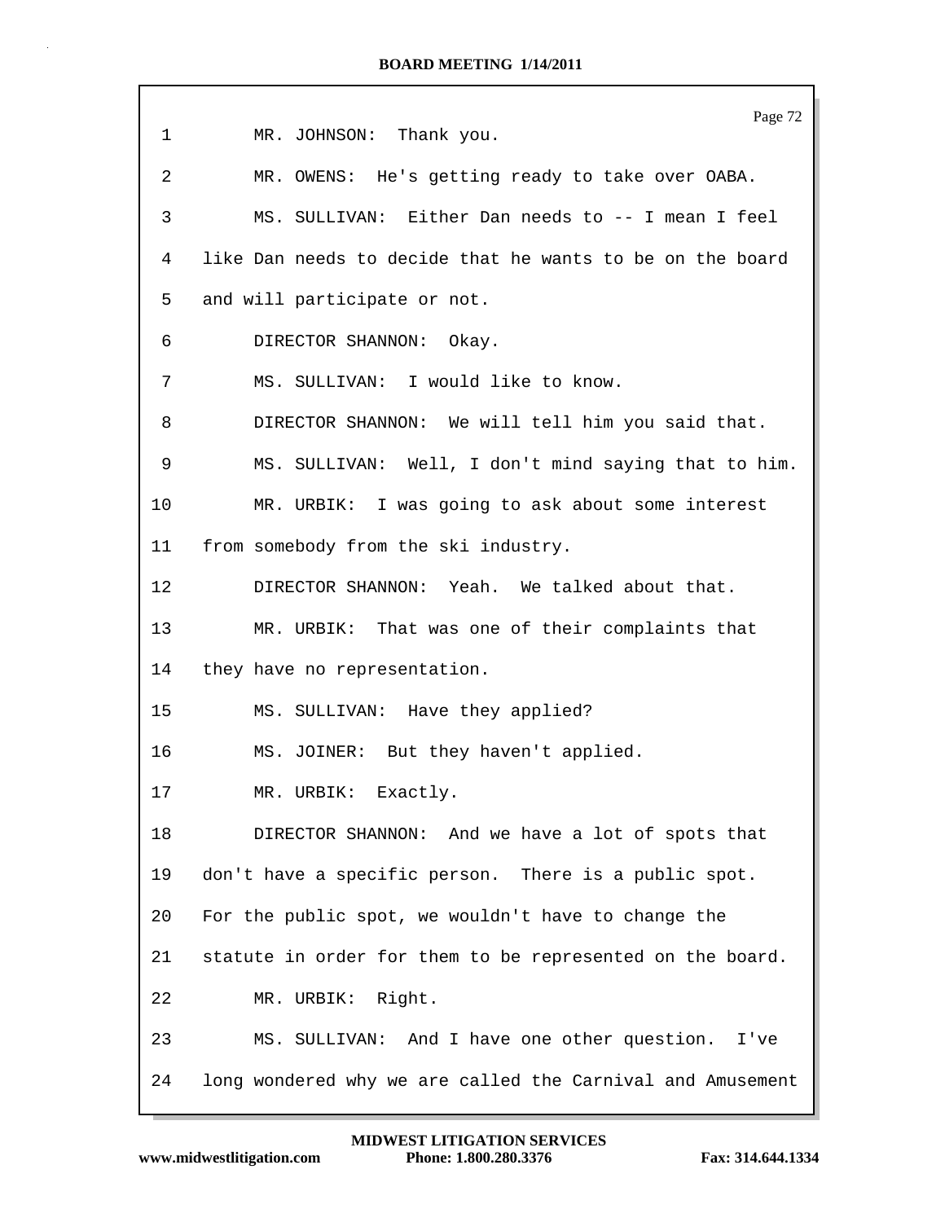1 MR. JOHNSON: Thank you.

2 MR. OWENS: He's getting ready to take over OABA.

3 MS. SULLIVAN: Either Dan needs to -- I mean I feel

4 like Dan needs to decide that he wants to be on the board

5 and will participate or not.

6 DIRECTOR SHANNON: Okay.

7 MS. SULLIVAN: I would like to know.

8 DIRECTOR SHANNON: We will tell him you said that.

9 MS. SULLIVAN: Well, I don't mind saying that to him.

10 MR. URBIK: I was going to ask about some interest

11 from somebody from the ski industry.

12 DIRECTOR SHANNON: Yeah. We talked about that.

13 MR. URBIK: That was one of their complaints that

14 they have no representation.

15 MS. SULLIVAN: Have they applied?

16 MS. JOINER: But they haven't applied.

17 MR. URBIK: Exactly.

18 DIRECTOR SHANNON: And we have a lot of spots that

19 don't have a specific person. There is a public spot.

20 For the public spot, we wouldn't have to change the

21 statute in order for them to be represented on the board.

22 MR. URBIK: Right.

23 MS. SULLIVAN: And I have one other question. I've

24 long wondered why we are called the Carnival and Amusement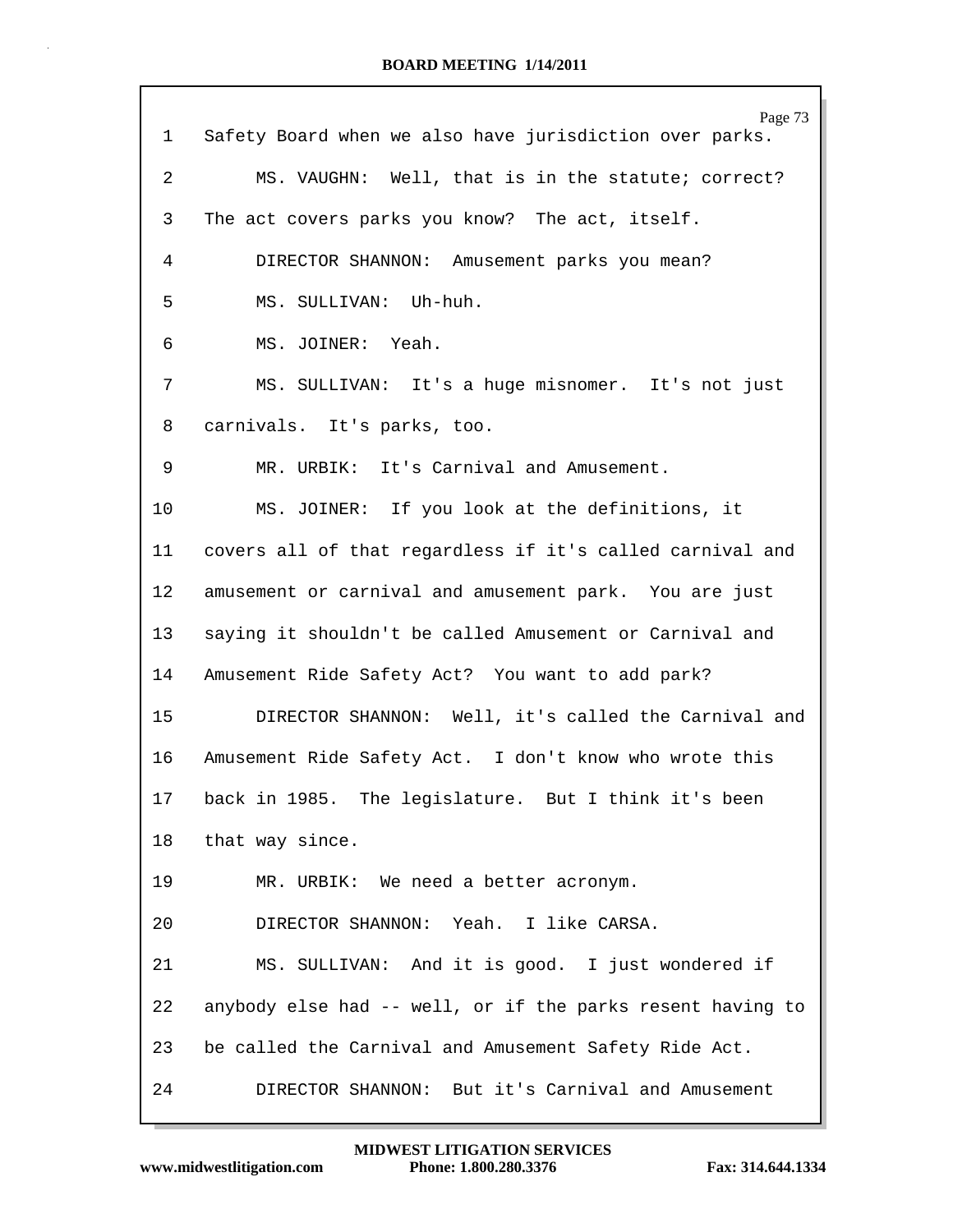Safety Board when we also have jurisdiction over parks.

MS. VAUGHN: Well, that is in the statute; correct? The act covers parks you know? The act, itself.

DIRECTOR SHANNON: Amusement parks you mean?

MS. SULLIVAN: Uh-huh.

MS. JOINER: Yeah.

MS. SULLIVAN: It's a huge misnomer. It's not just carnivals. It's parks, too.

MR. URBIK: It's Carnival and Amusement.

MS. JOINER: If you look at the definitions, it covers all of that regardless if it's called carnival and amusement or carnival and amusement park. You are just saying it shouldn't be called Amusement or Carnival and Amusement Ride Safety Act? You want to add park?

DIRECTOR SHANNON: Well, it's called the Carnival and Amusement Ride Safety Act. I don't know who wrote this back in 1985. The legislature. But I think it's been that way since.

MR. URBIK: We need a better acronym.

DIRECTOR SHANNON: Yeah. I like CARSA.

MS. SULLIVAN: And it is good. I just wondered if anybody else had -- well, or if the parks resent having to be called the Carnival and Amusement Safety Ride Act.

DIRECTOR SHANNON: But it's Carnival and Amusement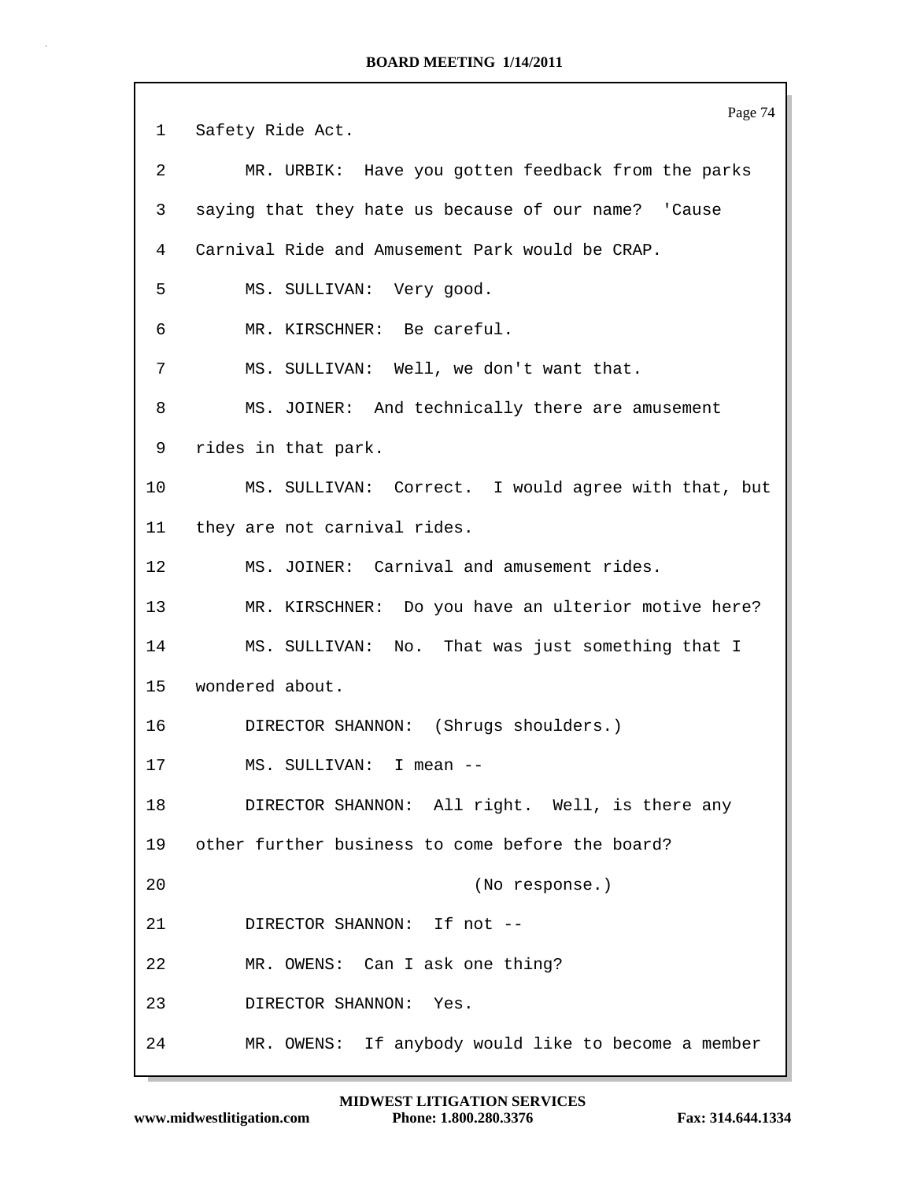1 Safety Ride Act.

2 MR. URBIK: Have you gotten feedback from the parks

3 saying that they hate us because of our name? 'Cause

4 Carnival Ride and Amusement Park would be CRAP.

5 MS. SULLIVAN: Very good.

6 MR. KIRSCHNER: Be careful.

7 MS. SULLIVAN: Well, we don't want that.

8 MS. JOINER: And technically there are amusement

9 rides in that park.

10 MS. SULLIVAN: Correct. I would agree with that, but

11 they are not carnival rides.

12 MS. JOINER: Carnival and amusement rides.

13 MR. KIRSCHNER: Do you have an ulterior motive here?

14 MS. SULLIVAN: No. That was just something that I

15 wondered about.

16 DIRECTOR SHANNON: (Shrugs shoulders.)

17 MS. SULLIVAN: I mean --

18 DIRECTOR SHANNON: All right. Well, is there any

19 other further business to come before the board?

20 (No response.)

21 DIRECTOR SHANNON: If not --

22 MR. OWENS: Can I ask one thing?

23 DIRECTOR SHANNON: Yes.

24 MR. OWENS: If anybody would like to become a member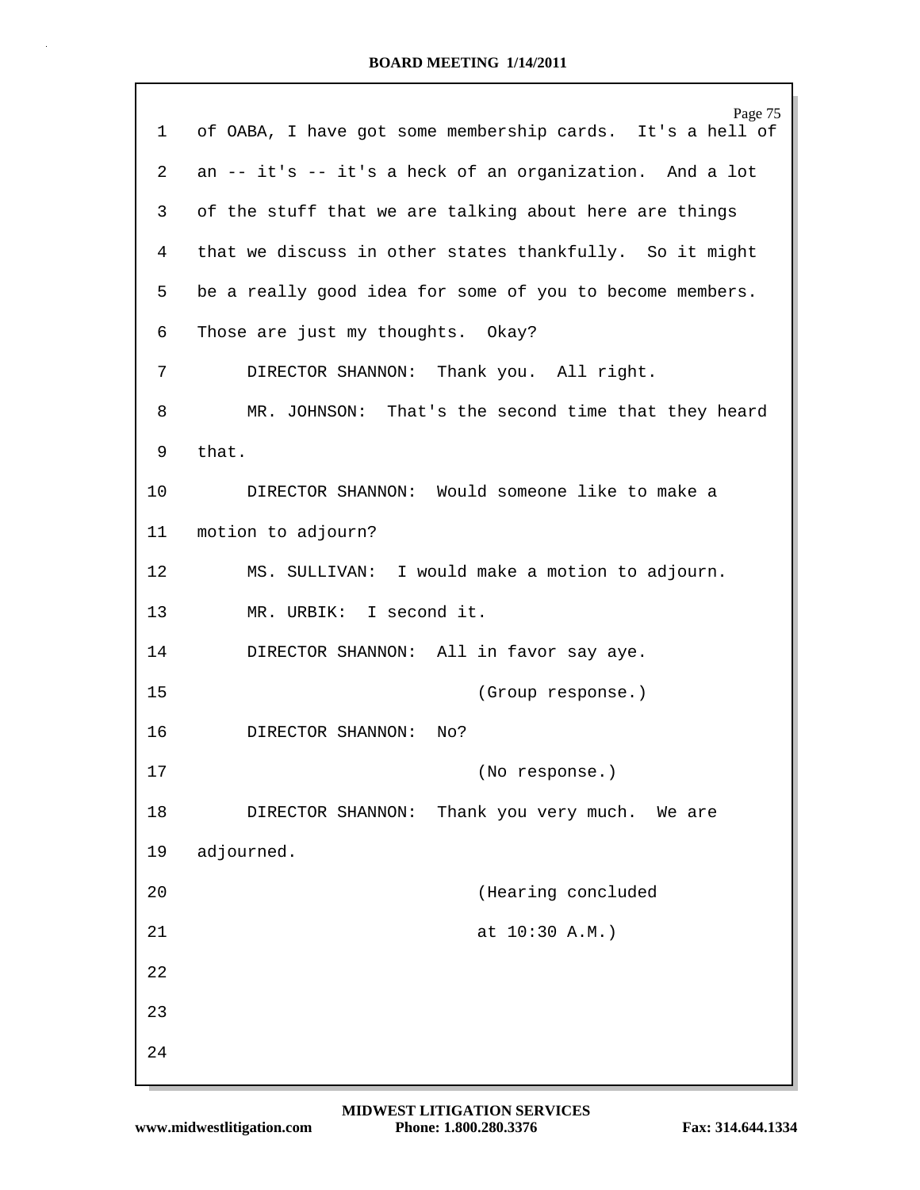of OABA, I have got some membership cards. It's a hell of an -- it's -- it's a heck of an organization. And a lot of the stuff that we are talking about here are things that we discuss in other states thankfully. So it might be a really good idea for some of you to become members. Those are just my thoughts. Okay?

DIRECTOR SHANNON: Thank you. All right.

MR. JOHNSON: That's the second time that they heard that.

DIRECTOR SHANNON: Would someone like to make a motion to adjourn?

MS. SULLIVAN: I would make a motion to adjourn.

MR. URBIK: I second it.

DIRECTOR SHANNON: All in favor say aye.

(Group response.)

DIRECTOR SHANNON: No?

(No response.)

DIRECTOR SHANNON: Thank you very much. We are adjourned.

(Hearing concluded at 10:30 A.M.)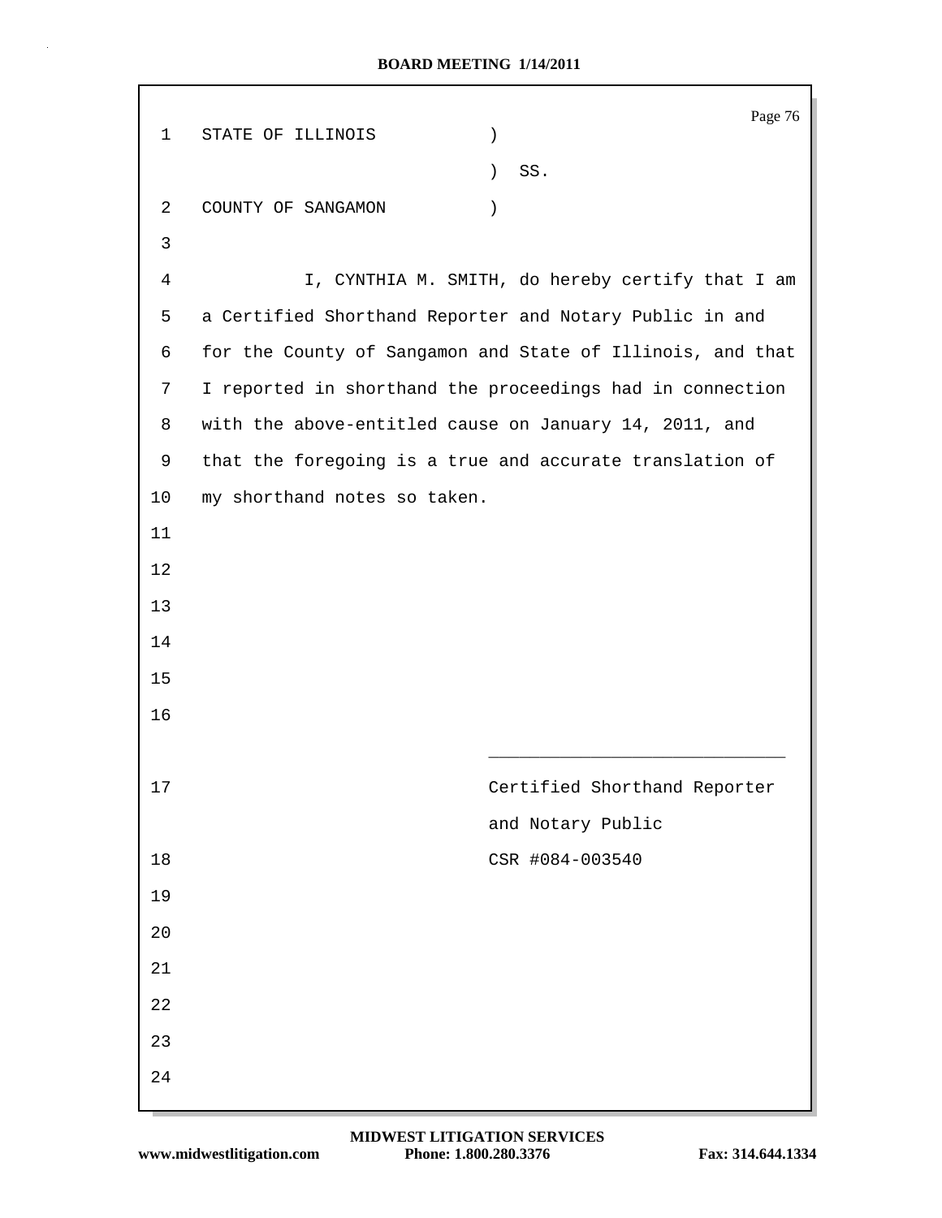STATE OF ILLINOIS )
) SS.
COUNTY OF SANGAMON )

I, CYNTHIA M. SMITH, do hereby certify that I am a Certified Shorthand Reporter and Notary Public in and for the County of Sangamon and State of Illinois, and that I reported in shorthand the proceedings had in connection with the above-entitled cause on January 14, 2011, and that the foregoing is a true and accurate translation of my shorthand notes so taken.

\_\_\_\_\_\_\_\_\_\_\_\_\_\_\_\_\_\_\_\_\_\_\_\_\_\_\_\_\_\_

Certified Shorthand Reporter
and Notary Public
CSR #084-003540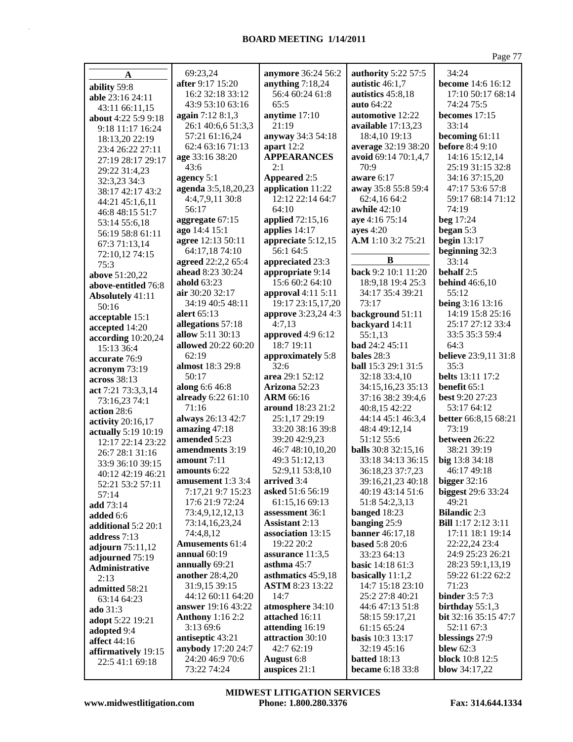**BOARD MEETING 1/14/2011**

**A**

**ability** 59:8
**able** 23:16 24:11 43:11 66:11,15
**about** 4:22 5:9 9:18 9:18 11:17 16:24 18:13,20 22:19 23:4 26:22 27:11 27:19 28:17 29:17 29:22 31:4,23 32:3,23 34:3 38:17 42:17 43:2 44:21 45:1,6,11 46:8 48:15 51:7 53:14 55:6,18 56:19 58:8 61:11 67:3 71:13,14 72:10,12 74:15 75:3
**above** 51:20,22
**above-entitled** 76:8
**Absolutely** 41:11 50:16
**acceptable** 15:1
**accepted** 14:20
**according** 10:20,24 15:13 36:4
**accurate** 76:9
**acronym** 73:19
**across** 38:13
**act** 7:21 73:3,3,14 73:16,23 74:1
**action** 28:6
**activity** 20:16,17
**actually** 5:19 10:19 12:17 22:14 23:22 26:7 28:1 31:16 33:9 36:10 39:15 40:12 42:19 46:21 52:21 53:2 57:11 57:14
**add** 73:14
**added** 6:6
**additional** 5:2 20:1
**address** 7:13
**adjourn** 75:11,12
**adjourned** 75:19
**Administrative** 2:13
**admitted** 58:21 63:14 64:23
**ado** 31:3
**adopt** 5:22 19:21
**adopted** 9:4
**affect** 44:16
**affirmatively** 19:15 22:5 41:1 69:18
69:23,24
**after** 9:17 15:20 16:2 32:18 33:12 43:9 53:10 63:16
**again** 7:12 8:1,3 26:1 40:6,6 51:3,3 57:21 61:16,24 62:4 63:16 71:13
**age** 33:16 38:20 43:6
**agency** 5:1
**agenda** 3:5,18,20,23 4:4,7,9,11 30:8 56:17
**aggregate** 67:15
**ago** 14:4 15:1
**agree** 12:13 50:11 64:17,18 74:10
**agreed** 22:2,2 65:4
**ahead** 8:23 30:24
**ahold** 63:23
**air** 30:20 32:17 34:19 40:5 48:11
**alert** 65:13
**allegations** 57:18
**allow** 5:11 30:13
**allowed** 20:22 60:20 62:19
**almost** 18:3 29:8 50:17
**along** 6:6 46:8
**already** 6:22 61:10 71:16
**always** 26:13 42:7
**amazing** 47:18
**amended** 5:23
**amendments** 3:19
**amount** 7:11
**amounts** 6:22
**amusement** 1:3 3:4 7:17,21 9:7 15:23 17:6 21:9 72:24 73:4,9,12,12,13 73:14,16,23,24 74:4,8,12
**Amusements** 61:4
**annual** 60:19
**annually** 69:21
**another** 28:4,20 31:9,15 39:15 44:12 60:11 64:20
**answer** 19:16 43:22
**Anthony** 1:16 2:2 3:13 69:6
**antiseptic** 43:21
**anybody** 17:20 24:7 24:20 46:9 70:6 73:22 74:24
**anymore** 36:24 56:2
**anything** 7:18,24 56:4 60:24 61:8 65:5
**anytime** 17:10 21:19
**anyway** 34:3 54:18
**apart** 12:2
**APPEARANCES** 2:1
**Appeared** 2:5
**application** 11:22 12:12 22:14 64:7 64:10
**applied** 72:15,16
**applies** 14:17
**appreciate** 5:12,15 56:1 64:5
**appreciated** 23:3
**appropriate** 9:14 15:6 60:2 64:10
**approval** 4:11 5:11 19:17 23:15,17,20
**approve** 3:23,24 4:3 4:7,13
**approved** 4:9 6:12 18:7 19:11
**approximately** 5:8 32:6
**area** 29:1 52:12
**Arizona** 52:23
**ARM** 66:16
**around** 18:23 21:2 25:1,17 29:19 33:20 38:16 39:8 39:20 42:9,23 46:7 48:10,10,20 49:3 51:12,13 52:9,11 53:8,10
**arrived** 3:4
**asked** 51:6 56:19 61:15,16 69:13
**assessment** 36:1
**Assistant** 2:13
**association** 13:15 19:22 20:2
**assurance** 11:3,5
**asthma** 45:7
**asthmatics** 45:9,18
**ASTM** 8:23 13:22 14:7
**atmosphere** 34:10
**attached** 16:11
**attending** 16:19
**attraction** 30:10 42:7 62:19
**August** 6:8
**auspices** 21:1
**authority** 5:22 57:5
**autistic** 46:1,7
**autistics** 45:8,18
**auto** 64:22
**automotive** 12:22
**available** 17:13,23 18:4,10 19:13
**average** 32:19 38:20
**avoid** 69:14 70:1,4,7 70:9
**aware** 6:17
**away** 35:8 55:8 59:4 62:4,16 64:2
**awhile** 42:10
**aye** 4:16 75:14
**ayes** 4:20
**A.M** 1:10 3:2 75:21

**B**

**back** 9:2 10:1 11:20 18:9,18 19:4 25:3 34:17 35:4 39:21 73:17
**background** 51:11
**backyard** 14:11 55:1,13
**bad** 24:2 45:11
**bales** 28:3
**ball** 15:3 29:1 31:5 32:18 33:4,10 34:15,16,23 35:13 37:16 38:2 39:4,6 40:8,15 42:22 44:14 45:1 46:3,4 48:4 49:12,14 51:12 55:6
**balls** 30:8 32:15,16 33:18 34:13 36:15 36:18,23 37:7,23 39:16,21,23 40:18 40:19 43:14 51:6 51:8 54:2,3,13
**banged** 18:23
**banging** 25:9
**banner** 46:17,18
**based** 5:8 20:6 33:23 64:13
**basic** 14:18 61:3
**basically** 11:1,2 14:7 15:18 23:10 25:2 27:8 40:21 44:6 47:13 51:8 58:15 59:17,21 61:15 65:24
**basis** 10:3 13:17 32:19 45:16
**batted** 18:13
**became** 6:18 33:8
34:24
**become** 14:6 16:12 17:10 50:17 68:14 74:24 75:5
**becomes** 17:15 33:14
**becoming** 61:11
**before** 8:4 9:10 14:16 15:12,14 25:19 31:15 32:8 34:16 37:15,20 47:17 53:6 57:8 59:17 68:14 71:12 74:19
**beg** 17:24
**began** 5:3
**begin** 13:17
**beginning** 32:3 33:14
**behalf** 2:5
**behind** 46:6,10 55:12
**being** 3:16 13:16 14:19 15:8 25:16 25:17 27:12 33:4 33:5 35:3 59:4 64:3
**believe** 23:9,11 31:8 35:3
**belts** 13:11 17:2
**benefit** 65:1
**best** 9:20 27:23 53:17 64:12
**better** 66:8,15 68:21 73:19
**between** 26:22 38:21 39:19
**big** 13:8 34:18 46:17 49:18
**bigger** 32:16
**biggest** 29:6 33:24 49:21
**Bilandic** 2:3
**Bill** 1:17 2:12 3:11 17:11 18:1 19:14 22:22,24 23:4 24:9 25:23 26:21 28:23 59:1,13,19 59:22 61:22 62:2 71:23
**binder** 3:5 7:3
**birthday** 55:1,3
**bit** 32:16 35:15 47:7 52:11 67:3
**blessings** 27:9
**blew** 62:3
**block** 10:8 12:5
**blow** 34:17,22

**MIDWEST LITIGATION SERVICES**
www.midwestlitigation.com Phone: 1.800.280.3376 Fax: 314.644.1334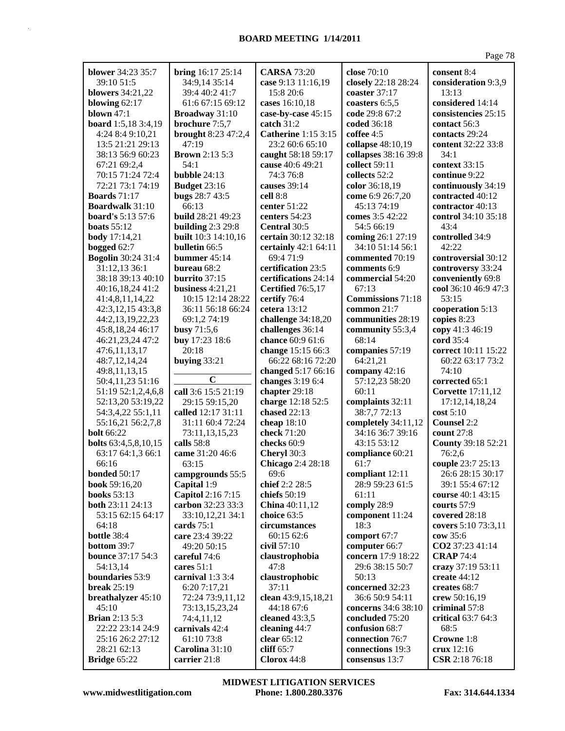**blower** 34:23 35:7 39:10 51:5
**blowers** 34:21,22
**blowing** 62:17
**blown** 47:1
**board** 1:5,18 3:4,19 4:24 8:4 9:10,21 13:5 21:21 29:13 38:13 56:9 60:23 67:21 69:2,4 70:15 71:24 72:4 72:21 73:1 74:19
**Boards** 71:17
**Boardwalk** 31:10
**board's** 5:13 57:6
**boats** 55:12
**body** 17:14,21
**bogged** 62:7
**Bogolin** 30:24 31:4 31:12,13 36:1 38:18 39:13 40:10 40:16,18,24 41:2 41:4,8,11,14,22 42:3,12,15 43:3,8 44:2,13,19,22,23 45:8,18,24 46:17 46:21,23,24 47:2 47:6,11,13,17 48:7,12,14,24 49:8,11,13,15 50:4,11,23 51:16 51:19 52:1,2,4,6,8 52:13,20 53:19,22 54:3,4,22 55:1,11 55:16,21 56:2,7,8
**bolt** 66:22
**bolts** 63:4,5,8,10,15 63:17 64:1,3 66:1 66:16
**bonded** 50:17
**book** 59:16,20
**books** 53:13
**both** 23:11 24:13 53:15 62:15 64:17 64:18
**bottle** 38:4
**bottom** 39:7
**bounce** 37:17 54:3 54:13,14
**boundaries** 53:9
**break** 25:19
**breathalyzer** 45:10 45:10
**Brian** 2:13 5:3 22:22 23:14 24:9 25:16 26:2 27:12 28:21 62:13
**Bridge** 65:22
**bring** 16:17 25:14 34:9,14 35:14 39:4 40:2 41:7 61:6 67:15 69:12
**Broadway** 31:10
**brochure** 7:5,7
**brought** 8:23 47:2,4 47:19
**Brown** 2:13 5:3 54:1
**bubble** 24:13
**Budget** 23:16
**bugs** 28:7 43:5 66:13
**build** 28:21 49:23
**building** 2:3 29:8
**built** 10:3 14:10,16
**bulletin** 66:5
**bummer** 45:14
**bureau** 68:2
**burrito** 37:15
**business** 4:21,21 10:15 12:14 28:22 36:11 56:18 66:24 69:1,2 74:19
**busy** 71:5,6
**buy** 17:23 18:6 20:18
**buying** 33:21

**C**

**call** 3:6 15:5 21:19 29:15 59:15,20
**called** 12:17 31:11 31:11 60:4 72:24 73:11,13,15,23
**calls** 58:8
**came** 31:20 46:6 63:15
**campgrounds** 55:5
**Capital** 1:9
**Capitol** 2:16 7:15
**carbon** 32:23 33:3 33:10,12,21 34:1
**cards** 75:1
**care** 23:4 39:22 49:20 50:15
**careful** 74:6
**cares** 51:1
**carnival** 1:3 3:4 6:20 7:17,21 72:24 73:9,11,12 73:13,15,23,24 74:4,11,12
**carnivals** 42:4 61:10 73:8
**Carolina** 31:10
**carrier** 21:8
**CARSA** 73:20
**case** 9:13 11:16,19 15:8 20:6
**cases** 16:10,18
**case-by-case** 45:15
**catch** 31:2
**Catherine** 1:15 3:15 23:2 60:6 65:10
**caught** 58:18 59:17
**cause** 40:6 49:21 74:3 76:8
**causes** 39:14
**cell** 8:8
**center** 51:22
**centers** 54:23
**Central** 30:5
**certain** 30:12 32:18
**certainly** 42:1 64:11 69:4 71:9
**certification** 23:5
**certifications** 24:14
**Certified** 76:5,17
**certify** 76:4
**cetera** 13:12
**challenge** 34:18,20
**challenges** 36:14
**chance** 60:9 61:6
**change** 15:15 66:3 66:22 68:16 72:20
**changed** 5:17 66:16
**changes** 3:19 6:4
**chapter** 29:18
**charge** 12:18 52:5
**chased** 22:13
**cheap** 18:10
**check** 71:20
**checks** 60:9
**Cheryl** 30:3
**Chicago** 2:4 28:18 69:6
**chief** 2:2 28:5
**chiefs** 50:19
**China** 40:11,12
**choice** 63:5
**circumstances** 60:15 62:6
**civil** 57:10
**claustrophobia** 47:8
**claustrophobic** 37:11
**clean** 43:9,15,18,21 44:18 67:6
**cleaned** 43:3,5
**cleaning** 44:7
**clear** 65:12
**cliff** 65:7
**Clorox** 44:8
**close** 70:10
**closely** 22:18 28:24
**coaster** 37:17
**coasters** 6:5,5
**code** 29:8 67:2
**coded** 36:18
**coffee** 4:5
**collapse** 48:10,19
**collapses** 38:16 39:8
**collect** 59:11
**collects** 52:2
**color** 36:18,19
**come** 6:9 26:7,20 45:13 74:19
**comes** 3:5 42:22 54:5 66:19
**coming** 26:1 27:19 34:10 51:14 56:1
**commented** 70:19
**comments** 6:9
**commercial** 54:20 67:13
**Commissions** 71:18
**common** 21:7
**communities** 28:19
**community** 55:3,4 68:14
**companies** 57:19 64:21,21
**company** 42:16 57:12,23 58:20 60:11
**complaints** 32:11 38:7,7 72:13
**completely** 34:11,12 34:16 36:7 39:16 43:15 53:12
**compliance** 60:21 61:7
**compliant** 12:11 28:9 59:23 61:5 61:11
**comply** 28:9
**component** 11:24 18:3
**comport** 67:7
**computer** 66:7
**concern** 17:9 18:22 29:6 38:15 50:7 50:13
**concerned** 32:23 36:6 50:9 54:11
**concerns** 34:6 38:10
**concluded** 75:20
**confusion** 68:7
**connection** 76:7
**connections** 19:3
**consensus** 13:7
**consent** 8:4
**consideration** 9:3,9 13:13
**considered** 14:14
**consistencies** 25:15
**contact** 56:3
**contacts** 29:24
**content** 32:22 33:8 34:1
**context** 33:15
**continue** 9:22
**continuously** 34:19
**contracted** 40:12
**contractor** 40:13
**control** 34:10 35:18 43:4
**controlled** 34:9 42:22
**controversial** 30:12
**controversy** 33:24
**conveniently** 69:8
**cool** 36:10 46:9 47:3 53:15
**cooperation** 5:13
**copies** 8:23
**copy** 41:3 46:19
**cord** 35:4
**correct** 10:11 15:22 60:22 63:17 73:2 74:10
**corrected** 65:1
**Corvette** 17:11,12 17:12,14,18,24
**cost** 5:10
**Counsel** 2:2
**count** 27:8
**County** 39:18 52:21 76:2,6
**couple** 23:7 25:13 26:6 28:15 30:17 39:1 55:4 67:12
**course** 40:1 43:15
**courts** 57:9
**covered** 28:18
**covers** 5:10 73:3,11
**cow** 35:6
**CO2** 37:23 41:14
**CRAP** 74:4
**crazy** 37:19 53:11
**create** 44:12
**creates** 68:7
**crew** 50:16,19
**criminal** 57:8
**critical** 63:7 64:3 68:5
**Crowne** 1:8
**crux** 12:16
**CSR** 2:18 76:18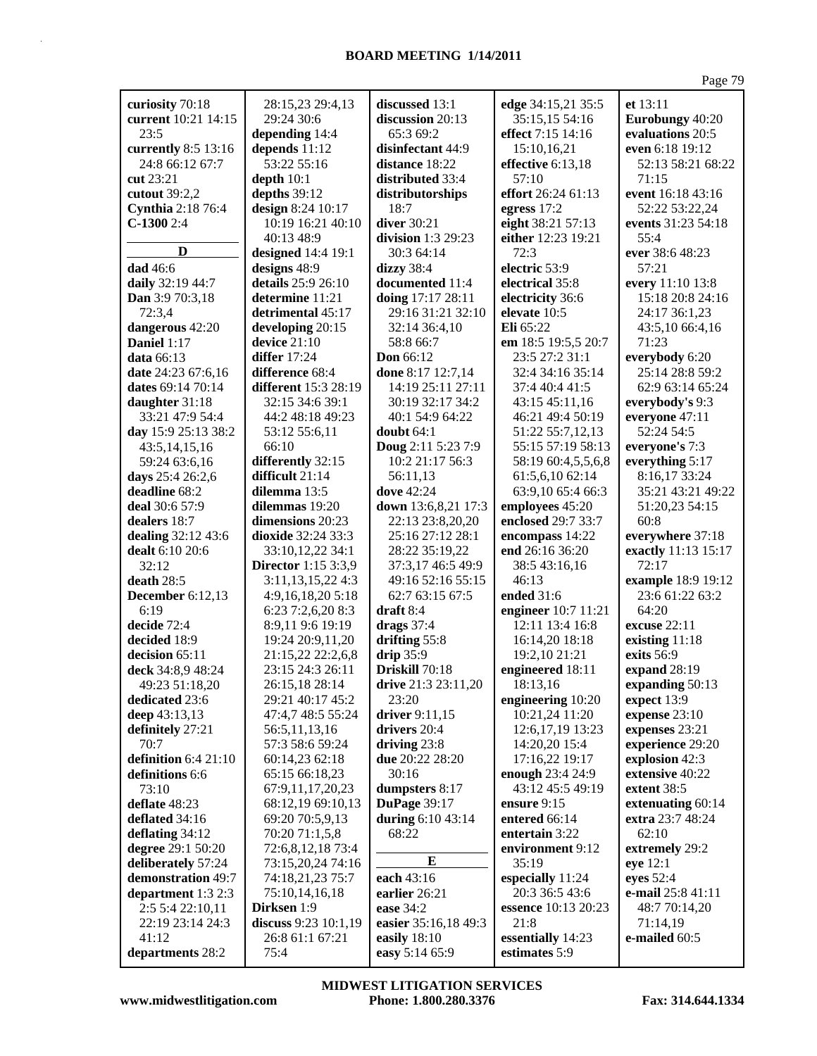**curiosity** 70:18
**current** 10:21 14:15 23:5
**currently** 8:5 13:16 24:8 66:12 67:7
**cut** 23:21
**cutout** 39:2,2
**Cynthia** 2:18 76:4
**C-1300** 2:4

**D**

**dad** 46:6
**daily** 32:19 44:7
**Dan** 3:9 70:3,18 72:3,4
**dangerous** 42:20
**Daniel** 1:17
**data** 66:13
**date** 24:23 67:6,16
**dates** 69:14 70:14
**daughter** 31:18 33:21 47:9 54:4
**day** 15:9 25:13 38:2 43:5,14,15,16 59:24 63:6,16
**days** 25:4 26:2,6
**deadline** 68:2
**deal** 30:6 57:9
**dealers** 18:7
**dealing** 32:12 43:6
**dealt** 6:10 20:6 32:12
**death** 28:5
**December** 6:12,13 6:19
**decide** 72:4
**decided** 18:9
**decision** 65:11
**deck** 34:8,9 48:24 49:23 51:18,20
**dedicated** 23:6
**deep** 43:13,13
**definitely** 27:21 70:7
**definition** 6:4 21:10
**definitions** 6:6 73:10
**deflate** 48:23
**deflated** 34:16
**deflating** 34:12
**degree** 29:1 50:20
**deliberately** 57:24
**demonstration** 49:7
**department** 1:3 2:3 2:5 5:4 22:10,11 22:19 23:14 24:3 41:12
**departments** 28:2
28:15,23 29:4,13 29:24 30:6
**depending** 14:4
**depends** 11:12 53:22 55:16
**depth** 10:1
**depths** 39:12
**design** 8:24 10:17 10:19 16:21 40:10 40:13 48:9
**designed** 14:4 19:1
**designs** 48:9
**details** 25:9 26:10
**determine** 11:21
**detrimental** 45:17
**developing** 20:15
**device** 21:10
**differ** 17:24
**difference** 68:4
**different** 15:3 28:19 32:15 34:6 39:1 44:2 48:18 49:23 53:12 55:6,11 66:10
**differently** 32:15
**difficult** 21:14
**dilemma** 13:5
**dilemmas** 19:20
**dimensions** 20:23
**dioxide** 32:24 33:3 33:10,12,22 34:1
**Director** 1:15 3:3,9 3:11,13,15,22 4:3 4:9,16,18,20 5:18 6:23 7:2,6,20 8:3 8:9,11 9:6 19:19 19:24 20:9,11,20 21:15,22 22:2,6,8 23:15 24:3 26:11 26:15,18 28:14 29:21 40:17 45:2 47:4,7 48:5 55:24 56:5,11,13,16 57:3 58:6 59:24 60:14,23 62:18 65:15 66:18,23 67:9,11,17,20,23 68:12,19 69:10,13 69:20 70:5,9,13 70:20 71:1,5,8 72:6,8,12,18 73:4 73:15,20,24 74:16 74:18,21,23 75:7 75:10,14,16,18
**Dirksen** 1:9
**discuss** 9:23 10:1,19 26:8 61:1 67:21 75:4
**discussed** 13:1
**discussion** 20:13 65:3 69:2
**disinfectant** 44:9
**distance** 18:22
**distributed** 33:4
**distributorships** 18:7
**diver** 30:21
**division** 1:3 29:23 30:3 64:14
**dizzy** 38:4
**documented** 11:4
**doing** 17:17 28:11 29:16 31:21 32:10 32:14 36:4,10 58:8 66:7
**Don** 66:12
**done** 8:17 12:7,14 14:19 25:11 27:11 30:19 32:17 34:2 40:1 54:9 64:22
**doubt** 64:1
**Doug** 2:11 5:23 7:9 10:2 21:17 56:3 56:11,13
**dove** 42:24
**down** 13:6,8,21 17:3 22:13 23:8,20,20 25:16 27:12 28:1 28:22 35:19,22 37:3,17 46:5 49:9 49:16 52:16 55:15 62:7 63:15 67:5
**draft** 8:4
**drags** 37:4
**drifting** 55:8
**drip** 35:9
**Driskill** 70:18
**drive** 21:3 23:11,20 23:20
**driver** 9:11,15
**drivers** 20:4
**driving** 23:8
**due** 20:22 28:20 30:16
**dumpsters** 8:17
**DuPage** 39:17
**during** 6:10 43:14 68:22

**E**

**each** 43:16
**earlier** 26:21
**ease** 34:2
**easier** 35:16,18 49:3
**easily** 18:10
**easy** 5:14 65:9
**edge** 34:15,21 35:5 35:15,15 54:16
**effect** 7:15 14:16 15:10,16,21
**effective** 6:13,18 57:10
**effort** 26:24 61:13
**egress** 17:2
**eight** 38:21 57:13
**either** 12:23 19:21 72:3
**electric** 53:9
**electrical** 35:8
**electricity** 36:6
**elevate** 10:5
**Eli** 65:22
**em** 18:5 19:5,5 20:7 23:5 27:2 31:1 32:4 34:16 35:14 37:4 40:4 41:5 43:15 45:11,16 46:21 49:4 50:19 51:22 55:7,12,13 55:15 57:19 58:13 58:19 60:4,5,5,6,8 61:5,6,10 62:14 63:9,10 65:4 66:3
**employees** 45:20
**enclosed** 29:7 33:7
**encompass** 14:22
**end** 26:16 36:20 38:5 43:16,16 46:13
**ended** 31:6
**engineer** 10:7 11:21 12:11 13:4 16:8 16:14,20 18:18 19:2,10 21:21
**engineered** 18:11 18:13,16
**engineering** 10:20 10:21,24 11:20 12:6,17,19 13:23 14:20,20 15:4 17:16,22 19:17
**enough** 23:4 24:9 43:12 45:5 49:19
**ensure** 9:15
**entered** 66:14
**entertain** 3:22
**environment** 9:12 35:19
**especially** 11:24 20:3 36:5 43:6
**essence** 10:13 20:23 21:8
**essentially** 14:23
**estimates** 5:9
**et** 13:11
**Eurobungy** 40:20
**evaluations** 20:5
**even** 6:18 19:12 52:13 58:21 68:22 71:15
**event** 16:18 43:16 52:22 53:22,24
**events** 31:23 54:18 55:4
**ever** 38:6 48:23 57:21
**every** 11:10 13:8 15:18 20:8 24:16 24:17 36:1,23 43:5,10 66:4,16 71:23
**everybody** 6:20 25:14 28:8 59:2 62:9 63:14 65:24
**everybody's** 9:3
**everyone** 47:11 52:24 54:5
**everyone's** 7:3
**everything** 5:17 8:16,17 33:24 35:21 43:21 49:22 51:20,23 54:15 60:8
**everywhere** 37:18
**exactly** 11:13 15:17 72:17
**example** 18:9 19:12 23:6 61:22 63:2 64:20
**excuse** 22:11
**existing** 11:18
**exits** 56:9
**expand** 28:19
**expanding** 50:13
**expect** 13:9
**expense** 23:10
**expenses** 23:21
**experience** 29:20
**explosion** 42:3
**extensive** 40:22
**extent** 38:5
**extenuating** 60:14
**extra** 23:7 48:24 62:10
**extremely** 29:2
**eye** 12:1
**eyes** 52:4
**e-mail** 25:8 41:11 48:7 70:14,20 71:14,19
**e-mailed** 60:5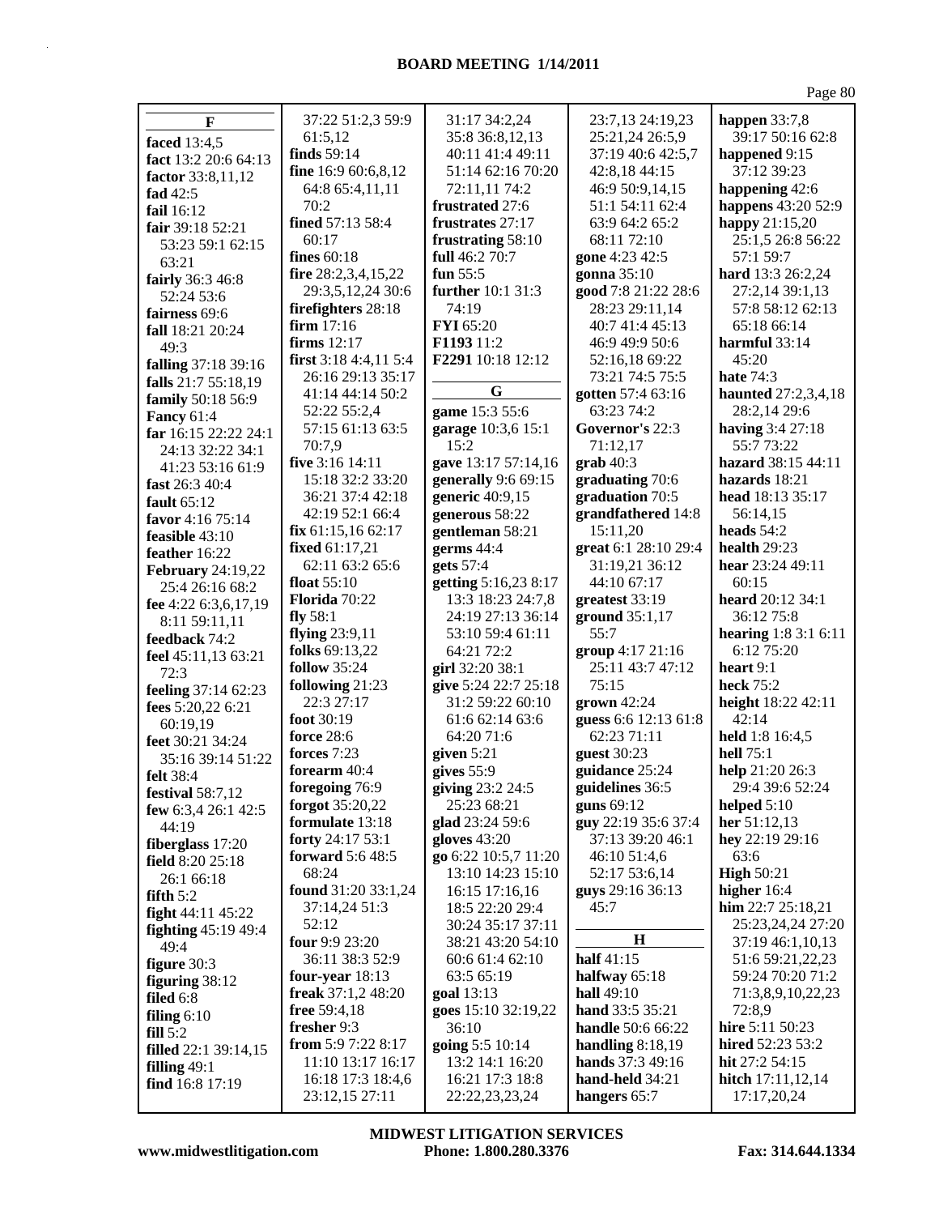# BOARD MEETING 1/14/2011

**F**

**faced** 13:4,5
**fact** 13:2 20:6 64:13
**factor** 33:8,11,12
**fad** 42:5
**fail** 16:12
**fair** 39:18 52:21 53:23 59:1 62:15 63:21
**fairly** 36:3 46:8 52:24 53:6
**fairness** 69:6
**fall** 18:21 20:24 49:3
**falling** 37:18 39:16
**falls** 21:7 55:18,19
**family** 50:18 56:9
**Fancy** 61:4
**far** 16:15 22:22 24:1 24:13 32:22 34:1 41:23 53:16 61:9
**fast** 26:3 40:4
**fault** 65:12
**favor** 4:16 75:14
**feasible** 43:10
**feather** 16:22
**February** 24:19,22 25:4 26:16 68:2
**fee** 4:22 6:3,6,17,19 8:11 59:11,11
**feedback** 74:2
**feel** 45:11,13 63:21 72:3
**feeling** 37:14 62:23
**fees** 5:20,22 6:21 60:19,19
**feet** 30:21 34:24 35:16 39:14 51:22
**felt** 38:4
**festival** 58:7,12
**few** 6:3,4 26:1 42:5 44:19
**fiberglass** 17:20
**field** 8:20 25:18 26:1 66:18
**fifth** 5:2
**fight** 44:11 45:22
**fighting** 45:19 49:4 49:4
**figure** 30:3
**figuring** 38:12
**filed** 6:8
**filing** 6:10
**fill** 5:2
**filled** 22:1 39:14,15
**filling** 49:1
**find** 16:8 17:19 37:22 51:2,3 59:9 61:5,12
**finds** 59:14
**fine** 16:9 60:6,8,12 64:8 65:4,11,11 70:2
**fined** 57:13 58:4 60:17
**fines** 60:18
**fire** 28:2,3,4,15,22 29:3,5,12,24 30:6
**firefighters** 28:18
**firm** 17:16
**firms** 12:17
**first** 3:18 4:4,11 5:4 26:16 29:13 35:17 41:14 44:14 50:2 52:22 55:2,4 57:15 61:13 63:5 70:7,9
**five** 3:16 14:11 15:18 32:2 33:20 36:21 37:4 42:18 42:19 52:1 66:4
**fix** 61:15,16 62:17
**fixed** 61:17,21 62:11 63:2 65:6
**float** 55:10
**Florida** 70:22
**fly** 58:1
**flying** 23:9,11
**folks** 69:13,22
**follow** 35:24
**following** 21:23 22:3 27:17
**foot** 30:19
**force** 28:6
**forces** 7:23
**forearm** 40:4
**foregoing** 76:9
**forgot** 35:20,22
**formulate** 13:18
**forty** 24:17 53:1
**forward** 5:6 48:5 68:24
**found** 31:20 33:1,24 37:14,24 51:3 52:12
**four** 9:9 23:20 36:11 38:3 52:9
**four-year** 18:13
**freak** 37:1,2 48:20
**free** 59:4,18
**fresher** 9:3
**from** 5:9 7:22 8:17 11:10 13:17 16:17 16:18 17:3 18:4,6 23:12,15 27:11 31:17 34:2,24 35:8 36:8,12,13 40:11 41:4 49:11 51:14 62:16 70:20 72:11,11 74:2
**frustrated** 27:6
**frustrates** 27:17
**frustrating** 58:10
**full** 46:2 70:7
**fun** 55:5
**further** 10:1 31:3 74:19
**FYI** 65:20
**F1193** 11:2
**F2291** 10:18 12:12

**G**

**game** 15:3 55:6
**garage** 10:3,6 15:1 15:2
**gave** 13:17 57:14,16
**generally** 9:6 69:15
**generic** 40:9,15
**generous** 58:22
**gentleman** 58:21
**germs** 44:4
**gets** 57:4
**getting** 5:16,23 8:17 13:3 18:23 24:7,8 24:19 27:13 36:14 53:10 59:4 61:11 64:21 72:2
**girl** 32:20 38:1
**give** 5:24 22:7 25:18 31:2 59:22 60:10 61:6 62:14 63:6 64:20 71:6
**given** 5:21
**gives** 55:9
**giving** 23:2 24:5 25:23 68:21
**glad** 23:24 59:6
**gloves** 43:20
**go** 6:22 10:5,7 11:20 13:10 14:23 15:10 16:15 17:16,16 18:5 22:20 29:4 30:24 35:17 37:11 38:21 43:20 54:10 60:6 61:4 62:10 63:5 65:19
**goal** 13:13
**goes** 15:10 32:19,22 36:10
**going** 5:5 10:14 13:2 14:1 16:20 16:21 17:3 18:8 22:22,23,23,24 23:7,13 24:19,23 25:21,24 26:5,9 37:19 40:6 42:5,7 42:8,18 44:15 46:9 50:9,14,15 51:1 54:11 62:4 63:9 64:2 65:2 68:11 72:10
**gone** 4:23 42:5
**gonna** 35:10
**good** 7:8 21:22 28:6 28:23 29:11,14 40:7 41:4 45:13 46:9 49:9 50:6 52:16,18 69:22 73:21 74:5 75:5
**gotten** 57:4 63:16 63:23 74:2
**Governor's** 22:3 71:12,17
**grab** 40:3
**graduating** 70:6
**graduation** 70:5
**grandfathered** 14:8 15:11,20
**great** 6:1 28:10 29:4 31:19,21 36:12 44:10 67:17
**greatest** 33:19
**ground** 35:1,17 55:7
**group** 4:17 21:16 25:11 43:7 47:12 75:15
**grown** 42:24
**guess** 6:6 12:13 61:8 62:23 71:11
**guest** 30:23
**guidance** 25:24
**guidelines** 36:5
**guns** 69:12
**guy** 22:19 35:6 37:4 37:13 39:20 46:1 46:10 51:4,6 52:17 53:6,14
**guys** 29:16 36:13 45:7

**H**

**half** 41:15
**halfway** 65:18
**hall** 49:10
**hand** 33:5 35:21
**handle** 50:6 66:22
**handling** 8:18,19
**hands** 37:3 49:16
**hand-held** 34:21
**hangers** 65:7
**happen** 33:7,8 39:17 50:16 62:8
**happened** 9:15 37:12 39:23
**happening** 42:6
**happens** 43:20 52:9
**happy** 21:15,20 25:1,5 26:8 56:22 57:1 59:7
**hard** 13:3 26:2,24 27:2,14 39:1,13 57:8 58:12 62:13 65:18 66:14
**harmful** 33:14 45:20
**hate** 74:3
**haunted** 27:2,3,4,18 28:2,14 29:6
**having** 3:4 27:18 55:7 73:22
**hazard** 38:15 44:11
**hazards** 18:21
**head** 18:13 35:17 56:14,15
**heads** 54:2
**health** 29:23
**hear** 23:24 49:11 60:15
**heard** 20:12 34:1 36:12 75:8
**hearing** 1:8 3:1 6:11 6:12 75:20
**heart** 9:1
**heck** 75:2
**height** 18:22 42:11 42:14
**held** 1:8 16:4,5
**hell** 75:1
**help** 21:20 26:3 29:4 39:6 52:24
**helped** 5:10
**her** 51:12,13
**hey** 22:19 29:16 63:6
**High** 50:21
**higher** 16:4
**him** 22:7 25:18,21 25:23,24,24 27:20 37:19 46:1,10,13 51:6 59:21,22,23 59:24 70:20 71:2 71:3,8,9,10,22,23 72:8,9
**hire** 5:11 50:23
**hired** 52:23 53:2
**hit** 27:2 54:15
**hitch** 17:11,12,14 17:17,20,24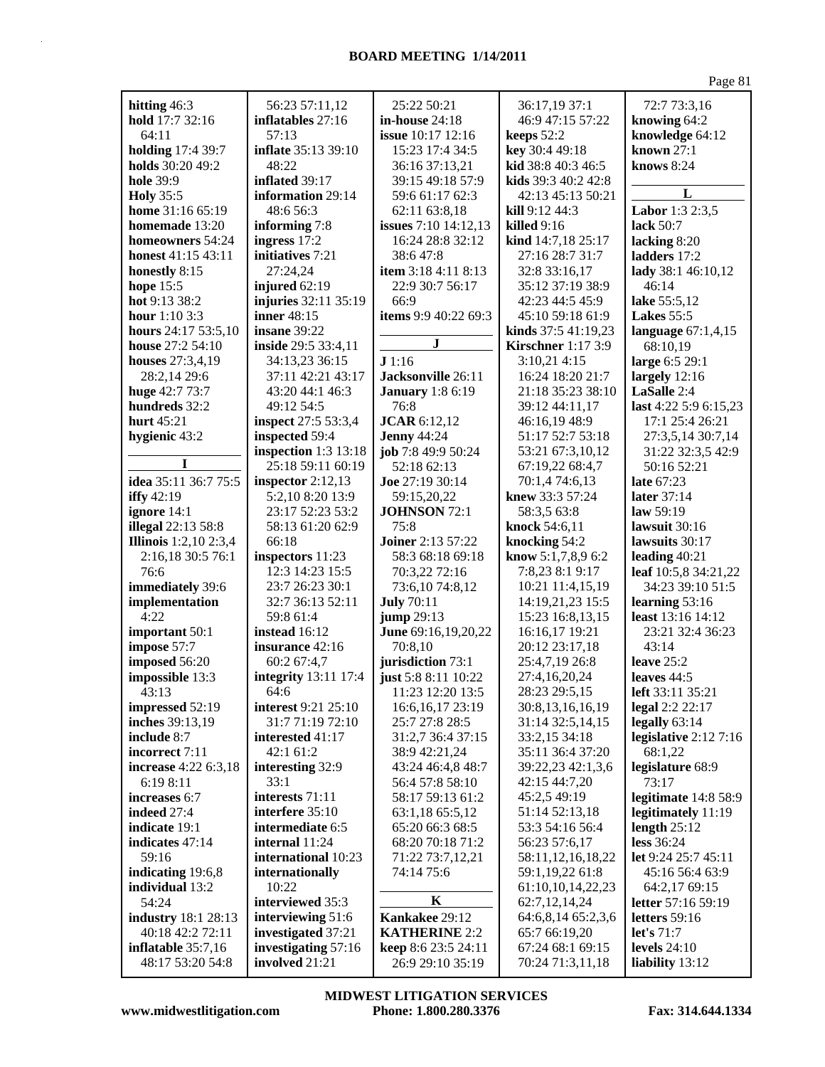**hitting** 46:3
**hold** 17:7 32:16 64:11
**holding** 17:4 39:7
**holds** 30:20 49:2
**hole** 39:9
**Holy** 35:5
**home** 31:16 65:19
**homemade** 13:20
**homeowners** 54:24
**honest** 41:15 43:11
**honestly** 8:15
**hope** 15:5
**hot** 9:13 38:2
**hour** 1:10 3:3
**hours** 24:17 53:5,10
**house** 27:2 54:10
**houses** 27:3,4,19 28:2,14 29:6
**huge** 42:7 73:7
**hundreds** 32:2
**hurt** 45:21
**hygienic** 43:2

**I**

**idea** 35:11 36:7 75:5
**iffy** 42:19
**ignore** 14:1
**illegal** 22:13 58:8
**Illinois** 1:2,10 2:3,4 2:16,18 30:5 76:1 76:6
**immediately** 39:6
**implementation** 4:22
**important** 50:1
**impose** 57:7
**imposed** 56:20
**impossible** 13:3 43:13
**impressed** 52:19
**inches** 39:13,19
**include** 8:7
**incorrect** 7:11
**increase** 4:22 6:3,18 6:19 8:11
**increases** 6:7
**indeed** 27:4
**indicate** 19:1
**indicates** 47:14 59:16
**indicating** 19:6,8
**individual** 13:2 54:24
**industry** 18:1 28:13 40:18 42:2 72:11
**inflatable** 35:7,16 48:17 53:20 54:8 56:23 57:11,12
**inflatables** 27:16 57:13
**inflate** 35:13 39:10 48:22
**inflated** 39:17
**information** 29:14 48:6 56:3
**informing** 7:8
**ingress** 17:2
**initiatives** 7:21 27:24,24
**injured** 62:19
**injuries** 32:11 35:19
**inner** 48:15
**insane** 39:22
**inside** 29:5 33:4,11 34:13,23 36:15 37:11 42:21 43:17 43:20 44:1 46:3 49:12 54:5
**inspect** 27:5 53:3,4
**inspected** 59:4
**inspection** 1:3 13:18 25:18 59:11 60:19
**inspector** 2:12,13 5:2,10 8:20 13:9 23:17 52:23 53:2 58:13 61:20 62:9 66:18
**inspectors** 11:23 12:3 14:23 15:5 23:7 26:23 30:1 32:7 36:13 52:11 59:8 61:4
**instead** 16:12
**insurance** 42:16 60:2 67:4,7
**integrity** 13:11 17:4 64:6
**interest** 9:21 25:10 31:7 71:19 72:10
**interested** 41:17 42:1 61:2
**interesting** 32:9 33:1
**interests** 71:11
**interfere** 35:10
**intermediate** 6:5
**internal** 11:24
**international** 10:23
**internationally** 10:22
**interviewed** 35:3
**interviewing** 51:6
**investigated** 37:21
**investigating** 57:16
**involved** 21:21 25:22 50:21
**in-house** 24:18
**issue** 10:17 12:16 15:23 17:4 34:5 36:16 37:13,21 39:15 49:18 57:9 59:6 61:17 62:3 62:11 63:8,18
**issues** 7:10 14:12,13 16:24 28:8 32:12 38:6 47:8
**item** 3:18 4:11 8:13 22:9 30:7 56:17 66:9
**items** 9:9 40:22 69:3

**J**

**J** 1:16
**Jacksonville** 26:11
**January** 1:8 6:19 76:8
**JCAR** 6:12,12
**Jenny** 44:24
**job** 7:8 49:9 50:24 52:18 62:13
**Joe** 27:19 30:14 59:15,20,22
**JOHNSON** 72:1 75:8
**Joiner** 2:13 57:22 58:3 68:18 69:18 70:3,22 72:16 73:6,10 74:8,12
**July** 70:11
**jump** 29:13
**June** 69:16,19,20,22 70:8,10
**jurisdiction** 73:1
**just** 5:8 8:11 10:22 11:23 12:20 13:5 16:6,16,17 23:19 25:7 27:8 28:5 31:2,7 36:4 37:15 38:9 42:21,24 43:24 46:4,8 48:7 56:4 57:8 58:10 58:17 59:13 61:2 63:1,18 65:5,12 65:20 66:3 68:5 68:20 70:18 71:2 71:22 73:7,12,21 74:14 75:6

**K**

**Kankakee** 29:12
**KATHERINE** 2:2
**keep** 8:6 23:5 24:11 26:9 29:10 35:19 36:17,19 37:1 46:9 47:15 57:22
**keeps** 52:2
**key** 30:4 49:18
**kid** 38:8 40:3 46:5
**kids** 39:3 40:2 42:8 42:13 45:13 50:21
**kill** 9:12 44:3
**killed** 9:16
**kind** 14:7,18 25:17 27:16 28:7 31:7 32:8 33:16,17 35:12 37:19 38:9 42:23 44:5 45:9 45:10 59:18 61:9
**kinds** 37:5 41:19,23
**Kirschner** 1:17 3:9 3:10,21 4:15 16:24 18:20 21:7 21:18 35:23 38:10 39:12 44:11,17 46:16,19 48:9 51:17 52:7 53:18 53:21 67:3,10,12 67:19,22 68:4,7 70:1,4 74:6,13
**knew** 33:3 57:24 58:3,5 63:8
**knock** 54:6,11
**knocking** 54:2
**know** 5:1,7,8,9 6:2 7:8,23 8:1 9:17 10:21 11:4,15,19 14:19,21,23 15:5 15:23 16:8,13,15 16:16,17 19:21 20:12 23:17,18 25:4,7,19 26:8 27:4,16,20,24 28:23 29:5,15 30:8,13,16,16,19 31:14 32:5,14,15 33:2,15 34:18 35:11 36:4 37:20 39:22,23 42:1,3,6 42:15 44:7,20 45:2,5 49:19 51:14 52:13,18 53:3 54:16 56:4 56:23 57:6,17 58:11,12,16,18,22 59:1,19,22 61:8 61:10,10,14,22,23 62:7,12,14,24 64:6,8,14 65:2,3,6 65:7 66:19,20 67:24 68:1 69:15 70:24 71:3,11,18 72:7 73:3,16
**knowing** 64:2
**knowledge** 64:12
**known** 27:1
**knows** 8:24

**L**

**Labor** 1:3 2:3,5
**lack** 50:7
**lacking** 8:20
**ladders** 17:2
**lady** 38:1 46:10,12 46:14
**lake** 55:5,12
**Lakes** 55:5
**language** 67:1,4,15 68:10,19
**large** 6:5 29:1
**largely** 12:16
**LaSalle** 2:4
**last** 4:22 5:9 6:15,23 17:1 25:4 26:21 27:3,5,14 30:7,14 31:22 32:3,5 42:9 50:16 52:21
**late** 67:23
**later** 37:14
**law** 59:19
**lawsuit** 30:16
**lawsuits** 30:17
**leading** 40:21
**leaf** 10:5,8 34:21,22 34:23 39:10 51:5
**learning** 53:16
**least** 13:16 14:12 23:21 32:4 36:23 43:14
**leave** 25:2
**leaves** 44:5
**left** 33:11 35:21
**legal** 2:2 22:17
**legally** 63:14
**legislative** 2:12 7:16 68:1,22
**legislature** 68:9 73:17
**legitimate** 14:8 58:9
**legitimately** 11:19
**length** 25:12
**less** 36:24
**let** 9:24 25:7 45:11 45:16 56:4 63:9 64:2,17 69:15
**letter** 57:16 59:19
**letters** 59:16
**let's** 71:7
**levels** 24:10
**liability** 13:12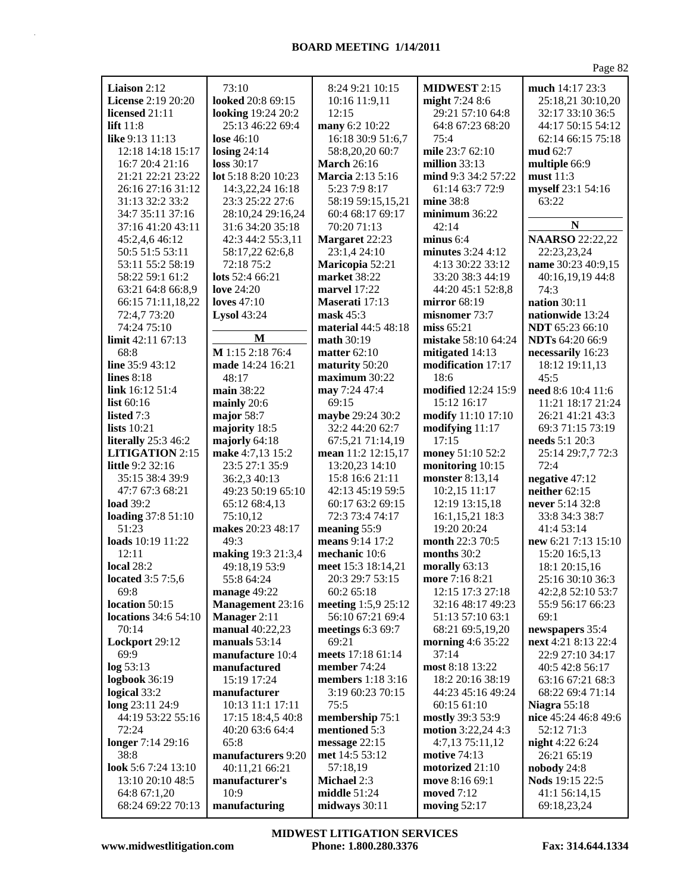**Liaison** 2:12
**License** 2:19 20:20
**licensed** 21:11
**lift** 11:8
**like** 9:13 11:13 12:18 14:18 15:17 16:7 20:4 21:16 21:21 22:21 23:22 26:16 27:16 31:12 31:13 32:2 33:2 34:7 35:11 37:16 37:16 41:20 43:11 45:2,4,6 46:12 50:5 51:5 53:11 53:11 55:2 58:19 58:22 59:1 61:2 63:21 64:8 66:8,9 66:15 71:11,18,22 72:4,7 73:20 74:24 75:10
**limit** 42:11 67:13 68:8
**line** 35:9 43:12
**lines** 8:18
**link** 16:12 51:4
**list** 60:16
**listed** 7:3
**lists** 10:21
**literally** 25:3 46:2
**LITIGATION** 2:15
**little** 9:2 32:16 35:15 38:4 39:9 47:7 67:3 68:21
**load** 39:2
**loading** 37:8 51:10 51:23
**loads** 10:19 11:22 12:11
**local** 28:2
**located** 3:5 7:5,6 69:8
**location** 50:15
**locations** 34:6 54:10 70:14
**Lockport** 29:12 69:9
**log** 53:13
**logbook** 36:19
**logical** 33:2
**long** 23:11 24:9 44:19 53:22 55:16 72:24
**longer** 7:14 29:16 38:8
**look** 5:6 7:24 13:10 13:10 20:10 48:5 64:8 67:1,20 68:24 69:22 70:13 73:10
**looked** 20:8 69:15
**looking** 19:24 20:2 25:13 46:22 69:4
**lose** 46:10
**losing** 24:14
**loss** 30:17
**lot** 5:18 8:20 10:23 14:3,22,24 16:18 23:3 25:22 27:6 28:10,24 29:16,24 31:6 34:20 35:18 42:3 44:2 55:3,11 58:17,22 62:6,8 72:18 75:2
**lots** 52:4 66:21
**love** 24:20
**loves** 47:10
**Lysol** 43:24

**M**

**M** 1:15 2:18 76:4
**made** 14:24 16:21 48:17
**main** 38:22
**mainly** 20:6
**major** 58:7
**majority** 18:5
**majorly** 64:18
**make** 4:7,13 15:2 23:5 27:1 35:9 36:2,3 40:13 49:23 50:19 65:10 65:12 68:4,13 75:10,12
**makes** 20:23 48:17 49:3
**making** 19:3 21:3,4 49:18,19 53:9 55:8 64:24
**manage** 49:22
**Management** 23:16
**Manager** 2:11
**manual** 40:22,23
**manuals** 53:14
**manufacture** 10:4
**manufactured** 15:19 17:24
**manufacturer** 10:13 11:1 17:11 17:15 18:4,5 40:8 40:20 63:6 64:4 65:8
**manufacturers** 9:20 40:11,21 66:21
**manufacturer's** 10:9
**manufacturing** 8:24 9:21 10:15 10:16 11:9,11 12:15
**many** 6:2 10:22 16:18 30:9 51:6,7 58:8,20,20 60:7
**March** 26:16
**Marcia** 2:13 5:16 5:23 7:9 8:17 58:19 59:15,15,21 60:4 68:17 69:17 70:20 71:13
**Margaret** 22:23 23:1,4 24:10
**Maricopia** 52:21
**market** 38:22
**marvel** 17:22
**Maserati** 17:13
**mask** 45:3
**material** 44:5 48:18
**math** 30:19
**matter** 62:10
**maturity** 50:20
**maximum** 30:22
**may** 7:24 47:4 69:15
**maybe** 29:24 30:2 32:2 44:20 62:7 67:5,21 71:14,19
**mean** 11:2 12:15,17 13:20,23 14:10 15:8 16:6 21:11 42:13 45:19 59:5 60:17 63:2 69:15 72:3 73:4 74:17
**meaning** 55:9
**means** 9:14 17:2
**mechanic** 10:6
**meet** 15:3 18:14,21 20:3 29:7 53:15 60:2 65:18
**meeting** 1:5,9 25:12 56:10 67:21 69:4
**meetings** 6:3 69:7 69:21
**meets** 17:18 61:14
**member** 74:24
**members** 1:18 3:16 3:19 60:23 70:15 75:5
**membership** 75:1
**mentioned** 5:3
**message** 22:15
**met** 14:5 53:12 57:18,19
**Michael** 2:3
**middle** 51:24
**midways** 30:11
**MIDWEST** 2:15
**might** 7:24 8:6 29:21 57:10 64:8 64:8 67:23 68:20 75:4
**mile** 23:7 62:10
**million** 33:13
**mind** 9:3 34:2 57:22 61:14 63:7 72:9
**mine** 38:8
**minimum** 36:22 42:14
**minus** 6:4
**minutes** 3:24 4:12 4:13 30:22 33:12 33:20 38:3 44:19 44:20 45:1 52:8,8
**mirror** 68:19
**misnomer** 73:7
**miss** 65:21
**mistake** 58:10 64:24
**mitigated** 14:13
**modification** 17:17 18:6
**modified** 12:24 15:9 15:12 16:17
**modify** 11:10 17:10
**modifying** 11:17 17:15
**money** 51:10 52:2
**monitoring** 10:15
**monster** 8:13,14 10:2,15 11:17 12:19 13:15,18 16:1,15,21 18:3 19:20 20:24
**month** 22:3 70:5
**months** 30:2
**morally** 63:13
**more** 7:16 8:21 12:15 17:3 27:18 32:16 48:17 49:23 51:13 57:10 63:1 68:21 69:5,19,20
**morning** 4:6 35:22 37:14
**most** 8:18 13:22 18:2 20:16 38:19 44:23 45:16 49:24 60:15 61:10
**mostly** 39:3 53:9
**motion** 3:22,24 4:3 4:7,13 75:11,12
**motive** 74:13
**motorized** 21:10
**move** 8:16 69:1
**moved** 7:12
**moving** 52:17
**much** 14:17 23:3 25:18,21 30:10,20 32:17 33:10 36:5 44:17 50:15 54:12 62:14 66:15 75:18
**mud** 62:7
**multiple** 66:9
**must** 11:3
**myself** 23:1 54:16 63:22

**N**

**NAARSO** 22:22,22 22:23,23,24
**name** 30:23 40:9,15 40:16,19,19 44:8 74:3
**nation** 30:11
**nationwide** 13:24
**NDT** 65:23 66:10
**NDTs** 64:20 66:9
**necessarily** 16:23 18:12 19:11,13 45:5
**need** 8:6 10:4 11:6 11:21 18:17 21:24 26:21 41:21 43:3 69:3 71:15 73:19
**needs** 5:1 20:3 25:14 29:7,7 72:3 72:4
**negative** 47:12
**neither** 62:15
**never** 5:14 32:8 33:8 34:3 38:7 41:4 53:14
**new** 6:21 7:13 15:10 15:20 16:5,13 18:1 20:15,16 25:16 30:10 36:3 42:2,8 52:10 53:7 55:9 56:17 66:23 69:1
**newspapers** 35:4
**next** 4:21 8:13 22:4 22:9 27:10 34:17 40:5 42:8 56:17 63:16 67:21 68:3 68:22 69:4 71:14
**Niagra** 55:18
**nice** 45:24 46:8 49:6 52:12 71:3
**night** 4:22 6:24 26:21 65:19
**nobody** 24:8
**Nods** 19:15 22:5 41:1 56:14,15 69:18,23,24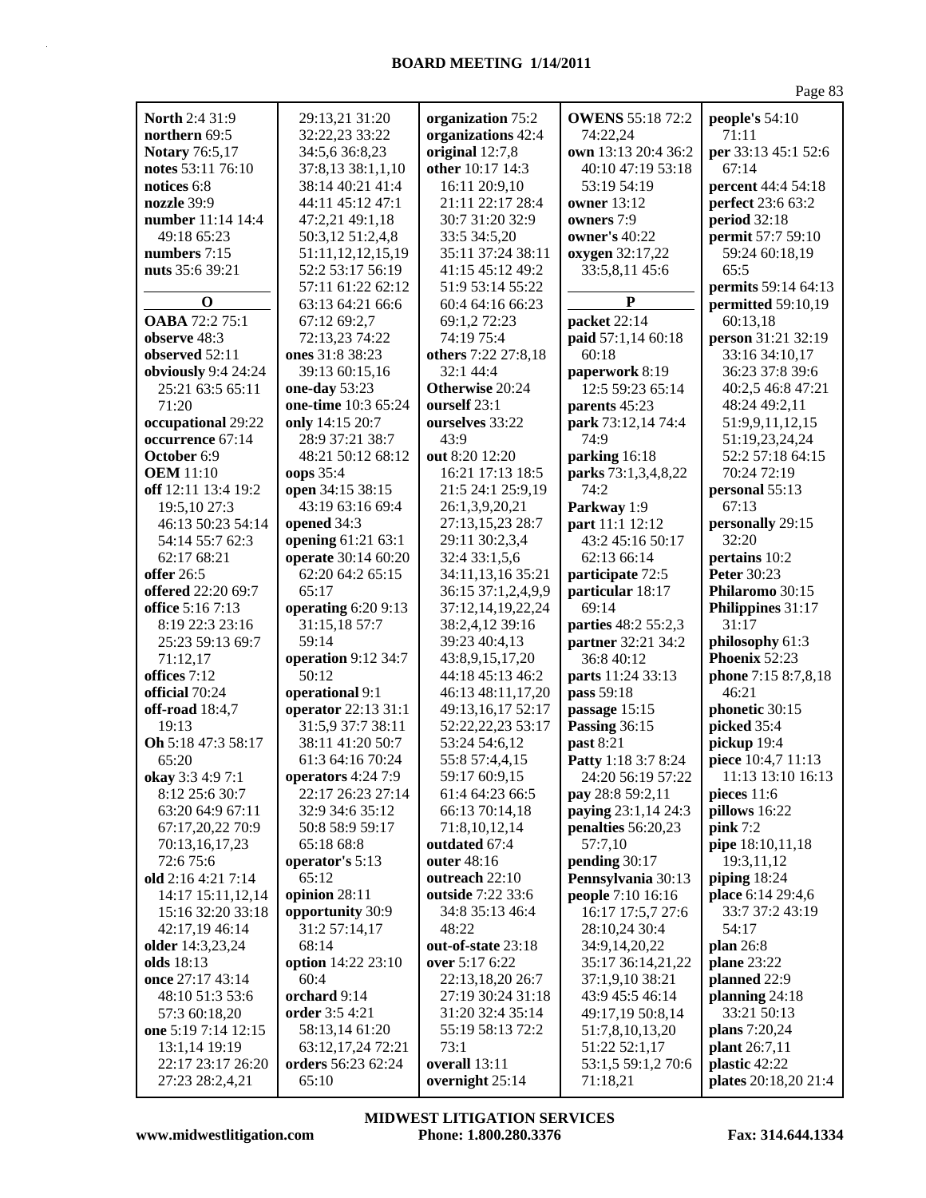**North** 2:4 31:9
**northern** 69:5
**Notary** 76:5,17
**notes** 53:11 76:10
**notices** 6:8
**nozzle** 39:9
**number** 11:14 14:4 49:18 65:23
**numbers** 7:15
**nuts** 35:6 39:21

**O**

**OABA** 72:2 75:1
**observe** 48:3
**observed** 52:11
**obviously** 9:4 24:24 25:21 63:5 65:11 71:20
**occupational** 29:22
**occurrence** 67:14
**October** 6:9
**OEM** 11:10
**off** 12:11 13:4 19:2 19:5,10 27:3 46:13 50:23 54:14 54:14 55:7 62:3 62:17 68:21
**offer** 26:5
**offered** 22:20 69:7
**office** 5:16 7:13 8:19 22:3 23:16 25:23 59:13 69:7 71:12,17
**offices** 7:12
**official** 70:24
**off-road** 18:4,7 19:13
**Oh** 5:18 47:3 58:17 65:20
**okay** 3:3 4:9 7:1 8:12 25:6 30:7 63:20 64:9 67:11 67:17,20,22 70:9 70:13,16,17,23 72:6 75:6
**old** 2:16 4:21 7:14 14:17 15:11,12,14 15:16 32:20 33:18 42:17,19 46:14
**older** 14:3,23,24
**olds** 18:13
**once** 27:17 43:14 48:10 51:3 53:6 57:3 60:18,20
**one** 5:19 7:14 12:15 13:1,14 19:19 22:17 23:17 26:20 27:23 28:2,4,21 29:13,21 31:20 32:22,23 33:22 34:5,6 36:8,23 37:8,13 38:1,1,10 38:14 40:21 41:4 44:11 45:12 47:1 47:2,21 49:1,18 50:3,12 51:2,4,8 51:11,12,12,15,19 52:2 53:17 56:19 57:11 61:22 62:12 63:13 64:21 66:6 67:12 69:2,7 72:13,23 74:22
**ones** 31:8 38:23 39:13 60:15,16
**one-day** 53:23
**one-time** 10:3 65:24
**only** 14:15 20:7 28:9 37:21 38:7 48:21 50:12 68:12
**oops** 35:4
**open** 34:15 38:15 43:19 63:16 69:4
**opened** 34:3
**opening** 61:21 63:1
**operate** 30:14 60:20 62:20 64:2 65:15 65:17
**operating** 6:20 9:13 31:15,18 57:7 59:14
**operation** 9:12 34:7 50:12
**operational** 9:1
**operator** 22:13 31:1 31:5,9 37:7 38:11 38:11 41:20 50:7 61:3 64:16 70:24
**operators** 4:24 7:9 22:17 26:23 27:14 32:9 34:6 35:12 50:8 58:9 59:17 65:18 68:8
**operator's** 5:13 65:12
**opinion** 28:11
**opportunity** 30:9 31:2 57:14,17 68:14
**option** 14:22 23:10 60:4
**orchard** 9:14
**order** 3:5 4:21 58:13,14 61:20 63:12,17,24 72:21
**orders** 56:23 62:24 65:10
**organization** 75:2
**organizations** 42:4
**original** 12:7,8
**other** 10:17 14:3 16:11 20:9,10 21:11 22:17 28:4 30:7 31:20 32:9 33:5 34:5,20 35:11 37:24 38:11 41:15 45:12 49:2 51:9 53:14 55:22 60:4 64:16 66:23 69:1,2 72:23 74:19 75:4
**others** 7:22 27:8,18 32:1 44:4
**Otherwise** 20:24
**ourself** 23:1
**ourselves** 33:22 43:9
**out** 8:20 12:20 16:21 17:13 18:5 21:5 24:1 25:9,19 26:1,3,9,20,21 27:13,15,23 28:7 29:11 30:2,3,4 32:4 33:1,5,6 34:11,13,16 35:21 36:15 37:1,2,4,9,9 37:12,14,19,22,24 38:2,4,12 39:16 39:23 40:4,13 43:8,9,15,17,20 44:18 45:13 46:2 46:13 48:11,17,20 49:13,16,17 52:17 52:22,22,23 53:17 53:24 54:6,12 55:8 57:4,4,15 59:17 60:9,15 61:4 64:23 66:5 66:13 70:14,18 71:8,10,12,14
**outdated** 67:4
**outer** 48:16
**outreach** 22:10
**outside** 7:22 33:6 34:8 35:13 46:4 48:22
**out-of-state** 23:18
**over** 5:17 6:22 22:13,18,20 26:7 27:19 30:24 31:18 31:20 32:4 35:14 55:19 58:13 72:2 73:1
**overall** 13:11
**overnight** 25:14
**OWENS** 55:18 72:2 74:22,24
**own** 13:13 20:4 36:2 40:10 47:19 53:18 53:19 54:19
**owner** 13:12
**owners** 7:9
**owner's** 40:22
**oxygen** 32:17,22 33:5,8,11 45:6

**P**

**packet** 22:14
**paid** 57:1,14 60:18 60:18
**paperwork** 8:19 12:5 59:23 65:14
**parents** 45:23
**park** 73:12,14 74:4 74:9
**parking** 16:18
**parks** 73:1,3,4,8,22 74:2
**Parkway** 1:9
**part** 11:1 12:12 43:2 45:16 50:17 62:13 66:14
**participate** 72:5
**particular** 18:17 69:14
**parties** 48:2 55:2,3
**partner** 32:21 34:2 36:8 40:12
**parts** 11:24 33:13
**pass** 59:18
**passage** 15:15
**Passing** 36:15
**past** 8:21
**Patty** 1:18 3:7 8:24 24:20 56:19 57:22
**pay** 28:8 59:2,11
**paying** 23:1,14 24:3
**penalties** 56:20,23 57:7,10
**pending** 30:17
**Pennsylvania** 30:13
**people** 7:10 16:16 16:17 17:5,7 27:6 28:10,24 30:4 34:9,14,20,22 35:17 36:14,21,22 37:1,9,10 38:21 43:9 45:5 46:14 49:17,19 50:8,14 51:7,8,10,13,20 51:22 52:1,17 53:1,5 59:1,2 70:6 71:18,21
**people's** 54:10 71:11
**per** 33:13 45:1 52:6 67:14
**percent** 44:4 54:18
**perfect** 23:6 63:2
**period** 32:18
**permit** 57:7 59:10 59:24 60:18,19 65:5
**permits** 59:14 64:13
**permitted** 59:10,19 60:13,18
**person** 31:21 32:19 33:16 34:10,17 36:23 37:8 39:6 40:2,5 46:8 47:21 48:24 49:2,11 51:9,9,11,12,15 51:19,23,24,24 52:2 57:18 64:15 70:24 72:19
**personal** 55:13 67:13
**personally** 29:15 32:20
**pertains** 10:2
**Peter** 30:23
**Philaromo** 30:15
**Philippines** 31:17 31:17
**philosophy** 61:3
**Phoenix** 52:23
**phone** 7:15 8:7,8,18 46:21
**phonetic** 30:15
**picked** 35:4
**pickup** 19:4
**piece** 10:4,7 11:13 11:13 13:10 16:13
**pieces** 11:6
**pillows** 16:22
**pink** 7:2
**pipe** 18:10,11,18 19:3,11,12
**piping** 18:24
**place** 6:14 29:4,6 33:7 37:2 43:19 54:17
**plan** 26:8
**plane** 23:22
**planned** 22:9
**planning** 24:18 33:21 50:13
**plans** 7:20,24
**plant** 26:7,11
**plastic** 42:22
**plates** 20:18,20 21:4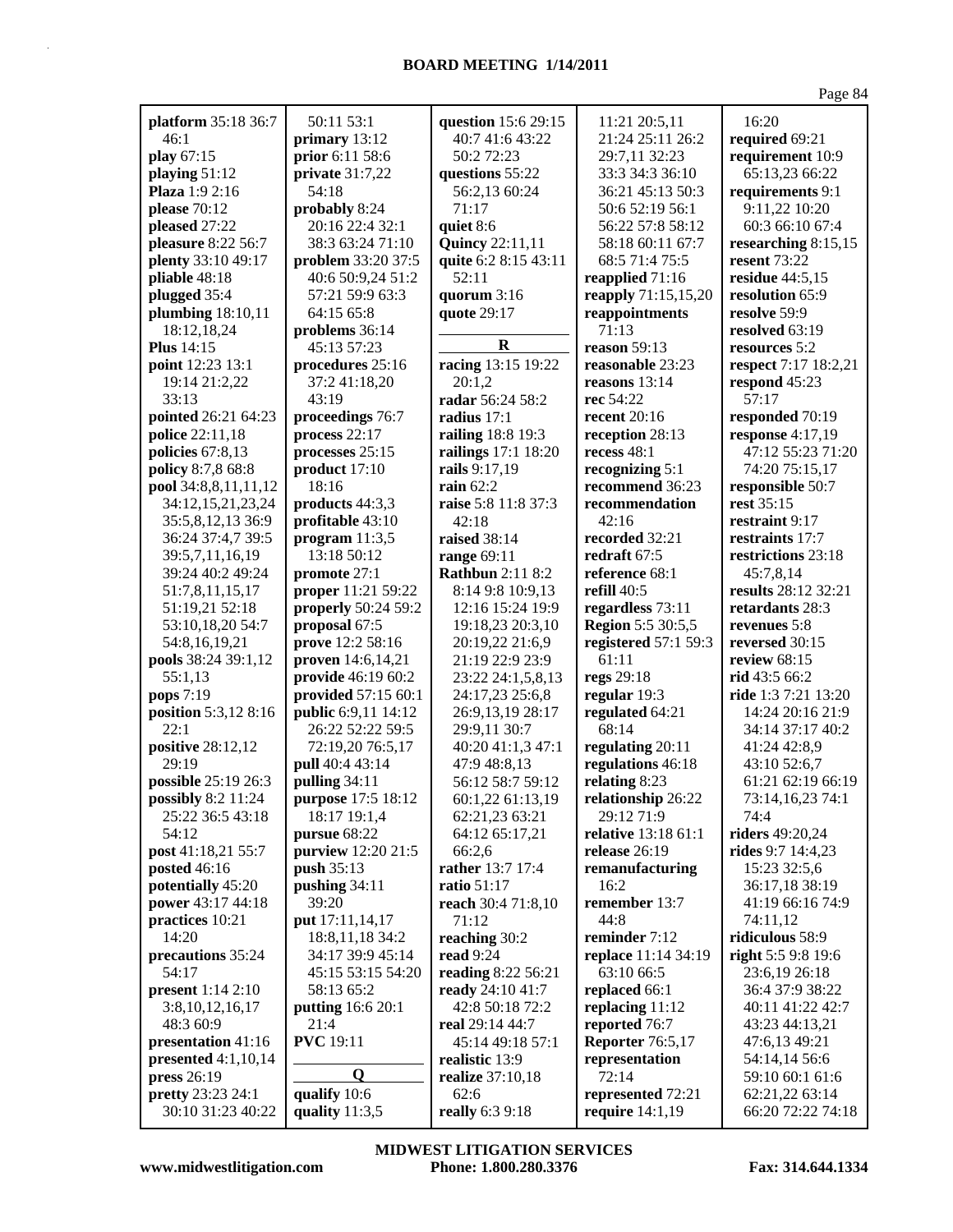**BOARD MEETING 1/14/2011**

**platform** 35:18 36:7 46:1
**play** 67:15
**playing** 51:12
**Plaza** 1:9 2:16
**please** 70:12
**pleased** 27:22
**pleasure** 8:22 56:7
**plenty** 33:10 49:17
**pliable** 48:18
**plugged** 35:4
**plumbing** 18:10,11 18:12,18,24
**Plus** 14:15
**point** 12:23 13:1 19:14 21:2,22 33:13
**pointed** 26:21 64:23
**police** 22:11,18
**policies** 67:8,13
**policy** 8:7,8 68:8
**pool** 34:8,8,11,11,12 34:12,15,21,23,24 35:5,8,12,13 36:9 36:24 37:4,7 39:5 39:5,7,11,16,19 39:24 40:2 49:24 51:7,8,11,15,17 51:19,21 52:18 53:10,18,20 54:7 54:8,16,19,21
**pools** 38:24 39:1,12 55:1,13
**pops** 7:19
**position** 5:3,12 8:16 22:1
**positive** 28:12,12 29:19
**possible** 25:19 26:3
**possibly** 8:2 11:24 25:22 36:5 43:18 54:12
**post** 41:18,21 55:7
**posted** 46:16
**potentially** 45:20
**power** 43:17 44:18
**practices** 10:21 14:20
**precautions** 35:24 54:17
**present** 1:14 2:10 3:8,10,12,16,17 48:3 60:9
**presentation** 41:16
**presented** 4:1,10,14
**press** 26:19
**pretty** 23:23 24:1 30:10 31:23 40:22 50:11 53:1
**primary** 13:12
**prior** 6:11 58:6
**private** 31:7,22 54:18
**probably** 8:24 20:16 22:4 32:1 38:3 63:24 71:10
**problem** 33:20 37:5 40:6 50:9,24 51:2 57:21 59:9 63:3 64:15 65:8
**problems** 36:14 45:13 57:23
**procedures** 25:16 37:2 41:18,20 43:19
**proceedings** 76:7
**process** 22:17
**processes** 25:15
**product** 17:10 18:16
**products** 44:3,3
**profitable** 43:10
**program** 11:3,5 13:18 50:12
**promote** 27:1
**proper** 11:21 59:22
**properly** 50:24 59:2
**proposal** 67:5
**prove** 12:2 58:16
**proven** 14:6,14,21
**provide** 46:19 60:2
**provided** 57:15 60:1
**public** 6:9,11 14:12 26:22 52:22 59:5 72:19,20 76:5,17
**pull** 40:4 43:14
**pulling** 34:11
**purpose** 17:5 18:12 18:17 19:1,4
**pursue** 68:22
**purview** 12:20 21:5
**push** 35:13
**pushing** 34:11 39:20
**put** 17:11,14,17 18:8,11,18 34:2 34:17 39:9 45:14 45:15 53:15 54:20 58:13 65:2
**putting** 16:6 20:1 21:4
**PVC** 19:11

**Q**

**qualify** 10:6
**quality** 11:3,5
**question** 15:6 29:15 40:7 41:6 43:22 50:2 72:23
**questions** 55:22 56:2,13 60:24 71:17
**quiet** 8:6
**Quincy** 22:11,11
**quite** 6:2 8:15 43:11 52:11
**quorum** 3:16
**quote** 29:17

**R**

**racing** 13:15 19:22 20:1,2
**radar** 56:24 58:2
**radius** 17:1
**railing** 18:8 19:3
**railings** 17:1 18:20
**rails** 9:17,19
**rain** 62:2
**raise** 5:8 11:8 37:3 42:18
**raised** 38:14
**range** 69:11
**Rathbun** 2:11 8:2 8:14 9:8 10:9,13 12:16 15:24 19:9 19:18,23 20:3,10 20:19,22 21:6,9 21:19 22:9 23:9 23:22 24:1,5,8,13 24:17,23 25:6,8 26:9,13,19 28:17 29:9,11 30:7 40:20 41:1,3 47:1 47:9 48:8,13 56:12 58:7 59:12 60:1,22 61:13,19 62:21,23 63:21 64:12 65:17,21 66:2,6
**rather** 13:7 17:4
**ratio** 51:17
**reach** 30:4 71:8,10 71:12
**reaching** 30:2
**read** 9:24
**reading** 8:22 56:21
**ready** 24:10 41:7 42:8 50:18 72:2
**real** 29:14 44:7 45:14 49:18 57:1
**realistic** 13:9
**realize** 37:10,18 62:6
**really** 6:3 9:18 11:21 20:5,11 21:24 25:11 26:2 29:7,11 32:23 33:3 34:3 36:10 36:21 45:13 50:3 50:6 52:19 56:1 56:22 57:8 58:12 58:18 60:11 67:7 68:5 71:4 75:5
**reapplied** 71:16
**reapply** 71:15,15,20
**reappointments** 71:13
**reason** 59:13
**reasonable** 23:23
**reasons** 13:14
**rec** 54:22
**recent** 20:16
**reception** 28:13
**recess** 48:1
**recognizing** 5:1
**recommend** 36:23
**recommendation** 42:16
**recorded** 32:21
**redraft** 67:5
**reference** 68:1
**refill** 40:5
**regardless** 73:11
**Region** 5:5 30:5,5
**registered** 57:1 59:3 61:11
**regs** 29:18
**regular** 19:3
**regulated** 64:21 68:14
**regulating** 20:11
**regulations** 46:18
**relating** 8:23
**relationship** 26:22 29:12 71:9
**relative** 13:18 61:1
**release** 26:19
**remanufacturing** 16:2
**remember** 13:7 44:8
**reminder** 7:12
**replace** 11:14 34:19 63:10 66:5
**replaced** 66:1
**replacing** 11:12
**reported** 76:7
**Reporter** 76:5,17
**representation** 72:14
**represented** 72:21
**require** 14:1,19 16:20
**required** 69:21
**requirement** 10:9 65:13,23 66:22
**requirements** 9:1 9:11,22 10:20 60:3 66:10 67:4
**researching** 8:15,15
**resent** 73:22
**residue** 44:5,15
**resolution** 65:9
**resolve** 59:9
**resolved** 63:19
**resources** 5:2
**respect** 7:17 18:2,21
**respond** 45:23 57:17
**responded** 70:19
**response** 4:17,19 47:12 55:23 71:20 74:20 75:15,17
**responsible** 50:7
**rest** 35:15
**restraint** 9:17
**restraints** 17:7
**restrictions** 23:18 45:7,8,14
**results** 28:12 32:21
**retardants** 28:3
**revenues** 5:8
**reversed** 30:15
**review** 68:15
**rid** 43:5 66:2
**ride** 1:3 7:21 13:20 14:24 20:16 21:9 34:14 37:17 40:2 41:24 42:8,9 43:10 52:6,7 61:21 62:19 66:19 73:14,16,23 74:1 74:4
**riders** 49:20,24
**rides** 9:7 14:4,23 15:23 32:5,6 36:17,18 38:19 41:19 66:16 74:9 74:11,12
**ridiculous** 58:9
**right** 5:5 9:8 19:6 23:6,19 26:18 36:4 37:9 38:22 40:11 41:22 42:7 43:23 44:13,21 47:6,13 49:21 54:14,14 56:6 59:10 60:1 61:6 62:21,22 63:14 66:20 72:22 74:18

**MIDWEST LITIGATION SERVICES**
www.midwestlitigation.com Phone: 1.800.280.3376 Fax: 314.644.1334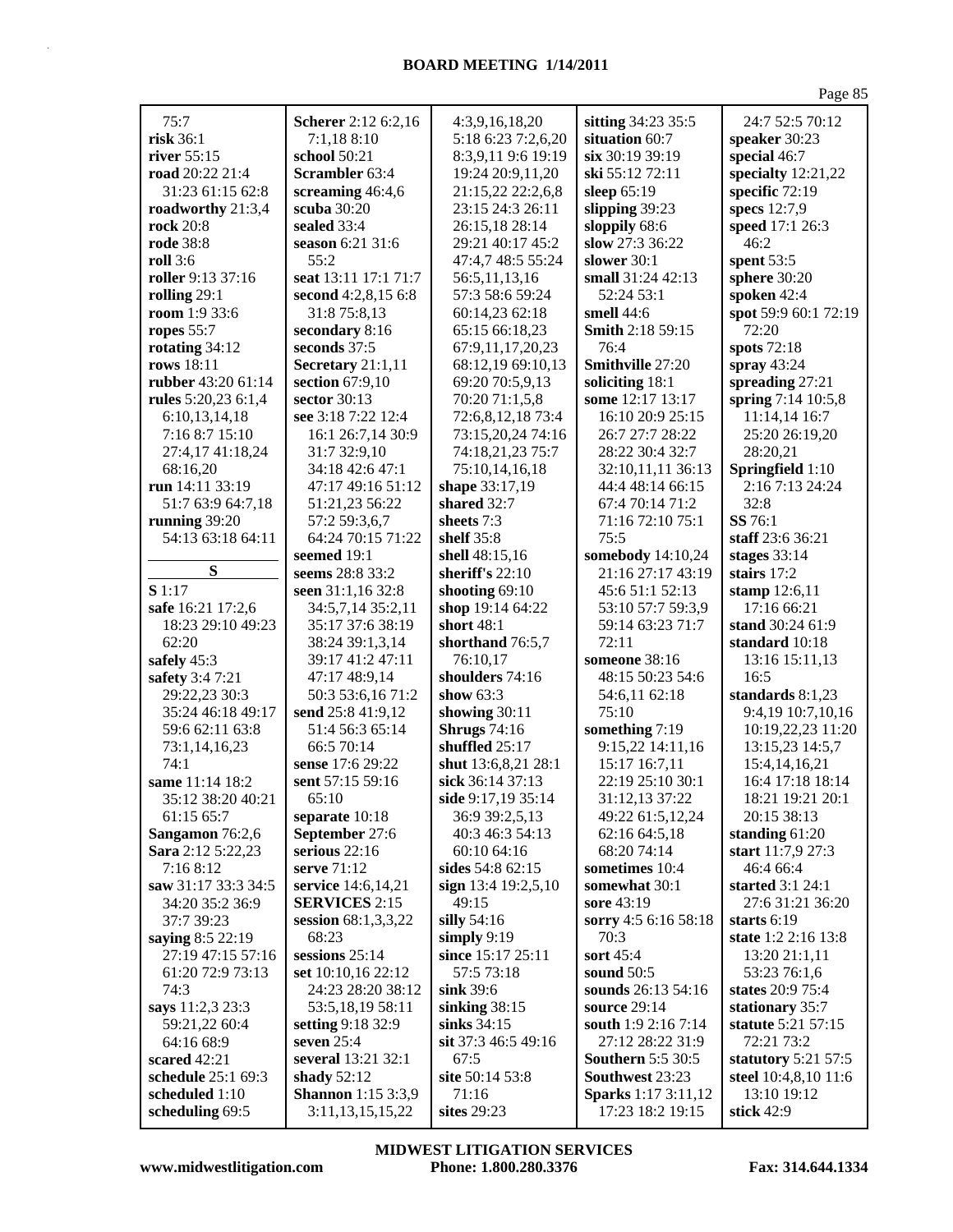75:7
**risk** 36:1
**river** 55:15
**road** 20:22 21:4 31:23 61:15 62:8
**roadworthy** 21:3,4
**rock** 20:8
**rode** 38:8
**roll** 3:6
**roller** 9:13 37:16
**rolling** 29:1
**room** 1:9 33:6
**ropes** 55:7
**rotating** 34:12
**rows** 18:11
**rubber** 43:20 61:14
**rules** 5:20,23 6:1,4 6:10,13,14,18 7:16 8:7 15:10 27:4,17 41:18,24 68:16,20
**run** 14:11 33:19 51:7 63:9 64:7,18
**running** 39:20 54:13 63:18 64:11

**S**

**S** 1:17
**safe** 16:21 17:2,6 18:23 29:10 49:23 62:20
**safely** 45:3
**safety** 3:4 7:21 29:22,23 30:3 35:24 46:18 49:17 59:6 62:11 63:8 73:1,14,16,23 74:1
**same** 11:14 18:2 35:12 38:20 40:21 61:15 65:7
**Sangamon** 76:2,6
**Sara** 2:12 5:22,23 7:16 8:12
**saw** 31:17 33:3 34:5 34:20 35:2 36:9 37:7 39:23
**saying** 8:5 22:19 27:19 47:15 57:16 61:20 72:9 73:13 74:3
**says** 11:2,3 23:3 59:21,22 60:4 64:16 68:9
**scared** 42:21
**schedule** 25:1 69:3
**scheduled** 1:10
**scheduling** 69:5
**Scherer** 2:12 6:2,16 7:1,18 8:10
**school** 50:21
**Scrambler** 63:4
**screaming** 46:4,6
**scuba** 30:20
**sealed** 33:4
**season** 6:21 31:6 55:2
**seat** 13:11 17:1 71:7
**second** 4:2,8,15 6:8 31:8 75:8,13
**secondary** 8:16
**seconds** 37:5
**Secretary** 21:1,11
**section** 67:9,10
**sector** 30:13
**see** 3:18 7:22 12:4 16:1 26:7,14 30:9 31:7 32:9,10 34:18 42:6 47:1 47:17 49:16 51:12 51:21,23 56:22 57:2 59:3,6,7 64:24 70:15 71:22
**seemed** 19:1
**seems** 28:8 33:2
**seen** 31:1,16 32:8 34:5,7,14 35:2,11 35:17 37:6 38:19 38:24 39:1,3,14 39:17 41:2 47:11 47:17 48:9,14 50:3 53:6,16 71:2
**send** 25:8 41:9,12 51:4 56:3 65:14 66:5 70:14
**sense** 17:6 29:22
**sent** 57:15 59:16 65:10
**separate** 10:18
**September** 27:6
**serious** 22:16
**serve** 71:12
**service** 14:6,14,21
**SERVICES** 2:15
**session** 68:1,3,3,22 68:23
**sessions** 25:14
**set** 10:10,16 22:12 24:23 28:20 38:12 53:5,18,19 58:11
**setting** 9:18 32:9
**seven** 25:4
**several** 13:21 32:1
**shady** 52:12
**Shannon** 1:15 3:3,9 3:11,13,15,15,22 4:3,9,16,18,20 5:18 6:23 7:2,6,20 8:3,9,11 9:6 19:19 19:24 20:9,11,20 21:15,22 22:2,6,8 23:15 24:3 26:11 26:15,18 28:14 29:21 40:17 45:2 47:4,7 48:5 55:24 56:5,11,13,16 57:3 58:6 59:24 60:14,23 62:18 65:15 66:18,23 67:9,11,17,20,23 68:12,19 69:10,13 69:20 70:5,9,13 70:20 71:1,5,8 72:6,8,12,18 73:4 73:15,20,24 74:16 74:18,21,23 75:7 75:10,14,16,18
**shape** 33:17,19
**shared** 32:7
**sheets** 7:3
**shelf** 35:8
**shell** 48:15,16
**sheriff's** 22:10
**shooting** 69:10
**shop** 19:14 64:22
**short** 48:1
**shorthand** 76:5,7 76:10,17
**shoulders** 74:16
**show** 63:3
**showing** 30:11
**Shrugs** 74:16
**shuffled** 25:17
**shut** 13:6,8,21 28:1
**sick** 36:14 37:13
**side** 9:17,19 35:14 36:9 39:2,5,13 40:3 46:3 54:13 60:10 64:16
**sides** 54:8 62:15
**sign** 13:4 19:2,5,10 49:15
**silly** 54:16
**simply** 9:19
**since** 15:17 25:11 57:5 73:18
**sink** 39:6
**sinking** 38:15
**sinks** 34:15
**sit** 37:3 46:5 49:16 67:5
**site** 50:14 53:8 71:16
**sites** 29:23
**sitting** 34:23 35:5
**situation** 60:7
**six** 30:19 39:19
**ski** 55:12 72:11
**sleep** 65:19
**slipping** 39:23
**sloppily** 68:6
**slow** 27:3 36:22
**slower** 30:1
**small** 31:24 42:13 52:24 53:1
**smell** 44:6
**Smith** 2:18 59:15 76:4
**Smithville** 27:20
**soliciting** 18:1
**some** 12:17 13:17 16:10 20:9 25:15 26:7 27:7 28:22 28:22 30:4 32:7 32:10,11,11 36:13 44:4 48:14 66:15 67:4 70:14 71:2 71:16 72:10 75:1 75:5
**somebody** 14:10,24 21:16 27:17 43:19 45:6 51:1 52:13 53:10 57:7 59:3,9 59:14 63:23 71:7 72:11
**someone** 38:16 48:15 50:23 54:6 54:6,11 62:18 75:10
**something** 7:19 9:15,22 14:11,16 15:17 16:7,11 22:19 25:10 30:1 31:12,13 37:22 49:22 61:5,12,24 62:16 64:5,18 68:20 74:14
**sometimes** 10:4
**somewhat** 30:1
**sore** 43:19
**sorry** 4:5 6:16 58:18 70:3
**sort** 45:4
**sound** 50:5
**sounds** 26:13 54:16
**source** 29:14
**south** 1:9 2:16 7:14 27:12 28:22 31:9
**Southern** 5:5 30:5
**Southwest** 23:23
**Sparks** 1:17 3:11,12 17:23 18:2 19:15 24:7 52:5 70:12
**speaker** 30:23
**special** 46:7
**specialty** 12:21,22
**specific** 72:19
**specs** 12:7,9
**speed** 17:1 26:3 46:2
**spent** 53:5
**sphere** 30:20
**spoken** 42:4
**spot** 59:9 60:1 72:19 72:20
**spots** 72:18
**spray** 43:24
**spreading** 27:21
**spring** 7:14 10:5,8 11:14,16 16:7 25:20 26:19,20 28:20,21
**Springfield** 1:10 2:16 7:13 24:24 32:8
**SS** 76:1
**staff** 23:6 36:21
**stages** 33:14
**stairs** 17:2
**stamp** 12:6,11 17:16 66:21
**stand** 30:24 61:9
**standard** 10:18 13:16 15:11,13 16:5
**standards** 8:1,23 9:4,19 10:7,10,16 10:19,22,23 11:20 13:15,23 14:5,7 15:4,14,16,21 16:4 17:18 18:14 18:21 19:21 20:1 20:15 38:13
**standing** 61:20
**start** 11:7,9 27:3 46:4 66:4
**started** 3:1 24:1 27:6 31:21 36:20
**starts** 6:19
**state** 1:2 2:16 13:8 13:20 21:1,11 53:23 76:1,6
**states** 20:9 75:4
**stationary** 35:7
**statute** 5:21 57:15 72:21 73:2
**statutory** 5:21 57:5
**steel** 10:4,8,10 11:6 13:10 19:12
**stick** 42:9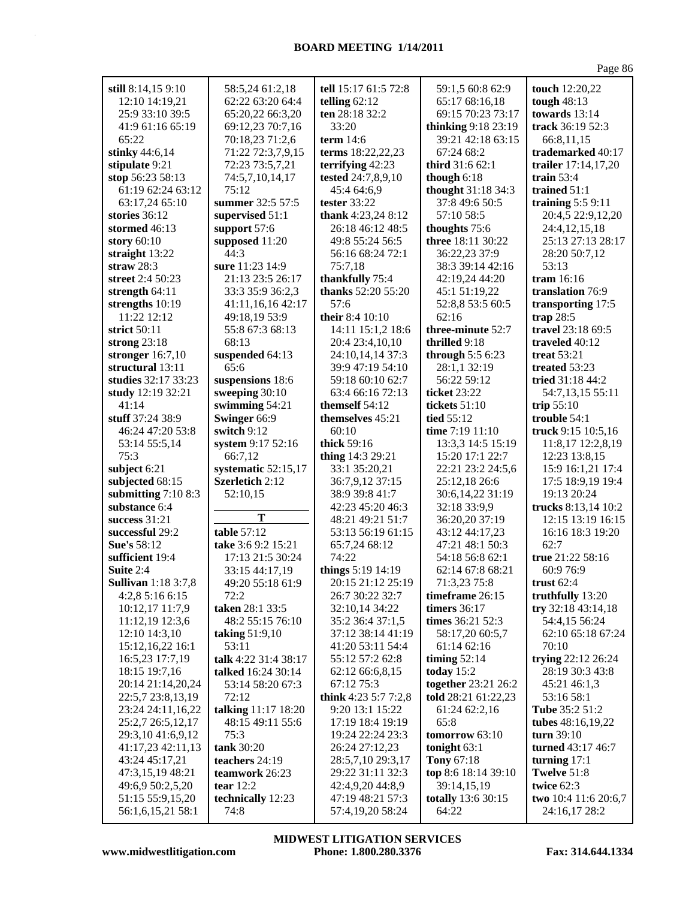**still** 8:14,15 9:10 12:10 14:19,21 25:9 33:10 39:5 41:9 61:16 65:19 65:22
**stinky** 44:6,14
**stipulate** 9:21
**stop** 56:23 58:13 61:19 62:24 63:12 63:17,24 65:10
**stories** 36:12
**stormed** 46:13
**story** 60:10
**straight** 13:22
**straw** 28:3
**street** 2:4 50:23
**strength** 64:11
**strengths** 10:19 11:22 12:12
**strict** 50:11
**strong** 23:18
**stronger** 16:7,10
**structural** 13:11
**studies** 32:17 33:23
**study** 12:19 32:21 41:14
**stuff** 37:24 38:9 46:24 47:20 53:8 53:14 55:5,14 75:3
**subject** 6:21
**subjected** 68:15
**submitting** 7:10 8:3
**substance** 6:4
**success** 31:21
**successful** 29:2
**Sue's** 58:12
**sufficient** 19:4
**Suite** 2:4
**Sullivan** 1:18 3:7,8 4:2,8 5:16 6:15 10:12,17 11:7,9 11:12,19 12:3,6 12:10 14:3,10 15:12,16,22 16:1 16:5,23 17:7,19 18:15 19:7,16 20:14 21:14,20,24 22:5,7 23:8,13,19 23:24 24:11,16,22 25:2,7 26:5,12,17 29:3,10 41:6,9,12 41:17,23 42:11,13 43:24 45:17,21 47:3,15,19 48:21 49:6,9 50:2,5,20 51:15 55:9,15,20 56:1,6,15,21 58:1 58:5,24 61:2,18 62:22 63:20 64:4 65:20,22 66:3,20 69:12,23 70:7,16 70:18,23 71:2,6 71:22 72:3,7,9,15 72:23 73:5,7,21 74:5,7,10,14,17 75:12
**summer** 32:5 57:5
**supervised** 51:1
**support** 57:6
**supposed** 11:20 44:3
**sure** 11:23 14:9 21:13 23:5 26:17 33:3 35:9 36:2,3 41:11,16,16 42:17 49:18,19 53:9 55:8 67:3 68:13 68:13
**suspended** 64:13 65:6
**suspensions** 18:6
**sweeping** 30:10
**swimming** 54:21
**Swinger** 66:9
**switch** 9:12
**system** 9:17 52:16 66:7,12
**systematic** 52:15,17
**Szerletich** 2:12 52:10,15

**T**

**table** 57:12
**take** 3:6 9:2 15:21 17:13 21:5 30:24 33:15 44:17,19 49:20 55:18 61:9 72:2
**taken** 28:1 33:5 48:2 55:15 76:10
**taking** 51:9,10 53:11
**talk** 4:22 31:4 38:17
**talked** 16:24 30:14 53:14 58:20 67:3 72:12
**talking** 11:17 18:20 48:15 49:11 55:6 75:3
**tank** 30:20
**teachers** 24:19
**teamwork** 26:23
**tear** 12:2
**technically** 12:23 74:8
**tell** 15:17 61:5 72:8
**telling** 62:12
**ten** 28:18 32:2 33:20
**term** 14:6
**terms** 18:22,22,23
**terrifying** 42:23
**tested** 24:7,8,9,10 45:4 64:6,9
**tester** 33:22
**thank** 4:23,24 8:12 26:18 46:12 48:5 49:8 55:24 56:5 56:16 68:24 72:1 75:7,18
**thankfully** 75:4
**thanks** 52:20 55:20 57:6
**their** 8:4 10:10 14:11 15:1,2 18:6 20:4 23:4,10,10 24:10,14,14 37:3 39:9 47:19 54:10 59:18 60:10 62:7 63:4 66:16 72:13
**themself** 54:12
**themselves** 45:21 60:10
**thick** 59:16
**thing** 14:3 29:21 33:1 35:20,21 36:7,9,12 37:15 38:9 39:8 41:7 42:23 45:20 46:3 48:21 49:21 51:7 53:13 56:19 61:15 65:7,24 68:12 74:22
**things** 5:19 14:19 20:15 21:12 25:19 26:7 30:22 32:7 32:10,14 34:22 35:2 36:4 37:1,5 37:12 38:14 41:19 41:20 53:11 54:4 55:12 57:2 62:8 62:12 66:6,8,15 67:12 75:3
**think** 4:23 5:7 7:2,8 9:20 13:1 15:22 17:19 18:4 19:19 19:24 22:24 23:3 26:24 27:12,23 28:5,7,10 29:3,17 29:22 31:11 32:3 42:4,9,20 44:8,9 47:19 48:21 57:3 57:4,19,20 58:24 59:1,5 60:8 62:9 65:17 68:16,18 69:15 70:23 73:17
**thinking** 9:18 23:19 39:21 42:18 63:15 67:24 68:2
**third** 31:6 62:1
**though** 6:18
**thought** 31:18 34:3 37:8 49:6 50:5 57:10 58:5
**thoughts** 75:6
**three** 18:11 30:22 36:22,23 37:9 38:3 39:14 42:16 42:19,24 44:20 45:1 51:19,22 52:8,8 53:5 60:5 62:16
**three-minute** 52:7
**thrilled** 9:18
**through** 5:5 6:23 28:1,1 32:19 56:22 59:12
**ticket** 23:22
**tickets** 51:10
**tied** 55:12
**time** 7:19 11:10 13:3,3 14:5 15:19 15:20 17:1 22:7 22:21 23:2 24:5,6 25:12,18 26:6 30:6,14,22 31:19 32:18 33:9,9 36:20,22 37:19 43:12 44:17,23 47:21 48:1 50:3 54:18 56:8 62:1 62:14 67:8 68:21 71:3,23 75:8
**timeframe** 26:15
**timers** 36:17
**times** 36:21 52:3 58:17,20 60:5,7 61:14 62:16
**timing** 52:14
**today** 15:2
**together** 23:21 26:2
**told** 28:21 61:22,23 61:24 62:2,16 65:8
**tomorrow** 63:10
**tonight** 63:1
**Tony** 67:18
**top** 8:6 18:14 39:10 39:14,15,19
**totally** 13:6 30:15 64:22
**touch** 12:20,22
**tough** 48:13
**towards** 13:14
**track** 36:19 52:3 66:8,11,15
**trademarked** 40:17
**trailer** 17:14,17,20
**train** 53:4
**trained** 51:1
**training** 5:5 9:11 20:4,5 22:9,12,20 24:4,12,15,18 25:13 27:13 28:17 28:20 50:7,12 53:13
**tram** 16:16
**translation** 76:9
**transporting** 17:5
**trap** 28:5
**travel** 23:18 69:5
**traveled** 40:12
**treat** 53:21
**treated** 53:23
**tried** 31:18 44:2 54:7,13,15 55:11
**trip** 55:10
**trouble** 54:1
**truck** 9:15 10:5,16 11:8,17 12:2,8,19 12:23 13:8,15 15:9 16:1,21 17:4 17:5 18:9,19 19:4 19:13 20:24
**trucks** 8:13,14 10:2 12:15 13:19 16:15 16:16 18:3 19:20 62:7
**true** 21:22 58:16 60:9 76:9
**trust** 62:4
**truthfully** 13:20
**try** 32:18 43:14,18 54:4,15 56:24 62:10 65:18 67:24 70:10
**trying** 22:12 26:24 28:19 30:3 43:8 45:21 46:1,3 53:16 58:1
**Tube** 35:2 51:2
**tubes** 48:16,19,22
**turn** 39:10
**turned** 43:17 46:7
**turning** 17:1
**Twelve** 51:8
**twice** 62:3
**two** 10:4 11:6 20:6,7 24:16,17 28:2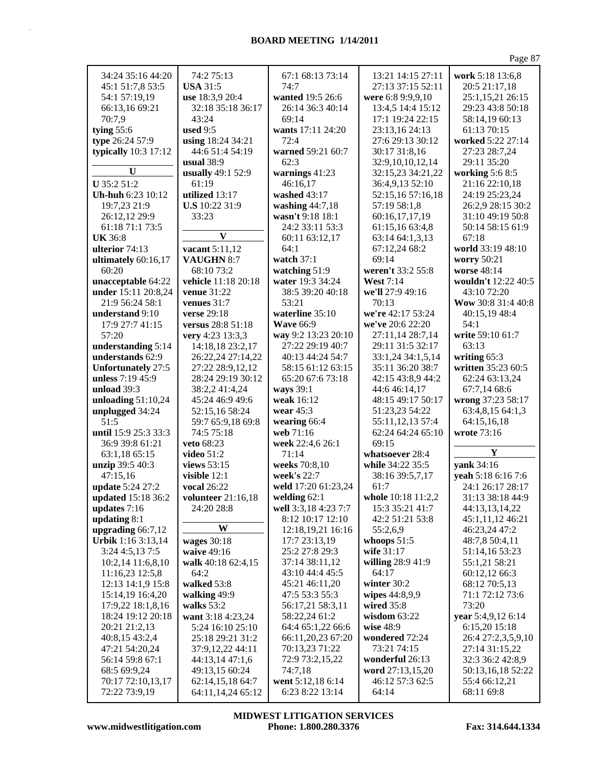34:24 35:16 44:20 45:1 51:7,8 53:5 54:1 57:19,19 66:13,16 69:21 70:7,9
**tying** 55:6
**type** 26:24 57:9
**typically** 10:3 17:12

### U

**U** 35:2 51:2
**Uh-huh** 6:23 10:12 19:7,23 21:9 26:12,12 29:9 61:18 71:1 73:5
**UK** 36:8
**ulterior** 74:13
**ultimately** 60:16,17 60:20
**unacceptable** 64:22
**under** 15:11 20:8,24 21:9 56:24 58:1
**understand** 9:10 17:9 27:7 41:15 57:20
**understanding** 5:14
**understands** 62:9
**Unfortunately** 27:5
**unless** 7:19 45:9
**unload** 39:3
**unloading** 51:10,24
**unplugged** 34:24 51:5
**until** 15:9 25:3 33:3 36:9 39:8 61:21 63:1,18 65:15
**unzip** 39:5 40:3 47:15,16
**update** 5:24 27:2
**updated** 15:18 36:2
**updates** 7:16
**updating** 8:1
**upgrading** 66:7,12
**Urbik** 1:16 3:13,14 3:24 4:5,13 7:5 10:2,14 11:6,8,10 11:16,23 12:5,8 12:13 14:1,9 15:8 15:14,19 16:4,20 17:9,22 18:1,8,16 18:24 19:12 20:18 20:21 21:2,13 40:8,15 43:2,4 47:21 54:20,24 56:14 59:8 67:1 68:5 69:9,24 70:17 72:10,13,17 72:22 73:9,19
74:2 75:13
**USA** 31:5
**use** 18:3,9 20:4 32:18 35:18 36:17 43:24
**used** 9:5
**using** 18:24 34:21 44:6 51:4 54:19
**usual** 38:9
**usually** 49:1 52:9 61:19
**utilized** 13:17
**U.S** 10:22 31:9 33:23

### V

**vacant** 5:11,12
**VAUGHN** 8:7 68:10 73:2
**vehicle** 11:18 20:18
**venue** 31:22
**venues** 31:7
**verse** 29:18
**versus** 28:8 51:18
**very** 4:23 13:3,3 14:18,18 23:2,17 26:22,24 27:14,22 27:22 28:9,12,12 28:24 29:19 30:12 38:2,2 41:4,24 45:24 46:9 49:6 52:15,16 58:24 59:7 65:9,18 69:8 74:5 75:18
**veto** 68:23
**video** 51:2
**views** 53:15
**visible** 12:1
**vocal** 26:22
**volunteer** 21:16,18 24:20 28:8

### W

**wages** 30:18
**waive** 49:16
**walk** 40:18 62:4,15 64:2
**walked** 53:8
**walking** 49:9
**walks** 53:2
**want** 3:18 4:23,24 5:24 16:10 25:10 25:18 29:21 31:2 37:9,12,22 44:11 44:13,14 47:1,6 49:13,15 60:24 62:14,15,18 64:7 64:11,14,24 65:12
67:1 68:13 73:14 74:7
**wanted** 19:5 26:6 26:14 36:3 40:14 69:14
**wants** 17:11 24:20 72:4
**warned** 59:21 60:7 62:3
**warnings** 41:23 46:16,17
**washed** 43:17
**washing** 44:7,18
**wasn't** 9:18 18:1 24:2 33:11 53:3 60:11 63:12,17 64:1
**watch** 37:1
**watching** 51:9
**water** 19:3 34:24 38:5 39:20 40:18 53:21
**waterline** 35:10
**Wave** 66:9
**way** 9:2 13:23 20:10 27:22 29:19 40:7 40:13 44:24 54:7 58:15 61:12 63:15 65:20 67:6 73:18
**ways** 39:1
**weak** 16:12
**wear** 45:3
**wearing** 66:4
**web** 71:16
**week** 22:4,6 26:1 71:14
**weeks** 70:8,10
**week's** 22:7
**weld** 17:20 61:23,24
**welding** 62:1
**well** 3:3,18 4:23 7:7 8:12 10:17 12:10 12:18,19,21 16:16 17:7 23:13,19 25:2 27:8 29:3 37:14 38:11,12 43:10 44:4 45:5 45:21 46:11,20 47:5 53:3 55:3 56:17,21 58:3,11 58:22,24 61:2 64:4 65:1,22 66:6 66:11,20,23 67:20 70:13,23 71:22 72:9 73:2,15,22 74:7,18
**went** 5:12,18 6:14 6:23 8:22 13:14
13:21 14:15 27:11 27:13 37:15 52:11
**were** 6:8 9:9,9,10 13:4,5 14:4 15:12 17:1 19:24 22:15 23:13,16 24:13 27:6 29:13 30:12 30:17 31:8,16 32:9,10,10,12,14 32:15,23 34:21,22 36:4,9,13 52:10 52:15,16 57:16,18 57:19 58:1,8 60:16,17,17,19 61:15,16 63:4,8 63:14 64:1,3,13 67:12,24 68:2 69:14
**weren't** 33:2 55:8
**West** 7:14
**we'll** 27:9 49:16 70:13
**we're** 42:17 53:24
**we've** 20:6 22:20 27:11,14 28:7,14 29:11 31:5 32:17 33:1,24 34:1,5,14 35:11 36:20 38:7 42:15 43:8,9 44:2 44:6 46:14,17 48:15 49:17 50:17 51:23,23 54:22 55:11,12,13 57:4 62:24 64:24 65:10 69:15
**whatsoever** 28:4
**while** 34:22 35:5 38:16 39:5,7,17 61:7
**whole** 10:18 11:2,2 15:3 35:21 41:7 42:2 51:21 53:8 55:2,6,9
**whoops** 51:5
**wife** 31:17
**willing** 28:9 41:9 64:17
**winter** 30:2
**wipes** 44:8,9,9
**wired** 35:8
**wisdom** 63:22
**wise** 48:9
**wondered** 72:24 73:21 74:15
**wonderful** 26:13
**word** 27:13,15,20 46:12 57:3 62:5 64:14
**work** 5:18 13:6,8 20:5 21:17,18 25:1,15,21 26:15 29:23 43:8 50:18 58:14,19 60:13 61:13 70:15
**worked** 5:22 27:14 27:23 28:7,24 29:11 35:20
**working** 5:6 8:5 21:16 22:10,18 24:19 25:23,24 26:2,9 28:15 30:2 31:10 49:19 50:8 50:14 58:15 61:9 67:18
**world** 33:19 48:10
**worry** 50:21
**worse** 48:14
**wouldn't** 12:22 40:5 43:10 72:20
**Wow** 30:8 31:4 40:8 40:15,19 48:4 54:1
**write** 59:10 61:7 63:13
**writing** 65:3
**written** 35:23 60:5 62:24 63:13,24 67:7,14 68:6
**wrong** 37:23 58:17 63:4,8,15 64:1,3 64:15,16,18
**wrote** 73:16

### Y

**yank** 34:16
**yeah** 5:18 6:16 7:6 24:1 26:17 28:17 31:13 38:18 44:9 44:13,13,14,22 45:1,11,12 46:21 46:23,24 47:2 48:7,8 50:4,11 51:14,16 53:23 55:1,21 58:21 60:12,12 66:3 68:12 70:5,13 71:1 72:12 73:6 73:20
**year** 5:4,9,12 6:14 6:15,20 15:18 26:4 27:2,3,5,9,10 27:14 31:15,22 32:3 36:2 42:8,9 50:13,16,18 52:22 55:4 66:12,21 68:11 69:8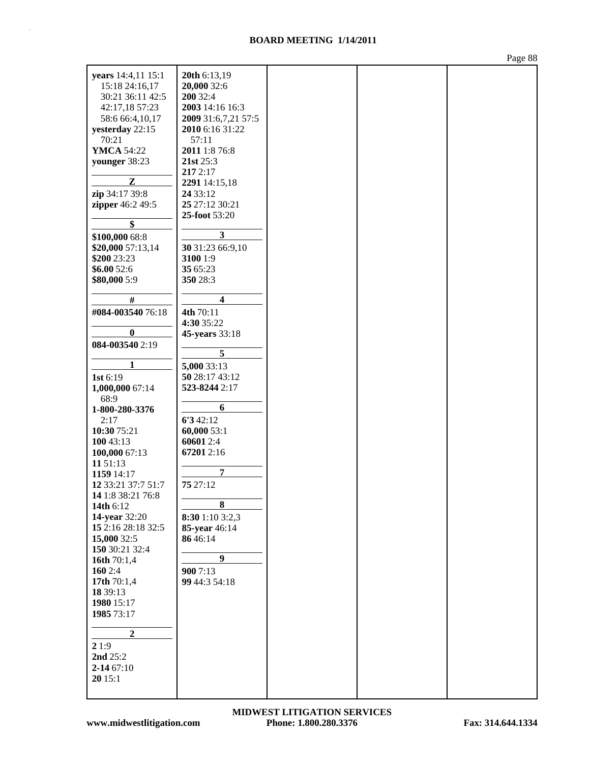**years** 14:4,11 15:1 15:18 24:16,17 30:21 36:11 42:5 42:17,18 57:23 58:6 66:4,10,17
**yesterday** 22:15 70:21
**YMCA** 54:22
**younger** 38:23

**Z**

**zip** 34:17 39:8
**zipper** 46:2 49:5

**$**

**$100,000** 68:8
**$20,000** 57:13,14
**$200** 23:23
**$6.00** 52:6
**$80,000** 5:9

**#**

**#084-003540** 76:18

**0**

**084-003540** 2:19

**1**

**1st** 6:19
**1,000,000** 67:14 68:9
**1-800-280-3376** 2:17
**10:30** 75:21
**100** 43:13
**100,000** 67:13
**11** 51:13
**1159** 14:17
**12** 33:21 37:7 51:7
**14** 1:8 38:21 76:8
**14th** 6:12
**14-year** 32:20
**15** 2:16 28:18 32:5
**15,000** 32:5
**150** 30:21 32:4
**16th** 70:1,4
**160** 2:4
**17th** 70:1,4
**18** 39:13
**1980** 15:17
**1985** 73:17

**2**

**2** 1:9
**2nd** 25:2
**2-14** 67:10
**20** 15:1
**20th** 6:13,19
**20,000** 32:6
**200** 32:4
**2003** 14:16 16:3
**2009** 31:6,7,21 57:5
**2010** 6:16 31:22 57:11
**2011** 1:8 76:8
**21st** 25:3
**217** 2:17
**2291** 14:15,18
**24** 33:12
**25** 27:12 30:21
**25-foot** 53:20

**3**

**30** 31:23 66:9,10
**3100** 1:9
**35** 65:23
**350** 28:3

**4**

**4th** 70:11
**4:30** 35:22
**45-years** 33:18

**5**

**5,000** 33:13
**50** 28:17 43:12
**523-8244** 2:17

**6**

**6'3** 42:12
**60,000** 53:1
**60601** 2:4
**67201** 2:16

**7**

**75** 27:12

**8**

**8:30** 1:10 3:2,3
**85-year** 46:14
**86** 46:14

**9**

**900** 7:13
**99** 44:3 54:18